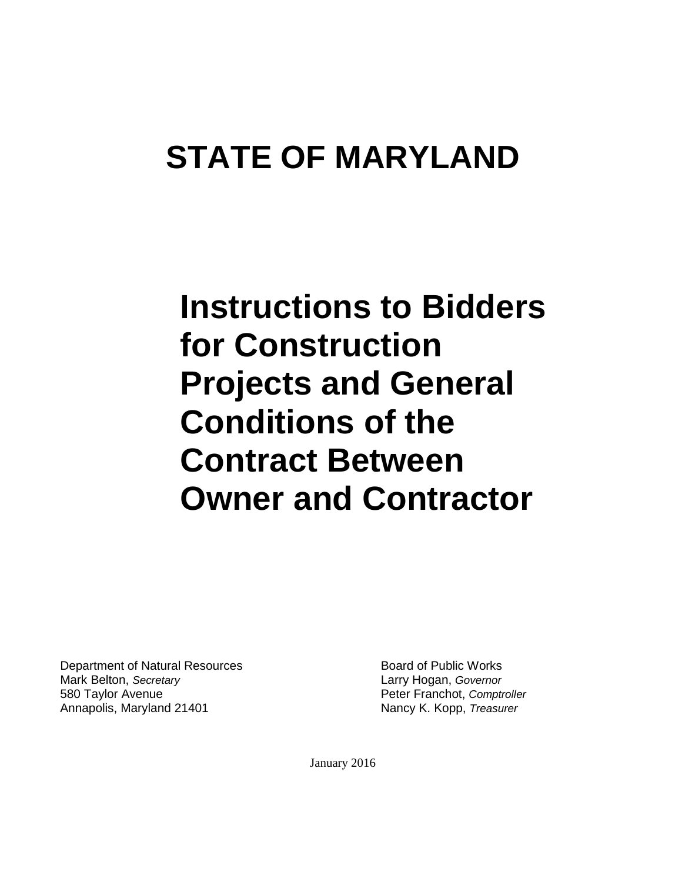# STATE OF MARYLAND

# Instructions to Bidders for Construction Projects and General Conditions of the Contract Between Owner and Contractor

Department of Natural Resources
Mark Belton, *Secretary*
580 Taylor Avenue
Annapolis, Maryland 21401

Board of Public Works
Larry Hogan, *Governor*
Peter Franchot, *Comptroller*
Nancy K. Kopp, *Treasurer*

January 2016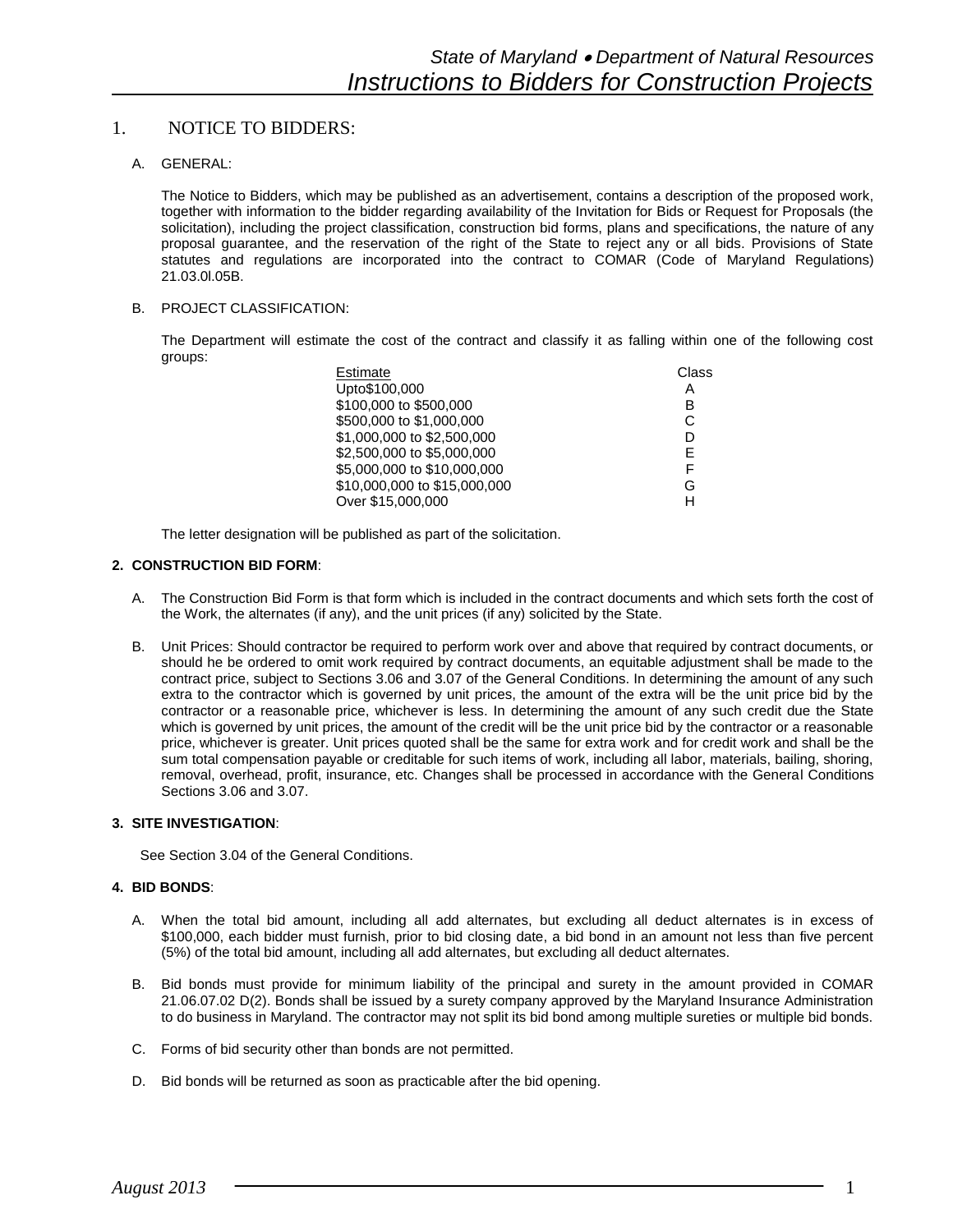## 1. NOTICE TO BIDDERS:

### A. GENERAL:

The Notice to Bidders, which may be published as an advertisement, contains a description of the proposed work, together with information to the bidder regarding availability of the Invitation for Bids or Request for Proposals (the solicitation), including the project classification, construction bid forms, plans and specifications, the nature of any proposal guarantee, and the reservation of the right of the State to reject any or all bids. Provisions of State statutes and regulations are incorporated into the contract to COMAR (Code of Maryland Regulations) 21.03.0l.05B.

### B. PROJECT CLASSIFICATION:

The Department will estimate the cost of the contract and classify it as falling within one of the following cost groups:

| Estimate | Class |
|---|---|
| Upto$100,000 | A |
| $100,000 to $500,000 | B |
| $500,000 to $1,000,000 | C |
| $1,000,000 to $2,500,000 | D |
| $2,500,000 to $5,000,000 | E |
| $5,000,000 to $10,000,000 | F |
| $10,000,000 to $15,000,000 | G |
| Over $15,000,000 | H |

The letter designation will be published as part of the solicitation.

## 2. CONSTRUCTION BID FORM:

A. The Construction Bid Form is that form which is included in the contract documents and which sets forth the cost of the Work, the alternates (if any), and the unit prices (if any) solicited by the State.

B. Unit Prices: Should contractor be required to perform work over and above that required by contract documents, or should he be ordered to omit work required by contract documents, an equitable adjustment shall be made to the contract price, subject to Sections 3.06 and 3.07 of the General Conditions. In determining the amount of any such extra to the contractor which is governed by unit prices, the amount of the extra will be the unit price bid by the contractor or a reasonable price, whichever is less. In determining the amount of any such credit due the State which is governed by unit prices, the amount of the credit will be the unit price bid by the contractor or a reasonable price, whichever is greater. Unit prices quoted shall be the same for extra work and for credit work and shall be the sum total compensation payable or creditable for such items of work, including all labor, materials, bailing, shoring, removal, overhead, profit, insurance, etc. Changes shall be processed in accordance with the General Conditions Sections 3.06 and 3.07.

## 3. SITE INVESTIGATION:

See Section 3.04 of the General Conditions.

## 4. BID BONDS:

A. When the total bid amount, including all add alternates, but excluding all deduct alternates is in excess of $100,000, each bidder must furnish, prior to bid closing date, a bid bond in an amount not less than five percent (5%) of the total bid amount, including all add alternates, but excluding all deduct alternates.

B. Bid bonds must provide for minimum liability of the principal and surety in the amount provided in COMAR 21.06.07.02 D(2). Bonds shall be issued by a surety company approved by the Maryland Insurance Administration to do business in Maryland. The contractor may not split its bid bond among multiple sureties or multiple bid bonds.

C. Forms of bid security other than bonds are not permitted.

D. Bid bonds will be returned as soon as practicable after the bid opening.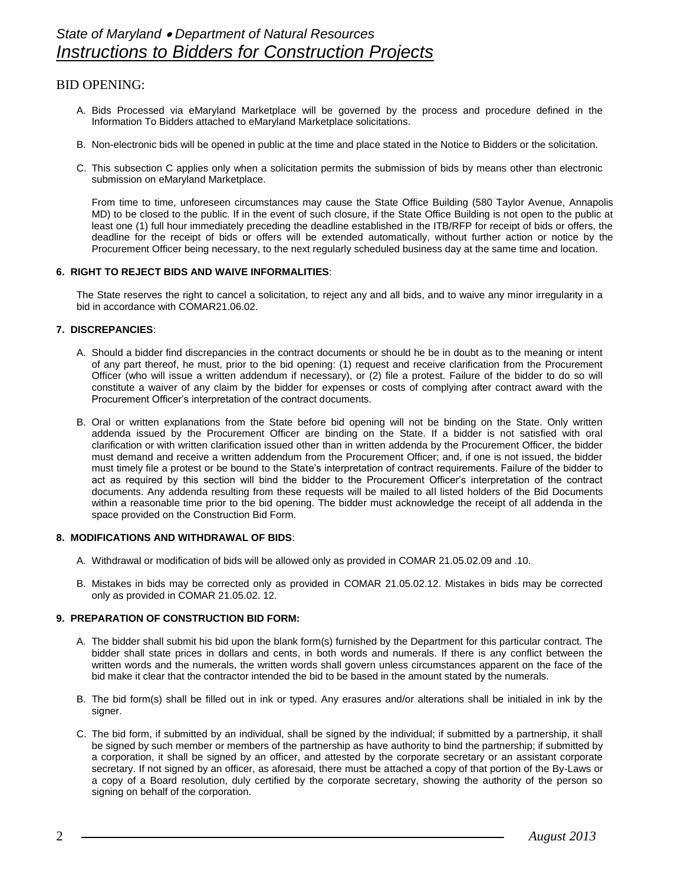## BID OPENING:

A. Bids Processed via eMaryland Marketplace will be governed by the process and procedure defined in the Information To Bidders attached to eMaryland Marketplace solicitations.

B. Non-electronic bids will be opened in public at the time and place stated in the Notice to Bidders or the solicitation.

C. This subsection C applies only when a solicitation permits the submission of bids by means other than electronic submission on eMaryland Marketplace.

From time to time, unforeseen circumstances may cause the State Office Building (580 Taylor Avenue, Annapolis MD) to be closed to the public. If in the event of such closure, if the State Office Building is not open to the public at least one (1) full hour immediately preceding the deadline established in the ITB/RFP for receipt of bids or offers, the deadline for the receipt of bids or offers will be extended automatically, without further action or notice by the Procurement Officer being necessary, to the next regularly scheduled business day at the same time and location.

### 6. RIGHT TO REJECT BIDS AND WAIVE INFORMALITIES:

The State reserves the right to cancel a solicitation, to reject any and all bids, and to waive any minor irregularity in a bid in accordance with COMAR21.06.02.

### 7. DISCREPANCIES:

A. Should a bidder find discrepancies in the contract documents or should he be in doubt as to the meaning or intent of any part thereof, he must, prior to the bid opening: (1) request and receive clarification from the Procurement Officer (who will issue a written addendum if necessary), or (2) file a protest. Failure of the bidder to do so will constitute a waiver of any claim by the bidder for expenses or costs of complying after contract award with the Procurement Officer's interpretation of the contract documents.

B. Oral or written explanations from the State before bid opening will not be binding on the State. Only written addenda issued by the Procurement Officer are binding on the State. If a bidder is not satisfied with oral clarification or with written clarification issued other than in written addenda by the Procurement Officer, the bidder must demand and receive a written addendum from the Procurement Officer; and, if one is not issued, the bidder must timely file a protest or be bound to the State's interpretation of contract requirements. Failure of the bidder to act as required by this section will bind the bidder to the Procurement Officer's interpretation of the contract documents. Any addenda resulting from these requests will be mailed to all listed holders of the Bid Documents within a reasonable time prior to the bid opening. The bidder must acknowledge the receipt of all addenda in the space provided on the Construction Bid Form.

### 8. MODIFICATIONS AND WITHDRAWAL OF BIDS:

A. Withdrawal or modification of bids will be allowed only as provided in COMAR 21.05.02.09 and .10.

B. Mistakes in bids may be corrected only as provided in COMAR 21.05.02.12. Mistakes in bids may be corrected only as provided in COMAR 21.05.02. 12.

### 9. PREPARATION OF CONSTRUCTION BID FORM:

A. The bidder shall submit his bid upon the blank form(s) furnished by the Department for this particular contract. The bidder shall state prices in dollars and cents, in both words and numerals. If there is any conflict between the written words and the numerals, the written words shall govern unless circumstances apparent on the face of the bid make it clear that the contractor intended the bid to be based in the amount stated by the numerals.

B. The bid form(s) shall be filled out in ink or typed. Any erasures and/or alterations shall be initialed in ink by the signer.

C. The bid form, if submitted by an individual, shall be signed by the individual; if submitted by a partnership, it shall be signed by such member or members of the partnership as have authority to bind the partnership; if submitted by a corporation, it shall be signed by an officer, and attested by the corporate secretary or an assistant corporate secretary. If not signed by an officer, as aforesaid, there must be attached a copy of that portion of the By-Laws or a copy of a Board resolution, duly certified by the corporate secretary, showing the authority of the person so signing on behalf of the corporation.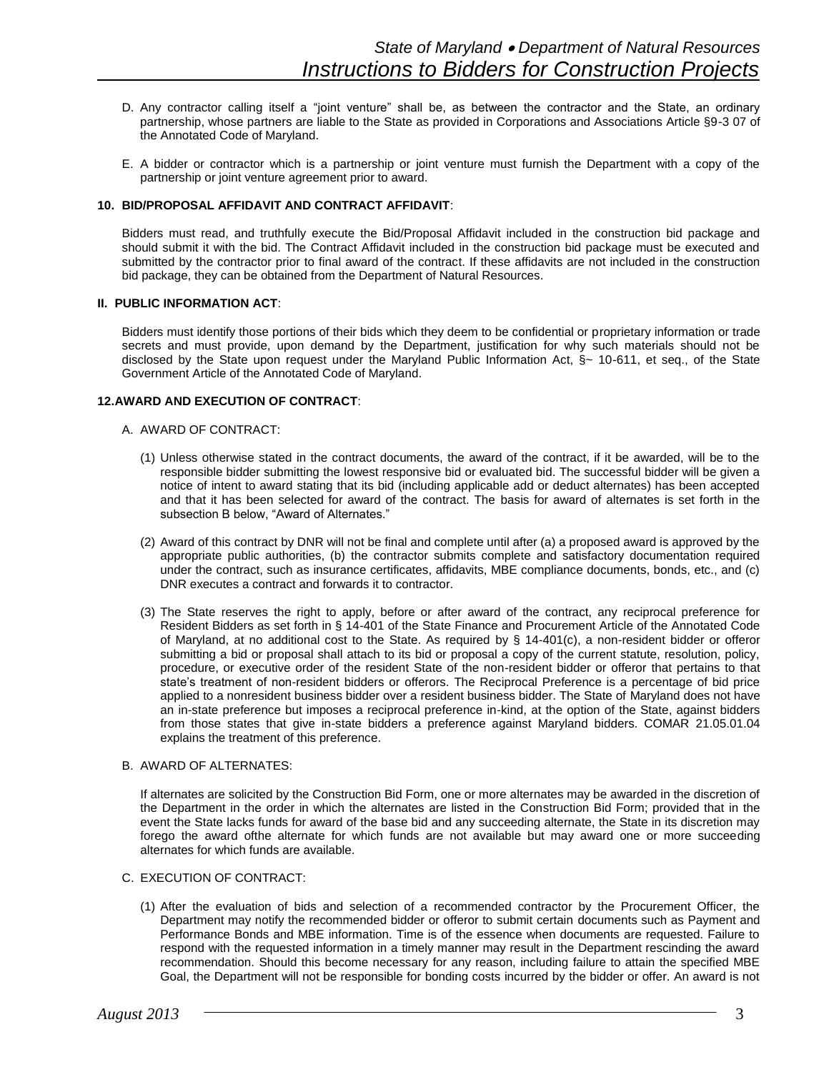D. Any contractor calling itself a "joint venture" shall be, as between the contractor and the State, an ordinary partnership, whose partners are liable to the State as provided in Corporations and Associations Article §9-3 07 of the Annotated Code of Maryland.

E. A bidder or contractor which is a partnership or joint venture must furnish the Department with a copy of the partnership or joint venture agreement prior to award.

**10. BID/PROPOSAL AFFIDAVIT AND CONTRACT AFFIDAVIT**:

Bidders must read, and truthfully execute the Bid/Proposal Affidavit included in the construction bid package and should submit it with the bid. The Contract Affidavit included in the construction bid package must be executed and submitted by the contractor prior to final award of the contract. If these affidavits are not included in the construction bid package, they can be obtained from the Department of Natural Resources.

**II. PUBLIC INFORMATION ACT**:

Bidders must identify those portions of their bids which they deem to be confidential or proprietary information or trade secrets and must provide, upon demand by the Department, justification for why such materials should not be disclosed by the State upon request under the Maryland Public Information Act, §~ 10-611, et seq., of the State Government Article of the Annotated Code of Maryland.

**12.AWARD AND EXECUTION OF CONTRACT**:

A. AWARD OF CONTRACT:

(1) Unless otherwise stated in the contract documents, the award of the contract, if it be awarded, will be to the responsible bidder submitting the lowest responsive bid or evaluated bid. The successful bidder will be given a notice of intent to award stating that its bid (including applicable add or deduct alternates) has been accepted and that it has been selected for award of the contract. The basis for award of alternates is set forth in the subsection B below, "Award of Alternates."

(2) Award of this contract by DNR will not be final and complete until after (a) a proposed award is approved by the appropriate public authorities, (b) the contractor submits complete and satisfactory documentation required under the contract, such as insurance certificates, affidavits, MBE compliance documents, bonds, etc., and (c) DNR executes a contract and forwards it to contractor.

(3) The State reserves the right to apply, before or after award of the contract, any reciprocal preference for Resident Bidders as set forth in § 14-401 of the State Finance and Procurement Article of the Annotated Code of Maryland, at no additional cost to the State. As required by § 14-401(c), a non-resident bidder or offeror submitting a bid or proposal shall attach to its bid or proposal a copy of the current statute, resolution, policy, procedure, or executive order of the resident State of the non-resident bidder or offeror that pertains to that state's treatment of non-resident bidders or offerors. The Reciprocal Preference is a percentage of bid price applied to a nonresident business bidder over a resident business bidder. The State of Maryland does not have an in-state preference but imposes a reciprocal preference in-kind, at the option of the State, against bidders from those states that give in-state bidders a preference against Maryland bidders. COMAR 21.05.01.04 explains the treatment of this preference.

B. AWARD OF ALTERNATES:

If alternates are solicited by the Construction Bid Form, one or more alternates may be awarded in the discretion of the Department in the order in which the alternates are listed in the Construction Bid Form; provided that in the event the State lacks funds for award of the base bid and any succeeding alternate, the State in its discretion may forego the award ofthe alternate for which funds are not available but may award one or more succeeding alternates for which funds are available.

C. EXECUTION OF CONTRACT:

(1) After the evaluation of bids and selection of a recommended contractor by the Procurement Officer, the Department may notify the recommended bidder or offeror to submit certain documents such as Payment and Performance Bonds and MBE information. Time is of the essence when documents are requested. Failure to respond with the requested information in a timely manner may result in the Department rescinding the award recommendation. Should this become necessary for any reason, including failure to attain the specified MBE Goal, the Department will not be responsible for bonding costs incurred by the bidder or offer. An award is not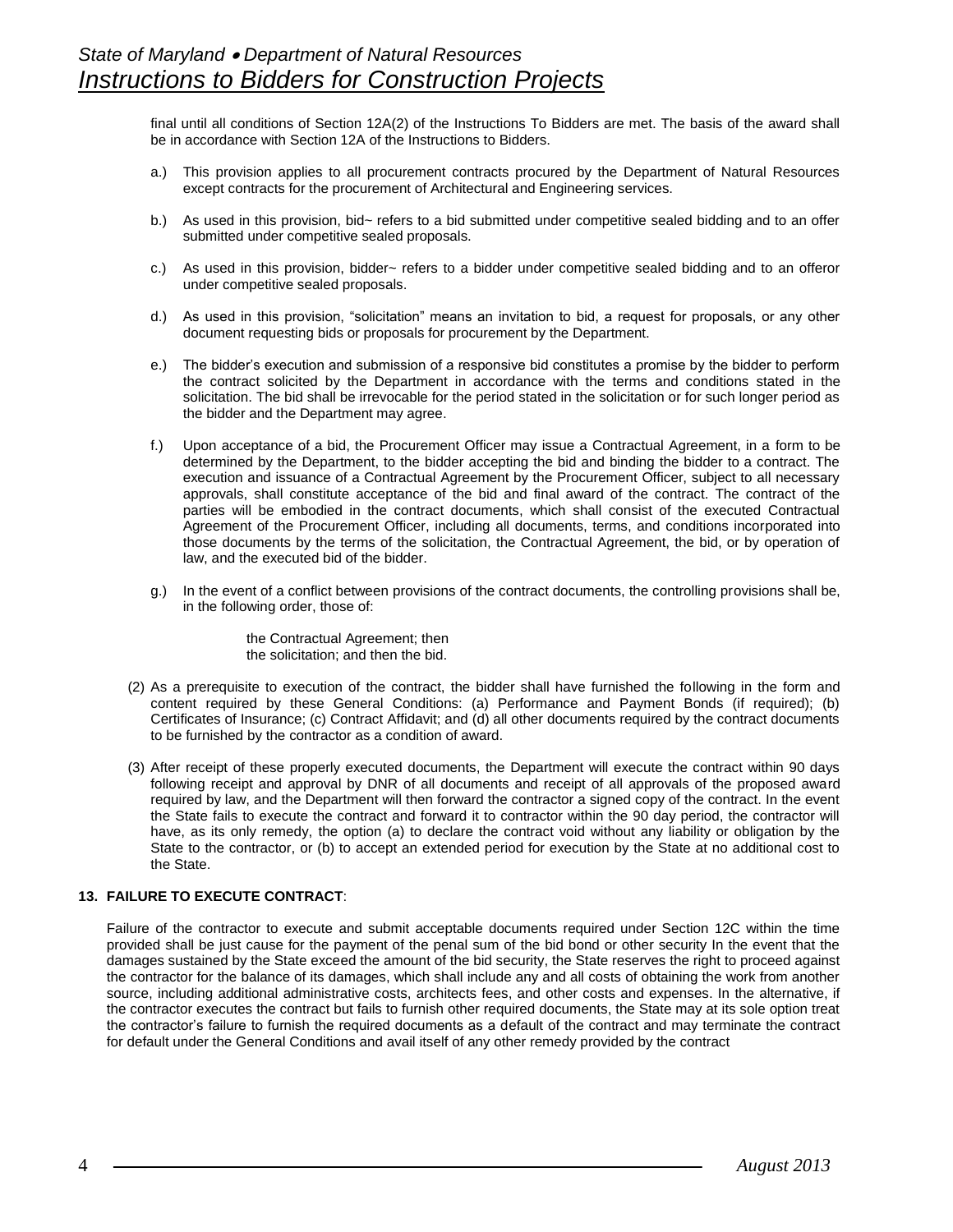final until all conditions of Section 12A(2) of the Instructions To Bidders are met. The basis of the award shall be in accordance with Section 12A of the Instructions to Bidders.

a.) This provision applies to all procurement contracts procured by the Department of Natural Resources except contracts for the procurement of Architectural and Engineering services.

b.) As used in this provision, bid~ refers to a bid submitted under competitive sealed bidding and to an offer submitted under competitive sealed proposals.

c.) As used in this provision, bidder~ refers to a bidder under competitive sealed bidding and to an offeror under competitive sealed proposals.

d.) As used in this provision, "solicitation" means an invitation to bid, a request for proposals, or any other document requesting bids or proposals for procurement by the Department.

e.) The bidder's execution and submission of a responsive bid constitutes a promise by the bidder to perform the contract solicited by the Department in accordance with the terms and conditions stated in the solicitation. The bid shall be irrevocable for the period stated in the solicitation or for such longer period as the bidder and the Department may agree.

f.) Upon acceptance of a bid, the Procurement Officer may issue a Contractual Agreement, in a form to be determined by the Department, to the bidder accepting the bid and binding the bidder to a contract. The execution and issuance of a Contractual Agreement by the Procurement Officer, subject to all necessary approvals, shall constitute acceptance of the bid and final award of the contract. The contract of the parties will be embodied in the contract documents, which shall consist of the executed Contractual Agreement of the Procurement Officer, including all documents, terms, and conditions incorporated into those documents by the terms of the solicitation, the Contractual Agreement, the bid, or by operation of law, and the executed bid of the bidder.

g.) In the event of a conflict between provisions of the contract documents, the controlling provisions shall be, in the following order, those of:

the Contractual Agreement; then
the solicitation; and then the bid.

(2) As a prerequisite to execution of the contract, the bidder shall have furnished the following in the form and content required by these General Conditions: (a) Performance and Payment Bonds (if required); (b) Certificates of Insurance; (c) Contract Affidavit; and (d) all other documents required by the contract documents to be furnished by the contractor as a condition of award.

(3) After receipt of these properly executed documents, the Department will execute the contract within 90 days following receipt and approval by DNR of all documents and receipt of all approvals of the proposed award required by law, and the Department will then forward the contractor a signed copy of the contract. In the event the State fails to execute the contract and forward it to contractor within the 90 day period, the contractor will have, as its only remedy, the option (a) to declare the contract void without any liability or obligation by the State to the contractor, or (b) to accept an extended period for execution by the State at no additional cost to the State.

**13. FAILURE TO EXECUTE CONTRACT**:

Failure of the contractor to execute and submit acceptable documents required under Section 12C within the time provided shall be just cause for the payment of the penal sum of the bid bond or other security In the event that the damages sustained by the State exceed the amount of the bid security, the State reserves the right to proceed against the contractor for the balance of its damages, which shall include any and all costs of obtaining the work from another source, including additional administrative costs, architects fees, and other costs and expenses. In the alternative, if the contractor executes the contract but fails to furnish other required documents, the State may at its sole option treat the contractor's failure to furnish the required documents as a default of the contract and may terminate the contract for default under the General Conditions and avail itself of any other remedy provided by the contract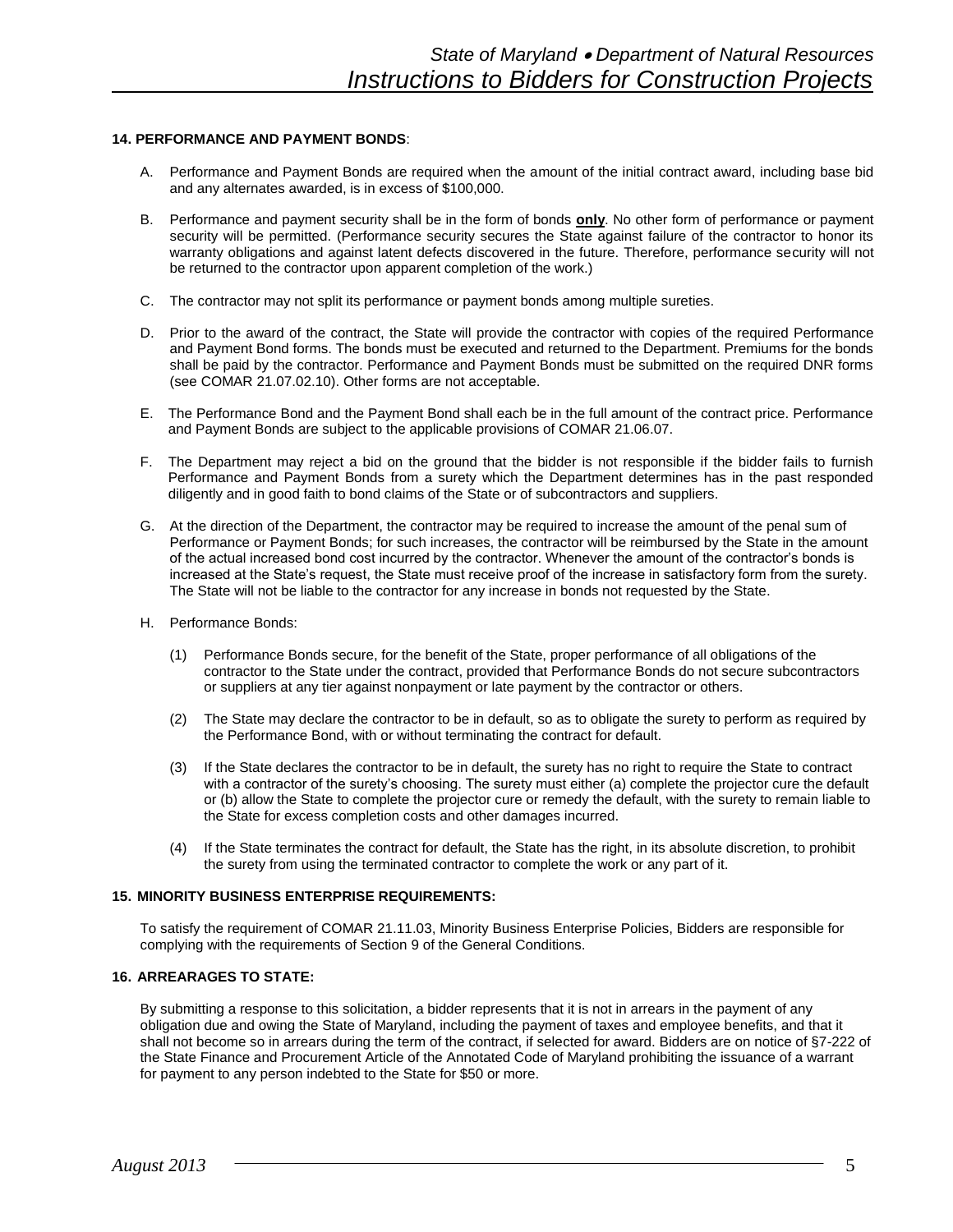**14. PERFORMANCE AND PAYMENT BONDS**:

A. Performance and Payment Bonds are required when the amount of the initial contract award, including base bid and any alternates awarded, is in excess of $100,000.

B. Performance and payment security shall be in the form of bonds **only**. No other form of performance or payment security will be permitted. (Performance security secures the State against failure of the contractor to honor its warranty obligations and against latent defects discovered in the future. Therefore, performance security will not be returned to the contractor upon apparent completion of the work.)

C. The contractor may not split its performance or payment bonds among multiple sureties.

D. Prior to the award of the contract, the State will provide the contractor with copies of the required Performance and Payment Bond forms. The bonds must be executed and returned to the Department. Premiums for the bonds shall be paid by the contractor. Performance and Payment Bonds must be submitted on the required DNR forms (see COMAR 21.07.02.10). Other forms are not acceptable.

E. The Performance Bond and the Payment Bond shall each be in the full amount of the contract price. Performance and Payment Bonds are subject to the applicable provisions of COMAR 21.06.07.

F. The Department may reject a bid on the ground that the bidder is not responsible if the bidder fails to furnish Performance and Payment Bonds from a surety which the Department determines has in the past responded diligently and in good faith to bond claims of the State or of subcontractors and suppliers.

G. At the direction of the Department, the contractor may be required to increase the amount of the penal sum of Performance or Payment Bonds; for such increases, the contractor will be reimbursed by the State in the amount of the actual increased bond cost incurred by the contractor. Whenever the amount of the contractor's bonds is increased at the State's request, the State must receive proof of the increase in satisfactory form from the surety. The State will not be liable to the contractor for any increase in bonds not requested by the State.

H. Performance Bonds:

(1) Performance Bonds secure, for the benefit of the State, proper performance of all obligations of the contractor to the State under the contract, provided that Performance Bonds do not secure subcontractors or suppliers at any tier against nonpayment or late payment by the contractor or others.

(2) The State may declare the contractor to be in default, so as to obligate the surety to perform as required by the Performance Bond, with or without terminating the contract for default.

(3) If the State declares the contractor to be in default, the surety has no right to require the State to contract with a contractor of the surety's choosing. The surety must either (a) complete the projector cure the default or (b) allow the State to complete the projector cure or remedy the default, with the surety to remain liable to the State for excess completion costs and other damages incurred.

(4) If the State terminates the contract for default, the State has the right, in its absolute discretion, to prohibit the surety from using the terminated contractor to complete the work or any part of it.

**15. MINORITY BUSINESS ENTERPRISE REQUIREMENTS:**

To satisfy the requirement of COMAR 21.11.03, Minority Business Enterprise Policies, Bidders are responsible for complying with the requirements of Section 9 of the General Conditions.

**16. ARREARAGES TO STATE:**

By submitting a response to this solicitation, a bidder represents that it is not in arrears in the payment of any obligation due and owing the State of Maryland, including the payment of taxes and employee benefits, and that it shall not become so in arrears during the term of the contract, if selected for award. Bidders are on notice of §7-222 of the State Finance and Procurement Article of the Annotated Code of Maryland prohibiting the issuance of a warrant for payment to any person indebted to the State for $50 or more.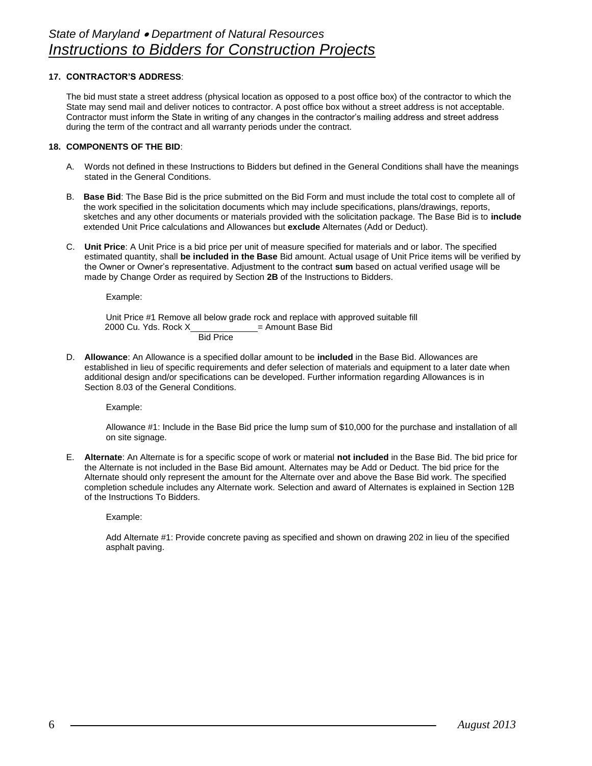**17. CONTRACTOR'S ADDRESS**:

The bid must state a street address (physical location as opposed to a post office box) of the contractor to which the State may send mail and deliver notices to contractor. A post office box without a street address is not acceptable. Contractor must inform the State in writing of any changes in the contractor's mailing address and street address during the term of the contract and all warranty periods under the contract.

**18. COMPONENTS OF THE BID**:

A. Words not defined in these Instructions to Bidders but defined in the General Conditions shall have the meanings stated in the General Conditions.

B. **Base Bid**: The Base Bid is the price submitted on the Bid Form and must include the total cost to complete all of the work specified in the solicitation documents which may include specifications, plans/drawings, reports, sketches and any other documents or materials provided with the solicitation package. The Base Bid is to **include** extended Unit Price calculations and Allowances but **exclude** Alternates (Add or Deduct).

C. **Unit Price**: A Unit Price is a bid price per unit of measure specified for materials and or labor. The specified estimated quantity, shall **be included in the Base** Bid amount. Actual usage of Unit Price items will be verified by the Owner or Owner's representative. Adjustment to the contract **sum** based on actual verified usage will be made by Change Order as required by Section **2B** of the Instructions to Bidders.

Example:

Unit Price #1 Remove all below grade rock and replace with approved suitable fill
2000 Cu. Yds. Rock X______________ = Amount Base Bid
Bid Price

D. **Allowance**: An Allowance is a specified dollar amount to be **included** in the Base Bid. Allowances are established in lieu of specific requirements and defer selection of materials and equipment to a later date when additional design and/or specifications can be developed. Further information regarding Allowances is in Section 8.03 of the General Conditions.

Example:

Allowance #1: Include in the Base Bid price the lump sum of $10,000 for the purchase and installation of all on site signage.

E. **Alternate**: An Alternate is for a specific scope of work or material **not included** in the Base Bid. The bid price for the Alternate is not included in the Base Bid amount. Alternates may be Add or Deduct. The bid price for the Alternate should only represent the amount for the Alternate over and above the Base Bid work. The specified completion schedule includes any Alternate work. Selection and award of Alternates is explained in Section 12B of the Instructions To Bidders.

Example:

Add Alternate #1: Provide concrete paving as specified and shown on drawing 202 in lieu of the specified asphalt paving.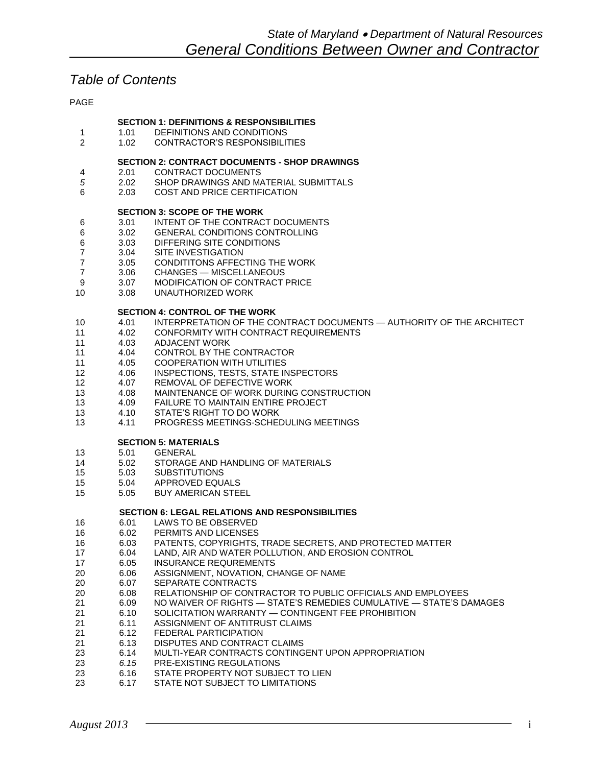# State of Maryland • Department of Natural Resources
# General Conditions Between Owner and Contractor

## Table of Contents

| PAGE | | |
|---|---|---|
| | | **SECTION 1: DEFINITIONS & RESPONSIBILITIES** |
| 1 | 1.01 | DEFINITIONS AND CONDITIONS |
| 2 | 1.02 | CONTRACTOR'S RESPONSIBILITIES |
| | | **SECTION 2: CONTRACT DOCUMENTS - SHOP DRAWINGS** |
| 4 | 2.01 | CONTRACT DOCUMENTS |
| *5* | 2.02 | SHOP DRAWINGS AND MATERIAL SUBMITTALS |
| 6 | 2.03 | COST AND PRICE CERTIFICATION |
| | | **SECTION 3: SCOPE OF THE WORK** |
| 6 | 3.01 | INTENT OF THE CONTRACT DOCUMENTS |
| 6 | 3.02 | GENERAL CONDITIONS CONTROLLING |
| 6 | 3.03 | DIFFERING SITE CONDITIONS |
| 7 | 3.04 | SITE INVESTIGATION |
| 7 | 3.05 | CONDITITONS AFFECTING THE WORK |
| 7 | 3.06 | CHANGES — MISCELLANEOUS |
| 9 | 3.07 | MODIFICATION OF CONTRACT PRICE |
| 10 | 3.08 | UNAUTHORIZED WORK |
| | | **SECTION 4: CONTROL OF THE WORK** |
| 10 | 4.01 | INTERPRETATION OF THE CONTRACT DOCUMENTS — AUTHORITY OF THE ARCHITECT |
| 11 | 4.02 | CONFORMITY WITH CONTRACT REQUIREMENTS |
| 11 | 4.03 | ADJACENT WORK |
| 11 | 4.04 | CONTROL BY THE CONTRACTOR |
| 11 | 4.05 | COOPERATION WITH UTILITIES |
| 12 | 4.06 | INSPECTIONS, TESTS, STATE INSPECTORS |
| 12 | 4.07 | REMOVAL OF DEFECTIVE WORK |
| 13 | 4.08 | MAINTENANCE OF WORK DURING CONSTRUCTION |
| 13 | 4.09 | FAILURE TO MAINTAIN ENTIRE PROJECT |
| 13 | 4.10 | STATE'S RIGHT TO DO WORK |
| 13 | 4.11 | PROGRESS MEETINGS-SCHEDULING MEETINGS |
| | | **SECTION 5: MATERIALS** |
| 13 | 5.01 | GENERAL |
| 14 | 5.02 | STORAGE AND HANDLING OF MATERIALS |
| 15 | 5.03 | SUBSTITUTIONS |
| 15 | 5.04 | APPROVED EQUALS |
| 15 | 5.05 | BUY AMERICAN STEEL |
| | | **SECTION 6: LEGAL RELATIONS AND RESPONSIBILITIES** |
| 16 | 6.01 | LAWS TO BE OBSERVED |
| 16 | 6.02 | PERMITS AND LICENSES |
| 16 | 6.03 | PATENTS, COPYRIGHTS, TRADE SECRETS, AND PROTECTED MATTER |
| 17 | 6.04 | LAND, AIR AND WATER POLLUTION, AND EROSION CONTROL |
| 17 | 6.05 | INSURANCE REQUREMENTS |
| 20 | 6.06 | ASSIGNMENT, NOVATION, CHANGE OF NAME |
| 20 | 6.07 | SEPARATE CONTRACTS |
| 20 | 6.08 | RELATIONSHIP OF CONTRACTOR TO PUBLIC OFFICIALS AND EMPLOYEES |
| 21 | 6.09 | NO WAIVER OF RIGHTS — STATE'S REMEDIES CUMULATIVE — STATE'S DAMAGES |
| 21 | 6.10 | SOLICITATION WARRANTY — CONTINGENT FEE PROHIBITION |
| 21 | 6.11 | ASSIGNMENT OF ANTITRUST CLAIMS |
| 21 | 6.12 | FEDERAL PARTICIPATION |
| 21 | 6.13 | DISPUTES AND CONTRACT CLAIMS |
| 23 | 6.14 | MULTI-YEAR CONTRACTS CONTINGENT UPON APPROPRIATION |
| 23 | *6.15* | PRE-EXISTING REGULATIONS |
| 23 | 6.16 | STATE PROPERTY NOT SUBJECT TO LIEN |
| 23 | 6.17 | STATE NOT SUBJECT TO LIMITATIONS |

*August 2013*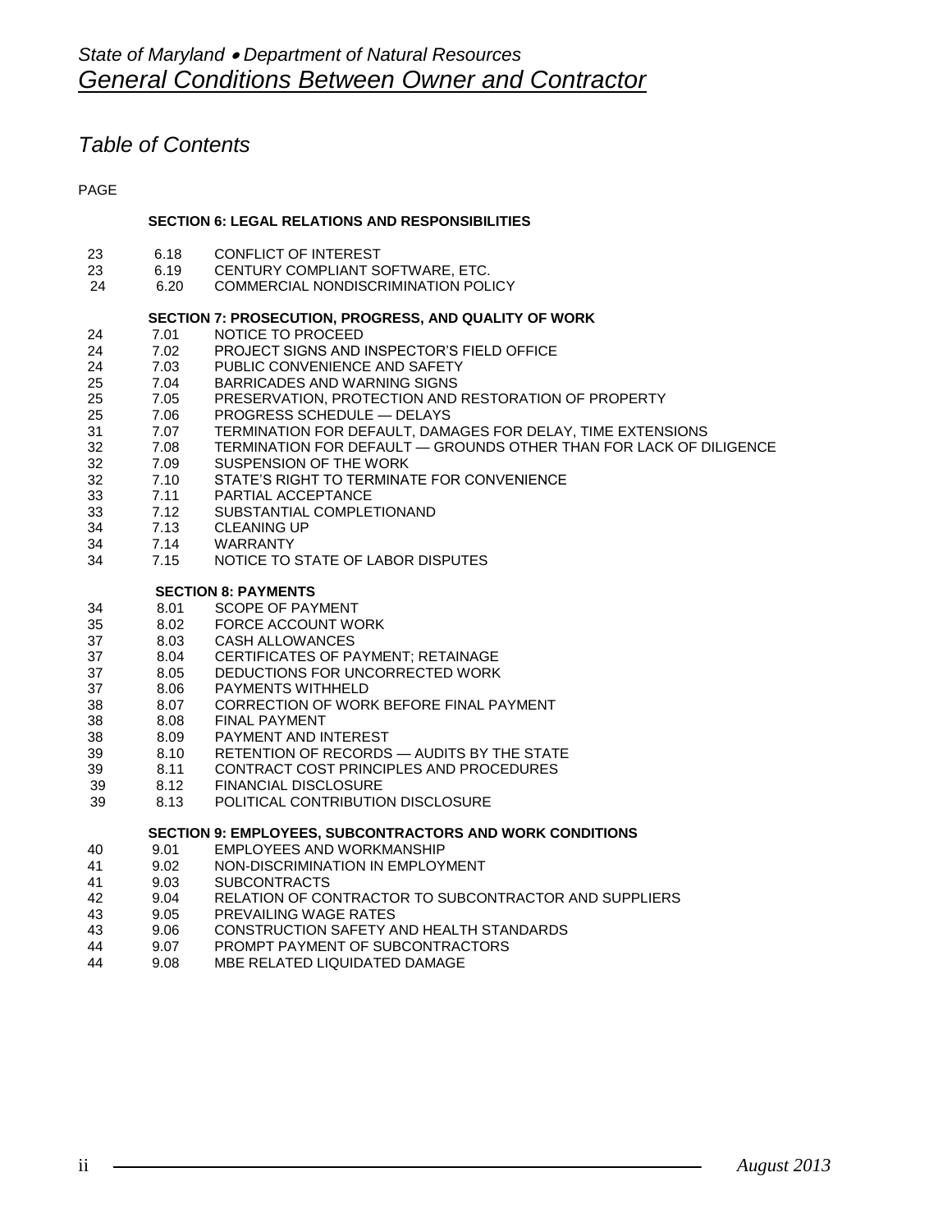# State of Maryland • Department of Natural Resources
## General Conditions Between Owner and Contractor

## Table of Contents

| PAGE | | |
|---|---|---|
| | | **SECTION 6: LEGAL RELATIONS AND RESPONSIBILITIES** |
| 23 | 6.18 | CONFLICT OF INTEREST |
| 23 | 6.19 | CENTURY COMPLIANT SOFTWARE, ETC. |
| 24 | 6.20 | COMMERCIAL NONDISCRIMINATION POLICY |
| | | **SECTION 7: PROSECUTION, PROGRESS, AND QUALITY OF WORK** |
| 24 | 7.01 | NOTICE TO PROCEED |
| 24 | 7.02 | PROJECT SIGNS AND INSPECTOR'S FIELD OFFICE |
| 24 | 7.03 | PUBLIC CONVENIENCE AND SAFETY |
| 25 | 7.04 | BARRICADES AND WARNING SIGNS |
| 25 | 7.05 | PRESERVATION, PROTECTION AND RESTORATION OF PROPERTY |
| 25 | 7.06 | PROGRESS SCHEDULE — DELAYS |
| 31 | 7.07 | TERMINATION FOR DEFAULT, DAMAGES FOR DELAY, TIME EXTENSIONS |
| 32 | 7.08 | TERMINATION FOR DEFAULT — GROUNDS OTHER THAN FOR LACK OF DILIGENCE |
| 32 | 7.09 | SUSPENSION OF THE WORK |
| 32 | 7.10 | STATE'S RIGHT TO TERMINATE FOR CONVENIENCE |
| 33 | 7.11 | PARTIAL ACCEPTANCE |
| 33 | 7.12 | SUBSTANTIAL COMPLETIONAND |
| 34 | 7.13 | CLEANING UP |
| 34 | 7.14 | WARRANTY |
| 34 | 7.15 | NOTICE TO STATE OF LABOR DISPUTES |
| | | **SECTION 8: PAYMENTS** |
| 34 | 8.01 | SCOPE OF PAYMENT |
| 35 | 8.02 | FORCE ACCOUNT WORK |
| 37 | 8.03 | CASH ALLOWANCES |
| 37 | 8.04 | CERTIFICATES OF PAYMENT; RETAINAGE |
| 37 | 8.05 | DEDUCTIONS FOR UNCORRECTED WORK |
| 37 | 8.06 | PAYMENTS WITHHELD |
| 38 | 8.07 | CORRECTION OF WORK BEFORE FINAL PAYMENT |
| 38 | 8.08 | FINAL PAYMENT |
| 38 | 8.09 | PAYMENT AND INTEREST |
| 39 | 8.10 | RETENTION OF RECORDS — AUDITS BY THE STATE |
| 39 | 8.11 | CONTRACT COST PRINCIPLES AND PROCEDURES |
| 39 | 8.12 | FINANCIAL DISCLOSURE |
| 39 | 8.13 | POLITICAL CONTRIBUTION DISCLOSURE |
| | | **SECTION 9: EMPLOYEES, SUBCONTRACTORS AND WORK CONDITIONS** |
| 40 | 9.01 | EMPLOYEES AND WORKMANSHIP |
| 41 | 9.02 | NON-DISCRIMINATION IN EMPLOYMENT |
| 41 | 9.03 | SUBCONTRACTS |
| 42 | 9.04 | RELATION OF CONTRACTOR TO SUBCONTRACTOR AND SUPPLIERS |
| 43 | 9.05 | PREVAILING WAGE RATES |
| 43 | 9.06 | CONSTRUCTION SAFETY AND HEALTH STANDARDS |
| 44 | 9.07 | PROMPT PAYMENT OF SUBCONTRACTORS |
| 44 | 9.08 | MBE RELATED LIQUIDATED DAMAGE |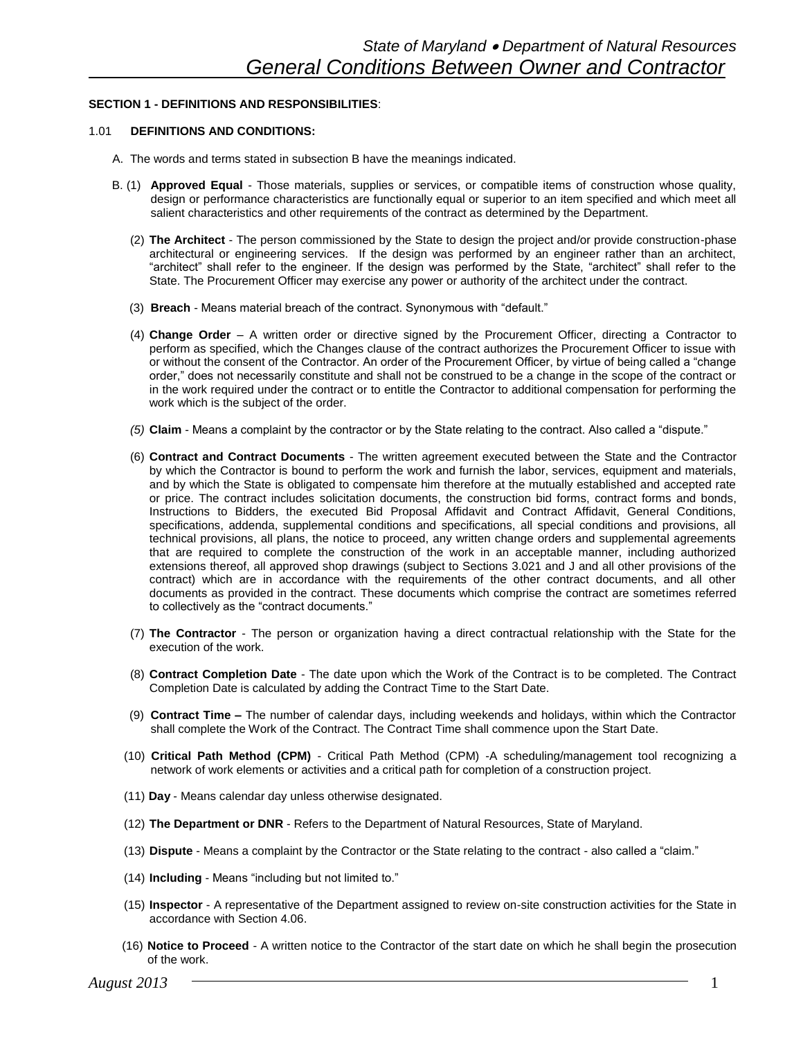## SECTION 1 - DEFINITIONS AND RESPONSIBILITIES:

### 1.01 DEFINITIONS AND CONDITIONS:

A. The words and terms stated in subsection B have the meanings indicated.

B. (1) **Approved Equal** - Those materials, supplies or services, or compatible items of construction whose quality, design or performance characteristics are functionally equal or superior to an item specified and which meet all salient characteristics and other requirements of the contract as determined by the Department.

(2) **The Architect** - The person commissioned by the State to design the project and/or provide construction-phase architectural or engineering services. If the design was performed by an engineer rather than an architect, "architect" shall refer to the engineer. If the design was performed by the State, "architect" shall refer to the State. The Procurement Officer may exercise any power or authority of the architect under the contract.

(3) **Breach** - Means material breach of the contract. Synonymous with "default."

(4) **Change Order** – A written order or directive signed by the Procurement Officer, directing a Contractor to perform as specified, which the Changes clause of the contract authorizes the Procurement Officer to issue with or without the consent of the Contractor. An order of the Procurement Officer, by virtue of being called a "change order," does not necessarily constitute and shall not be construed to be a change in the scope of the contract or in the work required under the contract or to entitle the Contractor to additional compensation for performing the work which is the subject of the order.

*(5)* **Claim** - Means a complaint by the contractor or by the State relating to the contract. Also called a "dispute."

(6) **Contract and Contract Documents** - The written agreement executed between the State and the Contractor by which the Contractor is bound to perform the work and furnish the labor, services, equipment and materials, and by which the State is obligated to compensate him therefore at the mutually established and accepted rate or price. The contract includes solicitation documents, the construction bid forms, contract forms and bonds, Instructions to Bidders, the executed Bid Proposal Affidavit and Contract Affidavit, General Conditions, specifications, addenda, supplemental conditions and specifications, all special conditions and provisions, all technical provisions, all plans, the notice to proceed, any written change orders and supplemental agreements that are required to complete the construction of the work in an acceptable manner, including authorized extensions thereof, all approved shop drawings (subject to Sections 3.021 and J and all other provisions of the contract) which are in accordance with the requirements of the other contract documents, and all other documents as provided in the contract. These documents which comprise the contract are sometimes referred to collectively as the "contract documents."

(7) **The Contractor** - The person or organization having a direct contractual relationship with the State for the execution of the work.

(8) **Contract Completion Date** - The date upon which the Work of the Contract is to be completed. The Contract Completion Date is calculated by adding the Contract Time to the Start Date.

(9) **Contract Time –** The number of calendar days, including weekends and holidays, within which the Contractor shall complete the Work of the Contract. The Contract Time shall commence upon the Start Date.

(10) **Critical Path Method (CPM)** - Critical Path Method (CPM) -A scheduling/management tool recognizing a network of work elements or activities and a critical path for completion of a construction project.

(11) **Day** - Means calendar day unless otherwise designated.

(12) **The Department or DNR** - Refers to the Department of Natural Resources, State of Maryland.

(13) **Dispute** - Means a complaint by the Contractor or the State relating to the contract - also called a "claim."

(14) **Including** - Means "including but not limited to."

(15) **Inspector** - A representative of the Department assigned to review on-site construction activities for the State in accordance with Section 4.06.

(16) **Notice to Proceed** - A written notice to the Contractor of the start date on which he shall begin the prosecution of the work.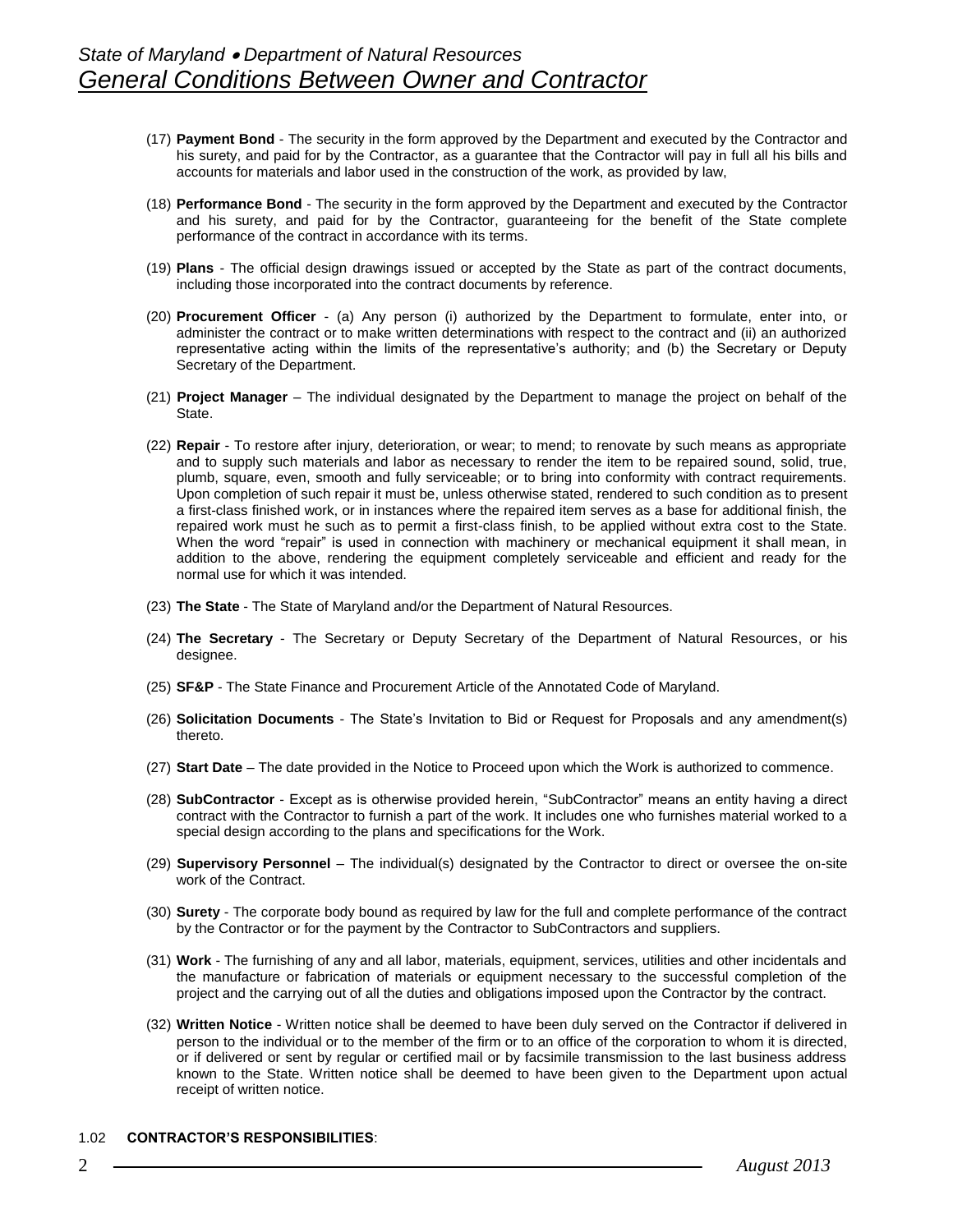(17) **Payment Bond** - The security in the form approved by the Department and executed by the Contractor and his surety, and paid for by the Contractor, as a guarantee that the Contractor will pay in full all his bills and accounts for materials and labor used in the construction of the work, as provided by law,

(18) **Performance Bond** - The security in the form approved by the Department and executed by the Contractor and his surety, and paid for by the Contractor, guaranteeing for the benefit of the State complete performance of the contract in accordance with its terms.

(19) **Plans** - The official design drawings issued or accepted by the State as part of the contract documents, including those incorporated into the contract documents by reference.

(20) **Procurement Officer** - (a) Any person (i) authorized by the Department to formulate, enter into, or administer the contract or to make written determinations with respect to the contract and (ii) an authorized representative acting within the limits of the representative's authority; and (b) the Secretary or Deputy Secretary of the Department.

(21) **Project Manager** – The individual designated by the Department to manage the project on behalf of the State.

(22) **Repair** - To restore after injury, deterioration, or wear; to mend; to renovate by such means as appropriate and to supply such materials and labor as necessary to render the item to be repaired sound, solid, true, plumb, square, even, smooth and fully serviceable; or to bring into conformity with contract requirements. Upon completion of such repair it must be, unless otherwise stated, rendered to such condition as to present a first-class finished work, or in instances where the repaired item serves as a base for additional finish, the repaired work must he such as to permit a first-class finish, to be applied without extra cost to the State. When the word "repair" is used in connection with machinery or mechanical equipment it shall mean, in addition to the above, rendering the equipment completely serviceable and efficient and ready for the normal use for which it was intended.

(23) **The State** - The State of Maryland and/or the Department of Natural Resources.

(24) **The Secretary** - The Secretary or Deputy Secretary of the Department of Natural Resources, or his designee.

(25) **SF&P** - The State Finance and Procurement Article of the Annotated Code of Maryland.

(26) **Solicitation Documents** - The State's Invitation to Bid or Request for Proposals and any amendment(s) thereto.

(27) **Start Date** – The date provided in the Notice to Proceed upon which the Work is authorized to commence.

(28) **SubContractor** - Except as is otherwise provided herein, "SubContractor" means an entity having a direct contract with the Contractor to furnish a part of the work. It includes one who furnishes material worked to a special design according to the plans and specifications for the Work.

(29) **Supervisory Personnel** – The individual(s) designated by the Contractor to direct or oversee the on-site work of the Contract.

(30) **Surety** - The corporate body bound as required by law for the full and complete performance of the contract by the Contractor or for the payment by the Contractor to SubContractors and suppliers.

(31) **Work** - The furnishing of any and all labor, materials, equipment, services, utilities and other incidentals and the manufacture or fabrication of materials or equipment necessary to the successful completion of the project and the carrying out of all the duties and obligations imposed upon the Contractor by the contract.

(32) **Written Notice** - Written notice shall be deemed to have been duly served on the Contractor if delivered in person to the individual or to the member of the firm or to an office of the corporation to whom it is directed, or if delivered or sent by regular or certified mail or by facsimile transmission to the last business address known to the State. Written notice shall be deemed to have been given to the Department upon actual receipt of written notice.

1.02 **CONTRACTOR'S RESPONSIBILITIES**: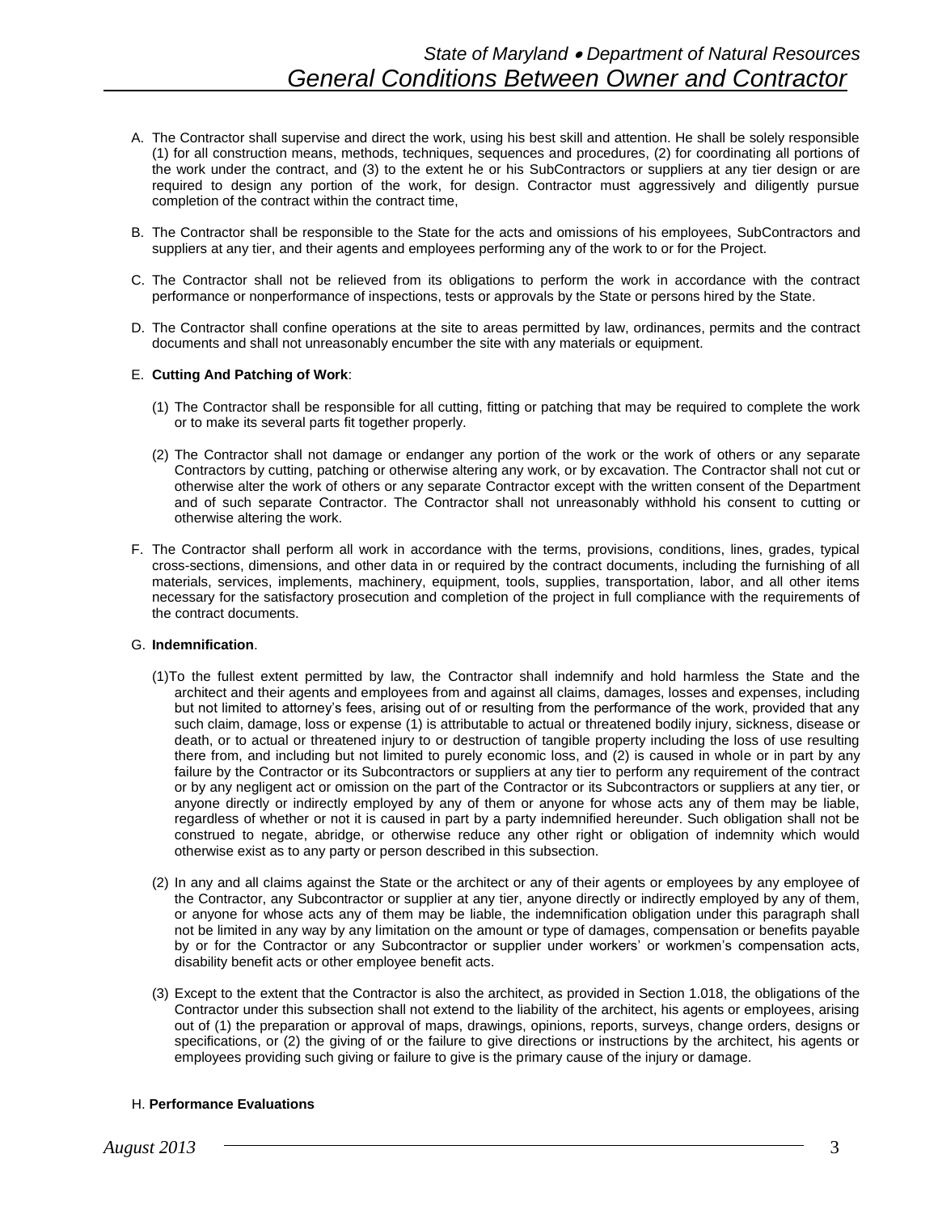A. The Contractor shall supervise and direct the work, using his best skill and attention. He shall be solely responsible (1) for all construction means, methods, techniques, sequences and procedures, (2) for coordinating all portions of the work under the contract, and (3) to the extent he or his SubContractors or suppliers at any tier design or are required to design any portion of the work, for design. Contractor must aggressively and diligently pursue completion of the contract within the contract time,

B. The Contractor shall be responsible to the State for the acts and omissions of his employees, SubContractors and suppliers at any tier, and their agents and employees performing any of the work to or for the Project.

C. The Contractor shall not be relieved from its obligations to perform the work in accordance with the contract performance or nonperformance of inspections, tests or approvals by the State or persons hired by the State.

D. The Contractor shall confine operations at the site to areas permitted by law, ordinances, permits and the contract documents and shall not unreasonably encumber the site with any materials or equipment.

E. **Cutting And Patching of Work**:

(1) The Contractor shall be responsible for all cutting, fitting or patching that may be required to complete the work or to make its several parts fit together properly.

(2) The Contractor shall not damage or endanger any portion of the work or the work of others or any separate Contractors by cutting, patching or otherwise altering any work, or by excavation. The Contractor shall not cut or otherwise alter the work of others or any separate Contractor except with the written consent of the Department and of such separate Contractor. The Contractor shall not unreasonably withhold his consent to cutting or otherwise altering the work.

F. The Contractor shall perform all work in accordance with the terms, provisions, conditions, lines, grades, typical cross-sections, dimensions, and other data in or required by the contract documents, including the furnishing of all materials, services, implements, machinery, equipment, tools, supplies, transportation, labor, and all other items necessary for the satisfactory prosecution and completion of the project in full compliance with the requirements of the contract documents.

G. **Indemnification**.

(1)To the fullest extent permitted by law, the Contractor shall indemnify and hold harmless the State and the architect and their agents and employees from and against all claims, damages, losses and expenses, including but not limited to attorney's fees, arising out of or resulting from the performance of the work, provided that any such claim, damage, loss or expense (1) is attributable to actual or threatened bodily injury, sickness, disease or death, or to actual or threatened injury to or destruction of tangible property including the loss of use resulting there from, and including but not limited to purely economic loss, and (2) is caused in whole or in part by any failure by the Contractor or its Subcontractors or suppliers at any tier to perform any requirement of the contract or by any negligent act or omission on the part of the Contractor or its Subcontractors or suppliers at any tier, or anyone directly or indirectly employed by any of them or anyone for whose acts any of them may be liable, regardless of whether or not it is caused in part by a party indemnified hereunder. Such obligation shall not be construed to negate, abridge, or otherwise reduce any other right or obligation of indemnity which would otherwise exist as to any party or person described in this subsection.

(2) In any and all claims against the State or the architect or any of their agents or employees by any employee of the Contractor, any Subcontractor or supplier at any tier, anyone directly or indirectly employed by any of them, or anyone for whose acts any of them may be liable, the indemnification obligation under this paragraph shall not be limited in any way by any limitation on the amount or type of damages, compensation or benefits payable by or for the Contractor or any Subcontractor or supplier under workers' or workmen's compensation acts, disability benefit acts or other employee benefit acts.

(3) Except to the extent that the Contractor is also the architect, as provided in Section 1.018, the obligations of the Contractor under this subsection shall not extend to the liability of the architect, his agents or employees, arising out of (1) the preparation or approval of maps, drawings, opinions, reports, surveys, change orders, designs or specifications, or (2) the giving of or the failure to give directions or instructions by the architect, his agents or employees providing such giving or failure to give is the primary cause of the injury or damage.

H. **Performance Evaluations**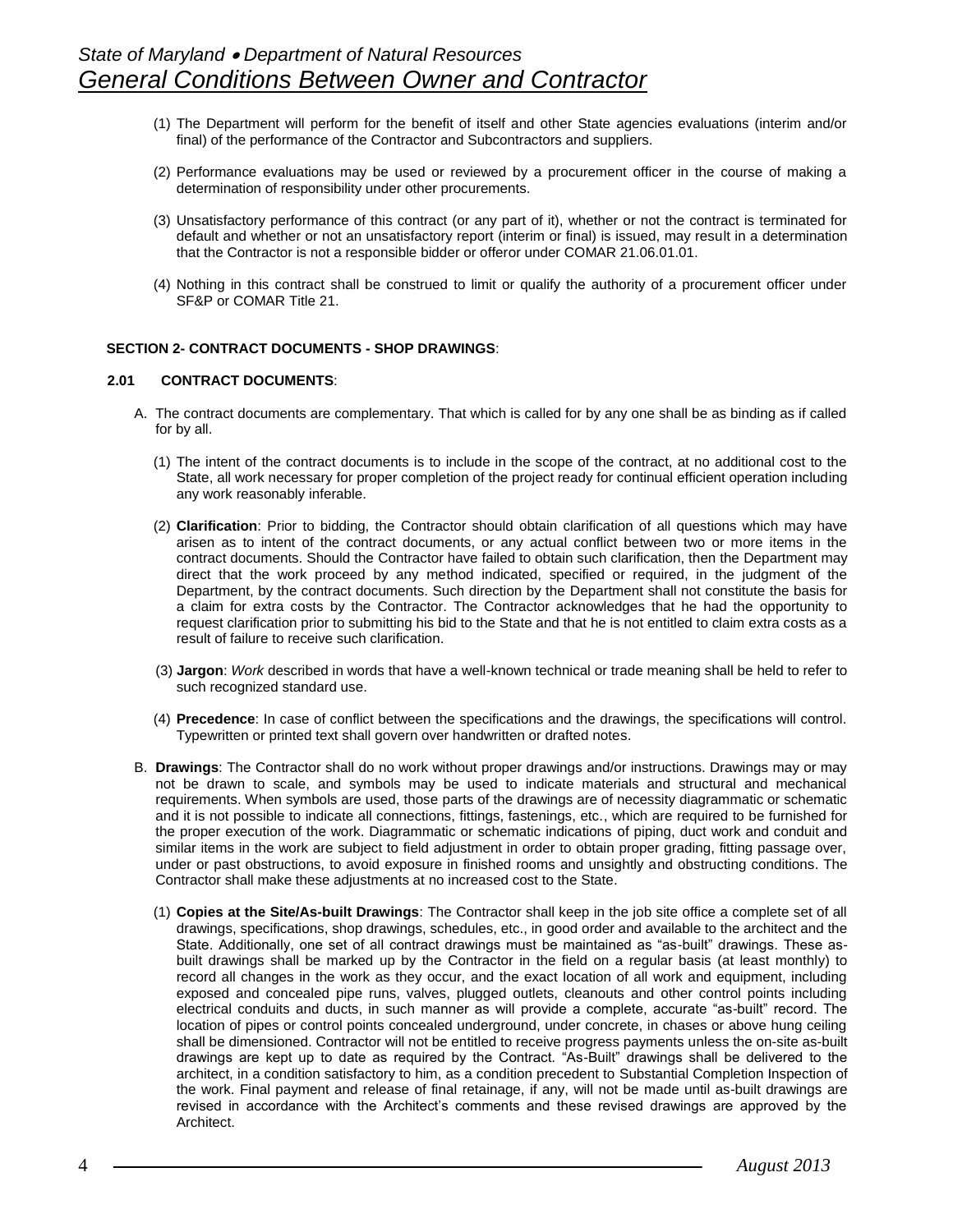(1) The Department will perform for the benefit of itself and other State agencies evaluations (interim and/or final) of the performance of the Contractor and Subcontractors and suppliers.

(2) Performance evaluations may be used or reviewed by a procurement officer in the course of making a determination of responsibility under other procurements.

(3) Unsatisfactory performance of this contract (or any part of it), whether or not the contract is terminated for default and whether or not an unsatisfactory report (interim or final) is issued, may result in a determination that the Contractor is not a responsible bidder or offeror under COMAR 21.06.01.01.

(4) Nothing in this contract shall be construed to limit or qualify the authority of a procurement officer under SF&P or COMAR Title 21.

## SECTION 2- CONTRACT DOCUMENTS - SHOP DRAWINGS:

### 2.01 CONTRACT DOCUMENTS:

A. The contract documents are complementary. That which is called for by any one shall be as binding as if called for by all.

(1) The intent of the contract documents is to include in the scope of the contract, at no additional cost to the State, all work necessary for proper completion of the project ready for continual efficient operation including any work reasonably inferable.

(2) **Clarification**: Prior to bidding, the Contractor should obtain clarification of all questions which may have arisen as to intent of the contract documents, or any actual conflict between two or more items in the contract documents. Should the Contractor have failed to obtain such clarification, then the Department may direct that the work proceed by any method indicated, specified or required, in the judgment of the Department, by the contract documents. Such direction by the Department shall not constitute the basis for a claim for extra costs by the Contractor. The Contractor acknowledges that he had the opportunity to request clarification prior to submitting his bid to the State and that he is not entitled to claim extra costs as a result of failure to receive such clarification.

(3) **Jargon**: *Work* described in words that have a well-known technical or trade meaning shall be held to refer to such recognized standard use.

(4) **Precedence**: In case of conflict between the specifications and the drawings, the specifications will control. Typewritten or printed text shall govern over handwritten or drafted notes.

B. **Drawings**: The Contractor shall do no work without proper drawings and/or instructions. Drawings may or may not be drawn to scale, and symbols may be used to indicate materials and structural and mechanical requirements. When symbols are used, those parts of the drawings are of necessity diagrammatic or schematic and it is not possible to indicate all connections, fittings, fastenings, etc., which are required to be furnished for the proper execution of the work. Diagrammatic or schematic indications of piping, duct work and conduit and similar items in the work are subject to field adjustment in order to obtain proper grading, fitting passage over, under or past obstructions, to avoid exposure in finished rooms and unsightly and obstructing conditions. The Contractor shall make these adjustments at no increased cost to the State.

(1) **Copies at the Site/As-built Drawings**: The Contractor shall keep in the job site office a complete set of all drawings, specifications, shop drawings, schedules, etc., in good order and available to the architect and the State. Additionally, one set of all contract drawings must be maintained as "as-built" drawings. These as-built drawings shall be marked up by the Contractor in the field on a regular basis (at least monthly) to record all changes in the work as they occur, and the exact location of all work and equipment, including exposed and concealed pipe runs, valves, plugged outlets, cleanouts and other control points including electrical conduits and ducts, in such manner as will provide a complete, accurate "as-built" record. The location of pipes or control points concealed underground, under concrete, in chases or above hung ceiling shall be dimensioned. Contractor will not be entitled to receive progress payments unless the on-site as-built drawings are kept up to date as required by the Contract. "As-Built" drawings shall be delivered to the architect, in a condition satisfactory to him, as a condition precedent to Substantial Completion Inspection of the work. Final payment and release of final retainage, if any, will not be made until as-built drawings are revised in accordance with the Architect's comments and these revised drawings are approved by the Architect.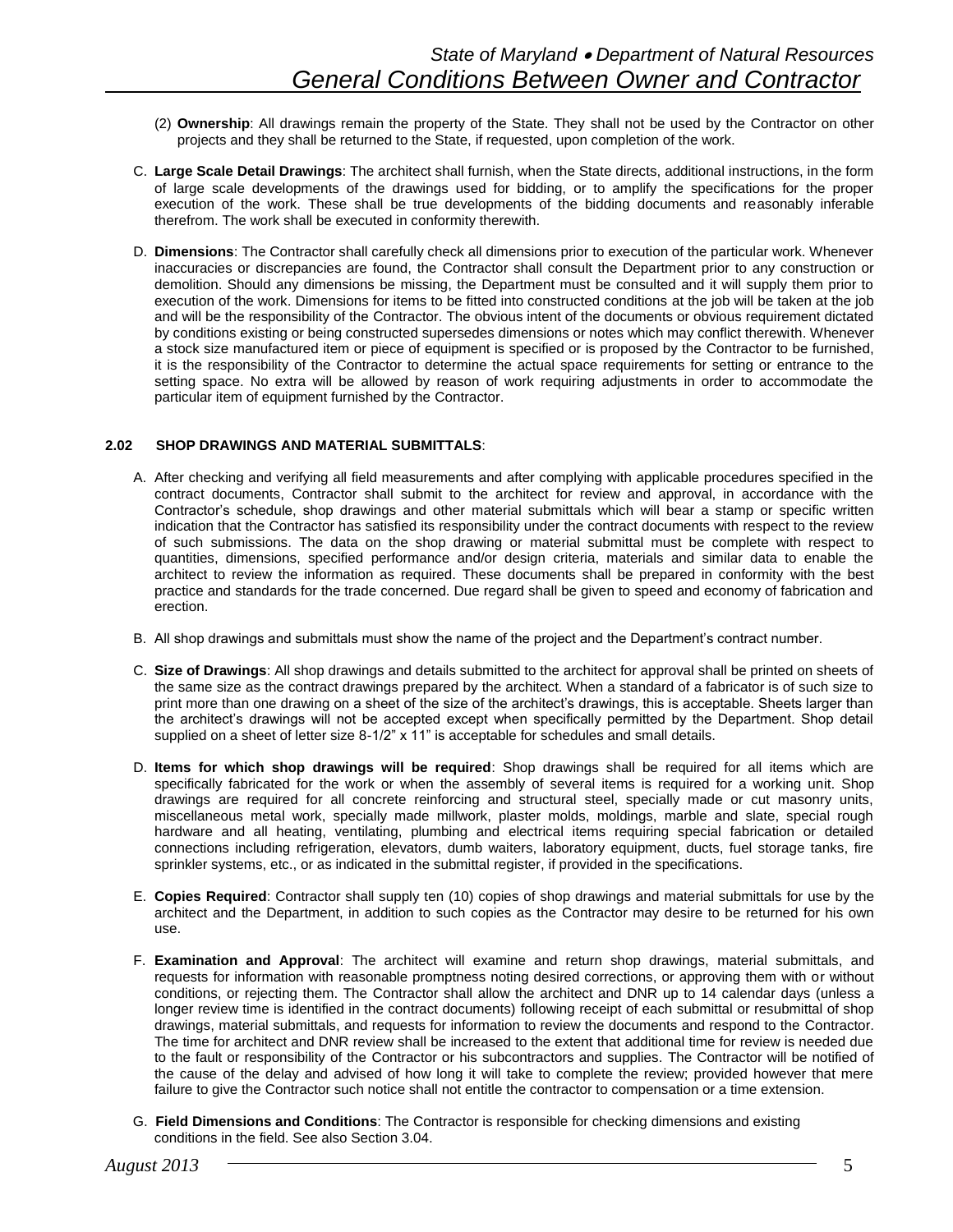(2) **Ownership**: All drawings remain the property of the State. They shall not be used by the Contractor on other projects and they shall be returned to the State, if requested, upon completion of the work.

C. **Large Scale Detail Drawings**: The architect shall furnish, when the State directs, additional instructions, in the form of large scale developments of the drawings used for bidding, or to amplify the specifications for the proper execution of the work. These shall be true developments of the bidding documents and reasonably inferable therefrom. The work shall be executed in conformity therewith.

D. **Dimensions**: The Contractor shall carefully check all dimensions prior to execution of the particular work. Whenever inaccuracies or discrepancies are found, the Contractor shall consult the Department prior to any construction or demolition. Should any dimensions be missing, the Department must be consulted and it will supply them prior to execution of the work. Dimensions for items to be fitted into constructed conditions at the job will be taken at the job and will be the responsibility of the Contractor. The obvious intent of the documents or obvious requirement dictated by conditions existing or being constructed supersedes dimensions or notes which may conflict therewith. Whenever a stock size manufactured item or piece of equipment is specified or is proposed by the Contractor to be furnished, it is the responsibility of the Contractor to determine the actual space requirements for setting or entrance to the setting space. No extra will be allowed by reason of work requiring adjustments in order to accommodate the particular item of equipment furnished by the Contractor.

### 2.02 SHOP DRAWINGS AND MATERIAL SUBMITTALS:

A. After checking and verifying all field measurements and after complying with applicable procedures specified in the contract documents, Contractor shall submit to the architect for review and approval, in accordance with the Contractor's schedule, shop drawings and other material submittals which will bear a stamp or specific written indication that the Contractor has satisfied its responsibility under the contract documents with respect to the review of such submissions. The data on the shop drawing or material submittal must be complete with respect to quantities, dimensions, specified performance and/or design criteria, materials and similar data to enable the architect to review the information as required. These documents shall be prepared in conformity with the best practice and standards for the trade concerned. Due regard shall be given to speed and economy of fabrication and erection.

B. All shop drawings and submittals must show the name of the project and the Department's contract number.

C. **Size of Drawings**: All shop drawings and details submitted to the architect for approval shall be printed on sheets of the same size as the contract drawings prepared by the architect. When a standard of a fabricator is of such size to print more than one drawing on a sheet of the size of the architect's drawings, this is acceptable. Sheets larger than the architect's drawings will not be accepted except when specifically permitted by the Department. Shop detail supplied on a sheet of letter size 8-1/2" x 11" is acceptable for schedules and small details.

D. **Items for which shop drawings will be required**: Shop drawings shall be required for all items which are specifically fabricated for the work or when the assembly of several items is required for a working unit. Shop drawings are required for all concrete reinforcing and structural steel, specially made or cut masonry units, miscellaneous metal work, specially made millwork, plaster molds, moldings, marble and slate, special rough hardware and all heating, ventilating, plumbing and electrical items requiring special fabrication or detailed connections including refrigeration, elevators, dumb waiters, laboratory equipment, ducts, fuel storage tanks, fire sprinkler systems, etc., or as indicated in the submittal register, if provided in the specifications.

E. **Copies Required**: Contractor shall supply ten (10) copies of shop drawings and material submittals for use by the architect and the Department, in addition to such copies as the Contractor may desire to be returned for his own use.

F. **Examination and Approval**: The architect will examine and return shop drawings, material submittals, and requests for information with reasonable promptness noting desired corrections, or approving them with or without conditions, or rejecting them. The Contractor shall allow the architect and DNR up to 14 calendar days (unless a longer review time is identified in the contract documents) following receipt of each submittal or resubmittal of shop drawings, material submittals, and requests for information to review the documents and respond to the Contractor. The time for architect and DNR review shall be increased to the extent that additional time for review is needed due to the fault or responsibility of the Contractor or his subcontractors and supplies. The Contractor will be notified of the cause of the delay and advised of how long it will take to complete the review; provided however that mere failure to give the Contractor such notice shall not entitle the contractor to compensation or a time extension.

G. **Field Dimensions and Conditions**: The Contractor is responsible for checking dimensions and existing conditions in the field. See also Section 3.04.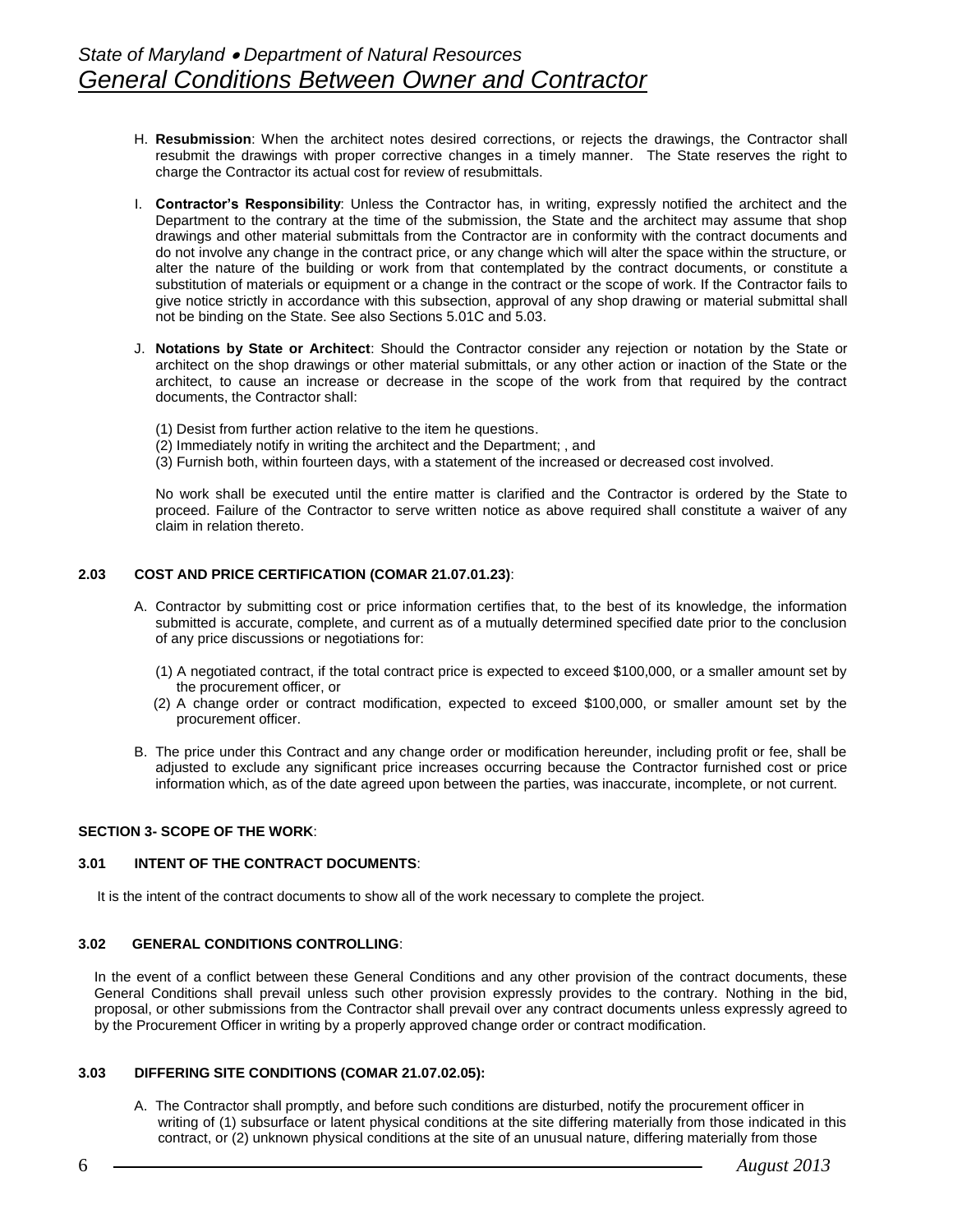H. **Resubmission**: When the architect notes desired corrections, or rejects the drawings, the Contractor shall resubmit the drawings with proper corrective changes in a timely manner. The State reserves the right to charge the Contractor its actual cost for review of resubmittals.

I. **Contractor's Responsibility**: Unless the Contractor has, in writing, expressly notified the architect and the Department to the contrary at the time of the submission, the State and the architect may assume that shop drawings and other material submittals from the Contractor are in conformity with the contract documents and do not involve any change in the contract price, or any change which will alter the space within the structure, or alter the nature of the building or work from that contemplated by the contract documents, or constitute a substitution of materials or equipment or a change in the contract or the scope of work. If the Contractor fails to give notice strictly in accordance with this subsection, approval of any shop drawing or material submittal shall not be binding on the State. See also Sections 5.01C and 5.03.

J. **Notations by State or Architect**: Should the Contractor consider any rejection or notation by the State or architect on the shop drawings or other material submittals, or any other action or inaction of the State or the architect, to cause an increase or decrease in the scope of the work from that required by the contract documents, the Contractor shall:

(1) Desist from further action relative to the item he questions.
(2) Immediately notify in writing the architect and the Department; , and
(3) Furnish both, within fourteen days, with a statement of the increased or decreased cost involved.

No work shall be executed until the entire matter is clarified and the Contractor is ordered by the State to proceed. Failure of the Contractor to serve written notice as above required shall constitute a waiver of any claim in relation thereto.

**2.03 COST AND PRICE CERTIFICATION (COMAR 21.07.01.23)**:

A. Contractor by submitting cost or price information certifies that, to the best of its knowledge, the information submitted is accurate, complete, and current as of a mutually determined specified date prior to the conclusion of any price discussions or negotiations for:

(1) A negotiated contract, if the total contract price is expected to exceed $100,000, or a smaller amount set by the procurement officer, or
(2) A change order or contract modification, expected to exceed $100,000, or smaller amount set by the procurement officer.

B. The price under this Contract and any change order or modification hereunder, including profit or fee, shall be adjusted to exclude any significant price increases occurring because the Contractor furnished cost or price information which, as of the date agreed upon between the parties, was inaccurate, incomplete, or not current.

**SECTION 3- SCOPE OF THE WORK**:

**3.01 INTENT OF THE CONTRACT DOCUMENTS**:

It is the intent of the contract documents to show all of the work necessary to complete the project.

**3.02 GENERAL CONDITIONS CONTROLLING**:

In the event of a conflict between these General Conditions and any other provision of the contract documents, these General Conditions shall prevail unless such other provision expressly provides to the contrary. Nothing in the bid, proposal, or other submissions from the Contractor shall prevail over any contract documents unless expressly agreed to by the Procurement Officer in writing by a properly approved change order or contract modification.

**3.03 DIFFERING SITE CONDITIONS (COMAR 21.07.02.05):**

A. The Contractor shall promptly, and before such conditions are disturbed, notify the procurement officer in writing of (1) subsurface or latent physical conditions at the site differing materially from those indicated in this contract, or (2) unknown physical conditions at the site of an unusual nature, differing materially from those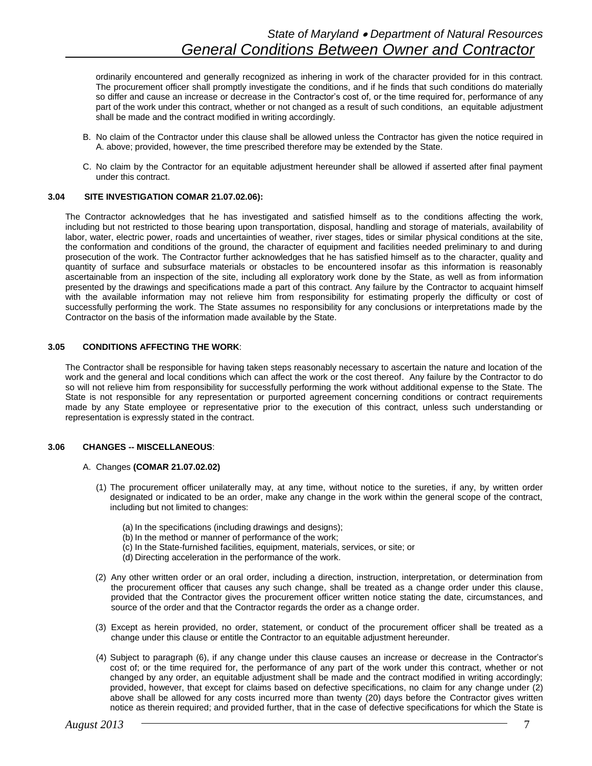ordinarily encountered and generally recognized as inhering in work of the character provided for in this contract. The procurement officer shall promptly investigate the conditions, and if he finds that such conditions do materially so differ and cause an increase or decrease in the Contractor's cost of, or the time required for, performance of any part of the work under this contract, whether or not changed as a result of such conditions, an equitable adjustment shall be made and the contract modified in writing accordingly.

B. No claim of the Contractor under this clause shall be allowed unless the Contractor has given the notice required in A. above; provided, however, the time prescribed therefore may be extended by the State.

C. No claim by the Contractor for an equitable adjustment hereunder shall be allowed if asserted after final payment under this contract.

**3.04 SITE INVESTIGATION COMAR 21.07.02.06):**

The Contractor acknowledges that he has investigated and satisfied himself as to the conditions affecting the work, including but not restricted to those bearing upon transportation, disposal, handling and storage of materials, availability of labor, water, electric power, roads and uncertainties of weather, river stages, tides or similar physical conditions at the site, the conformation and conditions of the ground, the character of equipment and facilities needed preliminary to and during prosecution of the work. The Contractor further acknowledges that he has satisfied himself as to the character, quality and quantity of surface and subsurface materials or obstacles to be encountered insofar as this information is reasonably ascertainable from an inspection of the site, including all exploratory work done by the State, as well as from information presented by the drawings and specifications made a part of this contract. Any failure by the Contractor to acquaint himself with the available information may not relieve him from responsibility for estimating properly the difficulty or cost of successfully performing the work. The State assumes no responsibility for any conclusions or interpretations made by the Contractor on the basis of the information made available by the State.

**3.05 CONDITIONS AFFECTING THE WORK**:

The Contractor shall be responsible for having taken steps reasonably necessary to ascertain the nature and location of the work and the general and local conditions which can affect the work or the cost thereof. Any failure by the Contractor to do so will not relieve him from responsibility for successfully performing the work without additional expense to the State. The State is not responsible for any representation or purported agreement concerning conditions or contract requirements made by any State employee or representative prior to the execution of this contract, unless such understanding or representation is expressly stated in the contract.

**3.06 CHANGES -- MISCELLANEOUS**:

A. Changes **(COMAR 21.07.02.02)**

(1) The procurement officer unilaterally may, at any time, without notice to the sureties, if any, by written order designated or indicated to be an order, make any change in the work within the general scope of the contract, including but not limited to changes:

(a) In the specifications (including drawings and designs);
(b) In the method or manner of performance of the work;
(c) In the State-furnished facilities, equipment, materials, services, or site; or
(d) Directing acceleration in the performance of the work.

(2) Any other written order or an oral order, including a direction, instruction, interpretation, or determination from the procurement officer that causes any such change, shall be treated as a change order under this clause, provided that the Contractor gives the procurement officer written notice stating the date, circumstances, and source of the order and that the Contractor regards the order as a change order.

(3) Except as herein provided, no order, statement, or conduct of the procurement officer shall be treated as a change under this clause or entitle the Contractor to an equitable adjustment hereunder.

(4) Subject to paragraph (6), if any change under this clause causes an increase or decrease in the Contractor's cost of; or the time required for, the performance of any part of the work under this contract, whether or not changed by any order, an equitable adjustment shall be made and the contract modified in writing accordingly; provided, however, that except for claims based on defective specifications, no claim for any change under (2) above shall be allowed for any costs incurred more than twenty (20) days before the Contractor gives written notice as therein required; and provided further, that in the case of defective specifications for which the State is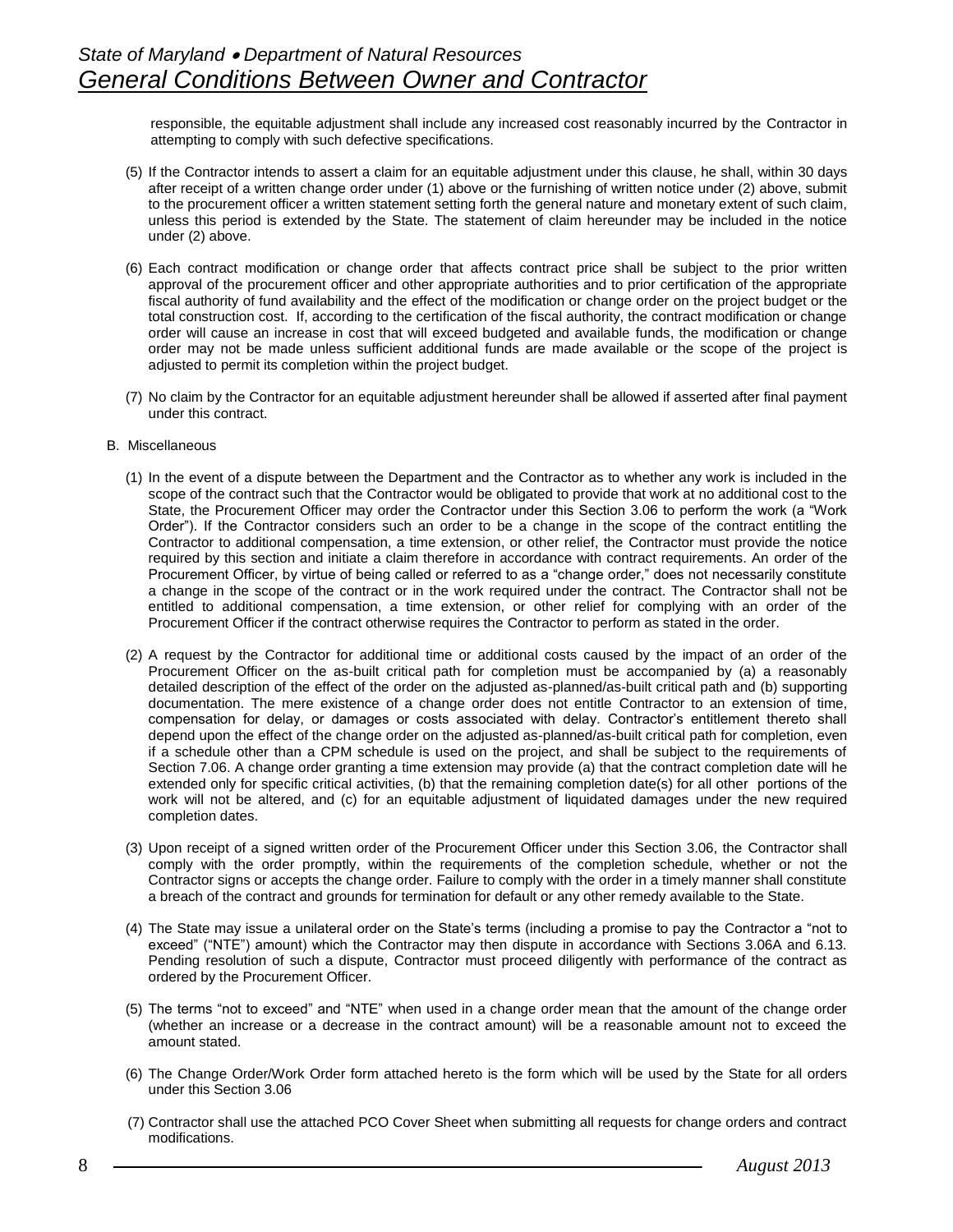responsible, the equitable adjustment shall include any increased cost reasonably incurred by the Contractor in attempting to comply with such defective specifications.

(5) If the Contractor intends to assert a claim for an equitable adjustment under this clause, he shall, within 30 days after receipt of a written change order under (1) above or the furnishing of written notice under (2) above, submit to the procurement officer a written statement setting forth the general nature and monetary extent of such claim, unless this period is extended by the State. The statement of claim hereunder may be included in the notice under (2) above.

(6) Each contract modification or change order that affects contract price shall be subject to the prior written approval of the procurement officer and other appropriate authorities and to prior certification of the appropriate fiscal authority of fund availability and the effect of the modification or change order on the project budget or the total construction cost. If, according to the certification of the fiscal authority, the contract modification or change order will cause an increase in cost that will exceed budgeted and available funds, the modification or change order may not be made unless sufficient additional funds are made available or the scope of the project is adjusted to permit its completion within the project budget.

(7) No claim by the Contractor for an equitable adjustment hereunder shall be allowed if asserted after final payment under this contract.

B. Miscellaneous

(1) In the event of a dispute between the Department and the Contractor as to whether any work is included in the scope of the contract such that the Contractor would be obligated to provide that work at no additional cost to the State, the Procurement Officer may order the Contractor under this Section 3.06 to perform the work (a "Work Order"). If the Contractor considers such an order to be a change in the scope of the contract entitling the Contractor to additional compensation, a time extension, or other relief, the Contractor must provide the notice required by this section and initiate a claim therefore in accordance with contract requirements. An order of the Procurement Officer, by virtue of being called or referred to as a "change order," does not necessarily constitute a change in the scope of the contract or in the work required under the contract. The Contractor shall not be entitled to additional compensation, a time extension, or other relief for complying with an order of the Procurement Officer if the contract otherwise requires the Contractor to perform as stated in the order.

(2) A request by the Contractor for additional time or additional costs caused by the impact of an order of the Procurement Officer on the as-built critical path for completion must be accompanied by (a) a reasonably detailed description of the effect of the order on the adjusted as-planned/as-built critical path and (b) supporting documentation. The mere existence of a change order does not entitle Contractor to an extension of time, compensation for delay, or damages or costs associated with delay. Contractor's entitlement thereto shall depend upon the effect of the change order on the adjusted as-planned/as-built critical path for completion, even if a schedule other than a CPM schedule is used on the project, and shall be subject to the requirements of Section 7.06. A change order granting a time extension may provide (a) that the contract completion date will he extended only for specific critical activities, (b) that the remaining completion date(s) for all other portions of the work will not be altered, and (c) for an equitable adjustment of liquidated damages under the new required completion dates.

(3) Upon receipt of a signed written order of the Procurement Officer under this Section 3.06, the Contractor shall comply with the order promptly, within the requirements of the completion schedule, whether or not the Contractor signs or accepts the change order. Failure to comply with the order in a timely manner shall constitute a breach of the contract and grounds for termination for default or any other remedy available to the State.

(4) The State may issue a unilateral order on the State's terms (including a promise to pay the Contractor a "not to exceed" ("NTE") amount) which the Contractor may then dispute in accordance with Sections 3.06A and 6.13. Pending resolution of such a dispute, Contractor must proceed diligently with performance of the contract as ordered by the Procurement Officer.

(5) The terms "not to exceed" and "NTE" when used in a change order mean that the amount of the change order (whether an increase or a decrease in the contract amount) will be a reasonable amount not to exceed the amount stated.

(6) The Change Order/Work Order form attached hereto is the form which will be used by the State for all orders under this Section 3.06

(7) Contractor shall use the attached PCO Cover Sheet when submitting all requests for change orders and contract modifications.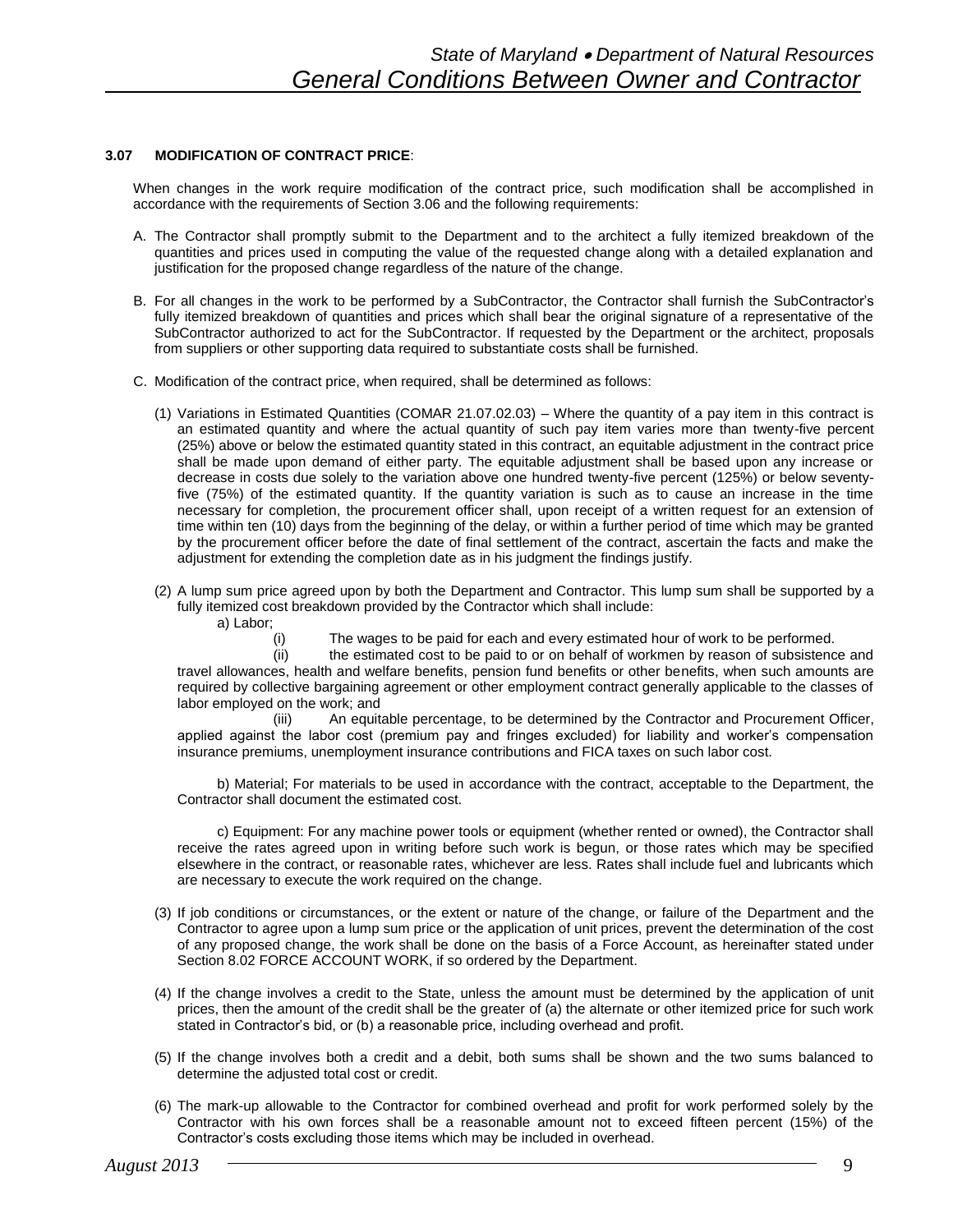### 3.07 MODIFICATION OF CONTRACT PRICE:

When changes in the work require modification of the contract price, such modification shall be accomplished in accordance with the requirements of Section 3.06 and the following requirements:

A. The Contractor shall promptly submit to the Department and to the architect a fully itemized breakdown of the quantities and prices used in computing the value of the requested change along with a detailed explanation and justification for the proposed change regardless of the nature of the change.

B. For all changes in the work to be performed by a SubContractor, the Contractor shall furnish the SubContractor's fully itemized breakdown of quantities and prices which shall bear the original signature of a representative of the SubContractor authorized to act for the SubContractor. If requested by the Department or the architect, proposals from suppliers or other supporting data required to substantiate costs shall be furnished.

C. Modification of the contract price, when required, shall be determined as follows:

(1) Variations in Estimated Quantities (COMAR 21.07.02.03) – Where the quantity of a pay item in this contract is an estimated quantity and where the actual quantity of such pay item varies more than twenty-five percent (25%) above or below the estimated quantity stated in this contract, an equitable adjustment in the contract price shall be made upon demand of either party. The equitable adjustment shall be based upon any increase or decrease in costs due solely to the variation above one hundred twenty-five percent (125%) or below seventy-five (75%) of the estimated quantity. If the quantity variation is such as to cause an increase in the time necessary for completion, the procurement officer shall, upon receipt of a written request for an extension of time within ten (10) days from the beginning of the delay, or within a further period of time which may be granted by the procurement officer before the date of final settlement of the contract, ascertain the facts and make the adjustment for extending the completion date as in his judgment the findings justify.

(2) A lump sum price agreed upon by both the Department and Contractor. This lump sum shall be supported by a fully itemized cost breakdown provided by the Contractor which shall include:

a) Labor;

(i) The wages to be paid for each and every estimated hour of work to be performed.

(ii) the estimated cost to be paid to or on behalf of workmen by reason of subsistence and travel allowances, health and welfare benefits, pension fund benefits or other benefits, when such amounts are required by collective bargaining agreement or other employment contract generally applicable to the classes of labor employed on the work; and

(iii) An equitable percentage, to be determined by the Contractor and Procurement Officer, applied against the labor cost (premium pay and fringes excluded) for liability and worker's compensation insurance premiums, unemployment insurance contributions and FICA taxes on such labor cost.

b) Material; For materials to be used in accordance with the contract, acceptable to the Department, the Contractor shall document the estimated cost.

c) Equipment: For any machine power tools or equipment (whether rented or owned), the Contractor shall receive the rates agreed upon in writing before such work is begun, or those rates which may be specified elsewhere in the contract, or reasonable rates, whichever are less. Rates shall include fuel and lubricants which are necessary to execute the work required on the change.

(3) If job conditions or circumstances, or the extent or nature of the change, or failure of the Department and the Contractor to agree upon a lump sum price or the application of unit prices, prevent the determination of the cost of any proposed change, the work shall be done on the basis of a Force Account, as hereinafter stated under Section 8.02 FORCE ACCOUNT WORK, if so ordered by the Department.

(4) If the change involves a credit to the State, unless the amount must be determined by the application of unit prices, then the amount of the credit shall be the greater of (a) the alternate or other itemized price for such work stated in Contractor's bid, or (b) a reasonable price, including overhead and profit.

(5) If the change involves both a credit and a debit, both sums shall be shown and the two sums balanced to determine the adjusted total cost or credit.

(6) The mark-up allowable to the Contractor for combined overhead and profit for work performed solely by the Contractor with his own forces shall be a reasonable amount not to exceed fifteen percent (15%) of the Contractor's costs excluding those items which may be included in overhead.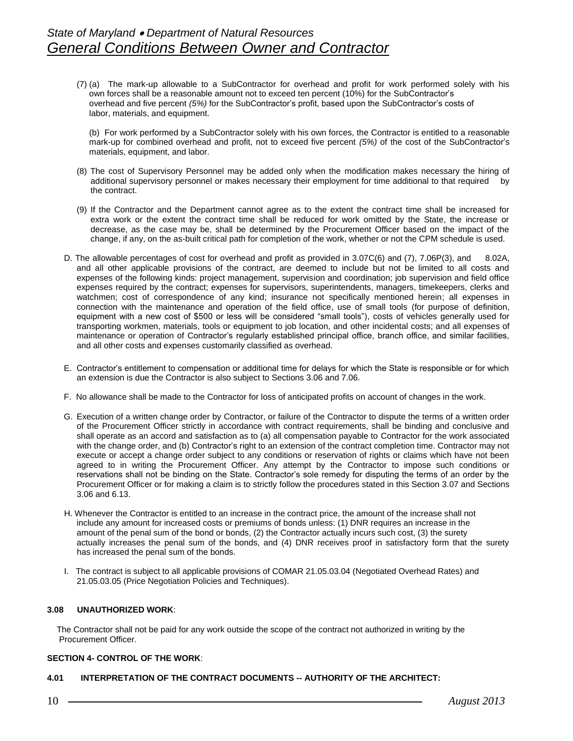(7) (a) The mark-up allowable to a SubContractor for overhead and profit for work performed solely with his own forces shall be a reasonable amount not to exceed ten percent (10%) for the SubContractor's overhead and five percent *(5%)* for the SubContractor's profit, based upon the SubContractor's costs of labor, materials, and equipment.

(b) For work performed by a SubContractor solely with his own forces, the Contractor is entitled to a reasonable mark-up for combined overhead and profit, not to exceed five percent *(5%)* of the cost of the SubContractor's materials, equipment, and labor.

(8) The cost of Supervisory Personnel may be added only when the modification makes necessary the hiring of additional supervisory personnel or makes necessary their employment for time additional to that required by the contract.

(9) If the Contractor and the Department cannot agree as to the extent the contract time shall be increased for extra work or the extent the contract time shall be reduced for work omitted by the State, the increase or decrease, as the case may be, shall be determined by the Procurement Officer based on the impact of the change, if any, on the as-built critical path for completion of the work, whether or not the CPM schedule is used.

D. The allowable percentages of cost for overhead and profit as provided in 3.07C(6) and (7), 7.06P(3), and 8.02A, and all other applicable provisions of the contract, are deemed to include but not be limited to all costs and expenses of the following kinds: project management, supervision and coordination; job supervision and field office expenses required by the contract; expenses for supervisors, superintendents, managers, timekeepers, clerks and watchmen; cost of correspondence of any kind; insurance not specifically mentioned herein; all expenses in connection with the maintenance and operation of the field office, use of small tools (for purpose of definition, equipment with a new cost of $500 or less will be considered "small tools"), costs of vehicles generally used for transporting workmen, materials, tools or equipment to job location, and other incidental costs; and all expenses of maintenance or operation of Contractor's regularly established principal office, branch office, and similar facilities, and all other costs and expenses customarily classified as overhead.

E. Contractor's entitlement to compensation or additional time for delays for which the State is responsible or for which an extension is due the Contractor is also subject to Sections 3.06 and 7.06.

F. No allowance shall be made to the Contractor for loss of anticipated profits on account of changes in the work.

G. Execution of a written change order by Contractor, or failure of the Contractor to dispute the terms of a written order of the Procurement Officer strictly in accordance with contract requirements, shall be binding and conclusive and shall operate as an accord and satisfaction as to (a) all compensation payable to Contractor for the work associated with the change order, and (b) Contractor's right to an extension of the contract completion time. Contractor may not execute or accept a change order subject to any conditions or reservation of rights or claims which have not been agreed to in writing the Procurement Officer. Any attempt by the Contractor to impose such conditions or reservations shall not be binding on the State. Contractor's sole remedy for disputing the terms of an order by the Procurement Officer or for making a claim is to strictly follow the procedures stated in this Section 3.07 and Sections 3.06 and 6.13.

H. Whenever the Contractor is entitled to an increase in the contract price, the amount of the increase shall not include any amount for increased costs or premiums of bonds unless: (1) DNR requires an increase in the amount of the penal sum of the bond or bonds, (2) the Contractor actually incurs such cost, (3) the surety actually increases the penal sum of the bonds, and (4) DNR receives proof in satisfactory form that the surety has increased the penal sum of the bonds.

I. The contract is subject to all applicable provisions of COMAR 21.05.03.04 (Negotiated Overhead Rates) and 21.05.03.05 (Price Negotiation Policies and Techniques).

### 3.08 UNAUTHORIZED WORK:

The Contractor shall not be paid for any work outside the scope of the contract not authorized in writing by the Procurement Officer.

## SECTION 4- CONTROL OF THE WORK:

### 4.01 INTERPRETATION OF THE CONTRACT DOCUMENTS -- AUTHORITY OF THE ARCHITECT: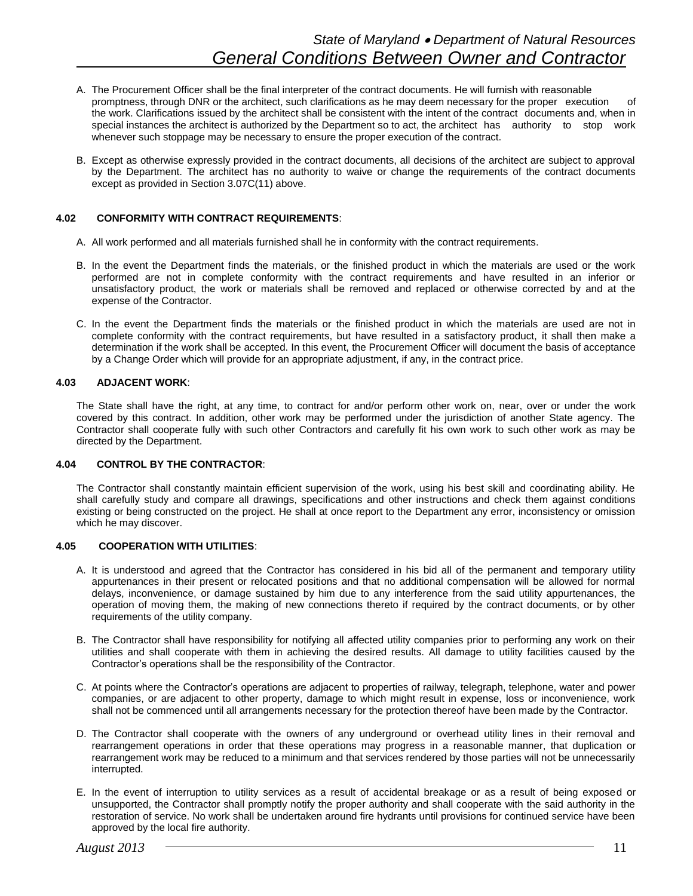A. The Procurement Officer shall be the final interpreter of the contract documents. He will furnish with reasonable promptness, through DNR or the architect, such clarifications as he may deem necessary for the proper execution of the work. Clarifications issued by the architect shall be consistent with the intent of the contract documents and, when in special instances the architect is authorized by the Department so to act, the architect has authority to stop work whenever such stoppage may be necessary to ensure the proper execution of the contract.

B. Except as otherwise expressly provided in the contract documents, all decisions of the architect are subject to approval by the Department. The architect has no authority to waive or change the requirements of the contract documents except as provided in Section 3.07C(11) above.

**4.02 CONFORMITY WITH CONTRACT REQUIREMENTS**:

A. All work performed and all materials furnished shall he in conformity with the contract requirements.

B. In the event the Department finds the materials, or the finished product in which the materials are used or the work performed are not in complete conformity with the contract requirements and have resulted in an inferior or unsatisfactory product, the work or materials shall be removed and replaced or otherwise corrected by and at the expense of the Contractor.

C. In the event the Department finds the materials or the finished product in which the materials are used are not in complete conformity with the contract requirements, but have resulted in a satisfactory product, it shall then make a determination if the work shall be accepted. In this event, the Procurement Officer will document the basis of acceptance by a Change Order which will provide for an appropriate adjustment, if any, in the contract price.

**4.03 ADJACENT WORK**:

The State shall have the right, at any time, to contract for and/or perform other work on, near, over or under the work covered by this contract. In addition, other work may be performed under the jurisdiction of another State agency. The Contractor shall cooperate fully with such other Contractors and carefully fit his own work to such other work as may be directed by the Department.

**4.04 CONTROL BY THE CONTRACTOR**:

The Contractor shall constantly maintain efficient supervision of the work, using his best skill and coordinating ability. He shall carefully study and compare all drawings, specifications and other instructions and check them against conditions existing or being constructed on the project. He shall at once report to the Department any error, inconsistency or omission which he may discover.

**4.05 COOPERATION WITH UTILITIES**:

A. It is understood and agreed that the Contractor has considered in his bid all of the permanent and temporary utility appurtenances in their present or relocated positions and that no additional compensation will be allowed for normal delays, inconvenience, or damage sustained by him due to any interference from the said utility appurtenances, the operation of moving them, the making of new connections thereto if required by the contract documents, or by other requirements of the utility company.

B. The Contractor shall have responsibility for notifying all affected utility companies prior to performing any work on their utilities and shall cooperate with them in achieving the desired results. All damage to utility facilities caused by the Contractor's operations shall be the responsibility of the Contractor.

C. At points where the Contractor's operations are adjacent to properties of railway, telegraph, telephone, water and power companies, or are adjacent to other property, damage to which might result in expense, loss or inconvenience, work shall not be commenced until all arrangements necessary for the protection thereof have been made by the Contractor.

D. The Contractor shall cooperate with the owners of any underground or overhead utility lines in their removal and rearrangement operations in order that these operations may progress in a reasonable manner, that duplication or rearrangement work may be reduced to a minimum and that services rendered by those parties will not be unnecessarily interrupted.

E. In the event of interruption to utility services as a result of accidental breakage or as a result of being exposed or unsupported, the Contractor shall promptly notify the proper authority and shall cooperate with the said authority in the restoration of service. No work shall be undertaken around fire hydrants until provisions for continued service have been approved by the local fire authority.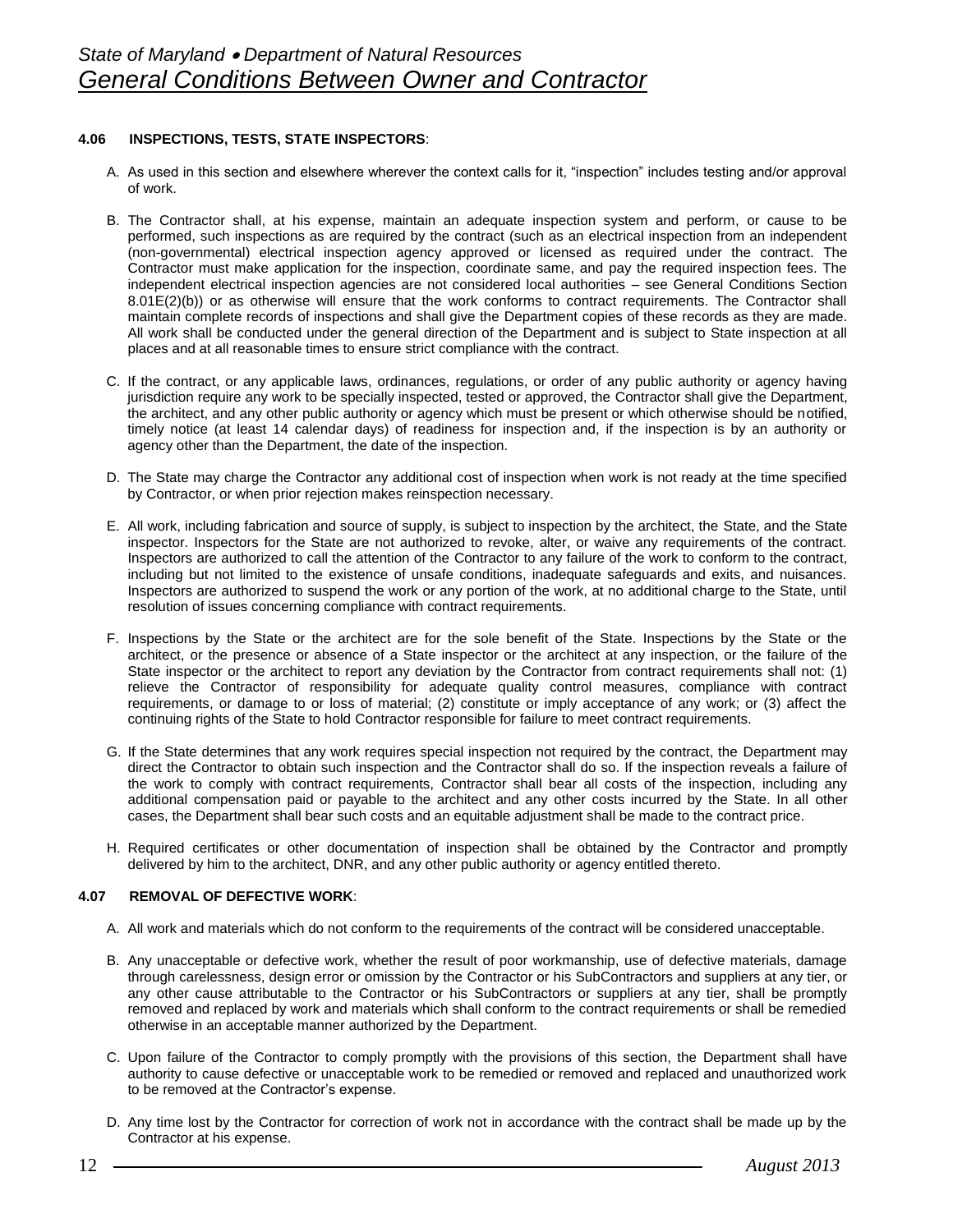#### 4.06 INSPECTIONS, TESTS, STATE INSPECTORS:

A. As used in this section and elsewhere wherever the context calls for it, "inspection" includes testing and/or approval of work.

B. The Contractor shall, at his expense, maintain an adequate inspection system and perform, or cause to be performed, such inspections as are required by the contract (such as an electrical inspection from an independent (non-governmental) electrical inspection agency approved or licensed as required under the contract. The Contractor must make application for the inspection, coordinate same, and pay the required inspection fees. The independent electrical inspection agencies are not considered local authorities – see General Conditions Section 8.01E(2)(b)) or as otherwise will ensure that the work conforms to contract requirements. The Contractor shall maintain complete records of inspections and shall give the Department copies of these records as they are made. All work shall be conducted under the general direction of the Department and is subject to State inspection at all places and at all reasonable times to ensure strict compliance with the contract.

C. If the contract, or any applicable laws, ordinances, regulations, or order of any public authority or agency having jurisdiction require any work to be specially inspected, tested or approved, the Contractor shall give the Department, the architect, and any other public authority or agency which must be present or which otherwise should be notified, timely notice (at least 14 calendar days) of readiness for inspection and, if the inspection is by an authority or agency other than the Department, the date of the inspection.

D. The State may charge the Contractor any additional cost of inspection when work is not ready at the time specified by Contractor, or when prior rejection makes reinspection necessary.

E. All work, including fabrication and source of supply, is subject to inspection by the architect, the State, and the State inspector. Inspectors for the State are not authorized to revoke, alter, or waive any requirements of the contract. Inspectors are authorized to call the attention of the Contractor to any failure of the work to conform to the contract, including but not limited to the existence of unsafe conditions, inadequate safeguards and exits, and nuisances. Inspectors are authorized to suspend the work or any portion of the work, at no additional charge to the State, until resolution of issues concerning compliance with contract requirements.

F. Inspections by the State or the architect are for the sole benefit of the State. Inspections by the State or the architect, or the presence or absence of a State inspector or the architect at any inspection, or the failure of the State inspector or the architect to report any deviation by the Contractor from contract requirements shall not: (1) relieve the Contractor of responsibility for adequate quality control measures, compliance with contract requirements, or damage to or loss of material; (2) constitute or imply acceptance of any work; or (3) affect the continuing rights of the State to hold Contractor responsible for failure to meet contract requirements.

G. If the State determines that any work requires special inspection not required by the contract, the Department may direct the Contractor to obtain such inspection and the Contractor shall do so. If the inspection reveals a failure of the work to comply with contract requirements, Contractor shall bear all costs of the inspection, including any additional compensation paid or payable to the architect and any other costs incurred by the State. In all other cases, the Department shall bear such costs and an equitable adjustment shall be made to the contract price.

H. Required certificates or other documentation of inspection shall be obtained by the Contractor and promptly delivered by him to the architect, DNR, and any other public authority or agency entitled thereto.

#### 4.07 REMOVAL OF DEFECTIVE WORK:

A. All work and materials which do not conform to the requirements of the contract will be considered unacceptable.

B. Any unacceptable or defective work, whether the result of poor workmanship, use of defective materials, damage through carelessness, design error or omission by the Contractor or his SubContractors and suppliers at any tier, or any other cause attributable to the Contractor or his SubContractors or suppliers at any tier, shall be promptly removed and replaced by work and materials which shall conform to the contract requirements or shall be remedied otherwise in an acceptable manner authorized by the Department.

C. Upon failure of the Contractor to comply promptly with the provisions of this section, the Department shall have authority to cause defective or unacceptable work to be remedied or removed and replaced and unauthorized work to be removed at the Contractor's expense.

D. Any time lost by the Contractor for correction of work not in accordance with the contract shall be made up by the Contractor at his expense.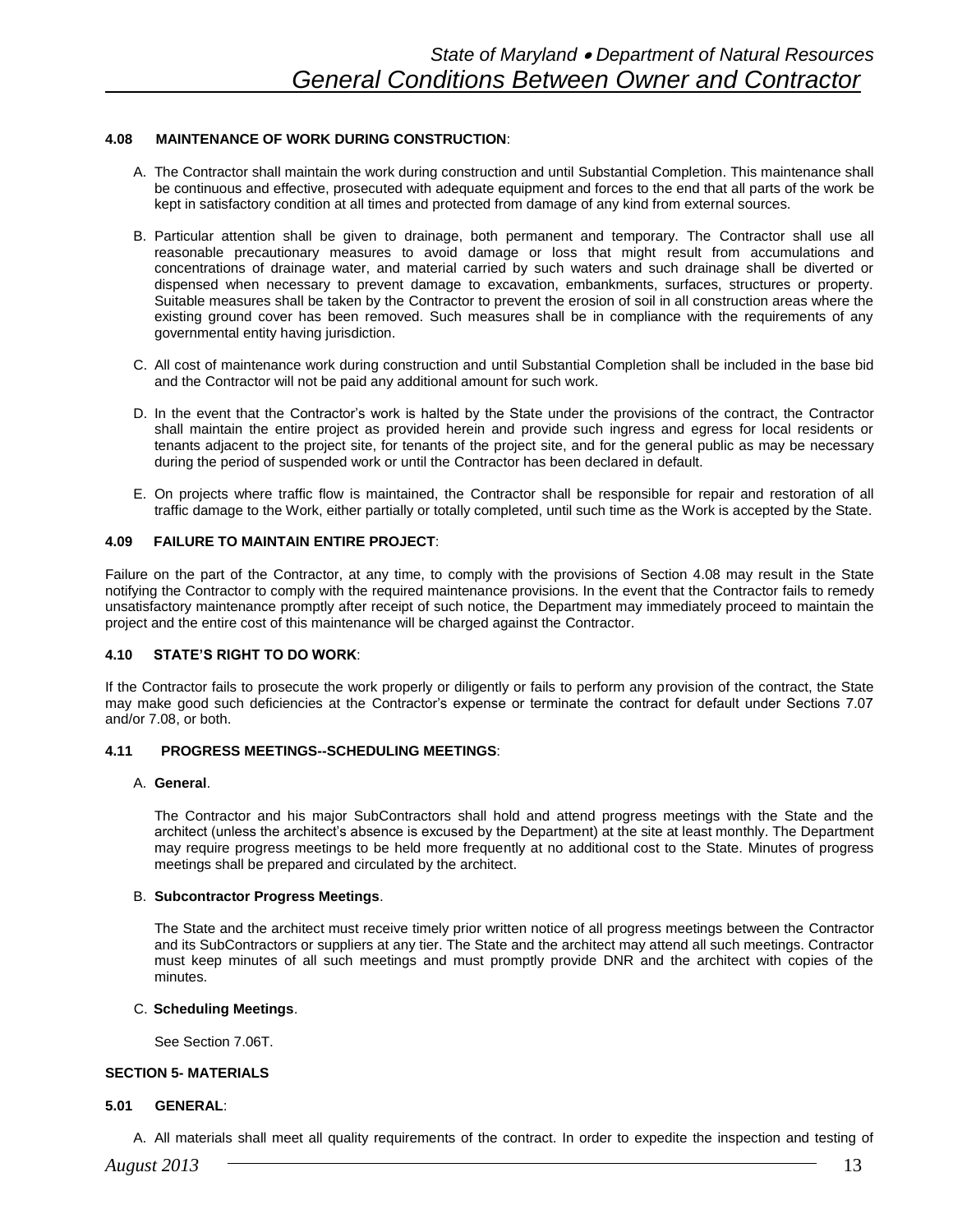**4.08 MAINTENANCE OF WORK DURING CONSTRUCTION**:

A. The Contractor shall maintain the work during construction and until Substantial Completion. This maintenance shall be continuous and effective, prosecuted with adequate equipment and forces to the end that all parts of the work be kept in satisfactory condition at all times and protected from damage of any kind from external sources.

B. Particular attention shall be given to drainage, both permanent and temporary. The Contractor shall use all reasonable precautionary measures to avoid damage or loss that might result from accumulations and concentrations of drainage water, and material carried by such waters and such drainage shall be diverted or dispensed when necessary to prevent damage to excavation, embankments, surfaces, structures or property. Suitable measures shall be taken by the Contractor to prevent the erosion of soil in all construction areas where the existing ground cover has been removed. Such measures shall be in compliance with the requirements of any governmental entity having jurisdiction.

C. All cost of maintenance work during construction and until Substantial Completion shall be included in the base bid and the Contractor will not be paid any additional amount for such work.

D. In the event that the Contractor's work is halted by the State under the provisions of the contract, the Contractor shall maintain the entire project as provided herein and provide such ingress and egress for local residents or tenants adjacent to the project site, for tenants of the project site, and for the general public as may be necessary during the period of suspended work or until the Contractor has been declared in default.

E. On projects where traffic flow is maintained, the Contractor shall be responsible for repair and restoration of all traffic damage to the Work, either partially or totally completed, until such time as the Work is accepted by the State.

**4.09 FAILURE TO MAINTAIN ENTIRE PROJECT**:

Failure on the part of the Contractor, at any time, to comply with the provisions of Section 4.08 may result in the State notifying the Contractor to comply with the required maintenance provisions. In the event that the Contractor fails to remedy unsatisfactory maintenance promptly after receipt of such notice, the Department may immediately proceed to maintain the project and the entire cost of this maintenance will be charged against the Contractor.

**4.10 STATE'S RIGHT TO DO WORK**:

If the Contractor fails to prosecute the work properly or diligently or fails to perform any provision of the contract, the State may make good such deficiencies at the Contractor's expense or terminate the contract for default under Sections 7.07 and/or 7.08, or both.

**4.11 PROGRESS MEETINGS--SCHEDULING MEETINGS**:

A. **General**.

The Contractor and his major SubContractors shall hold and attend progress meetings with the State and the architect (unless the architect's absence is excused by the Department) at the site at least monthly. The Department may require progress meetings to be held more frequently at no additional cost to the State. Minutes of progress meetings shall be prepared and circulated by the architect.

B. **Subcontractor Progress Meetings**.

The State and the architect must receive timely prior written notice of all progress meetings between the Contractor and its SubContractors or suppliers at any tier. The State and the architect may attend all such meetings. Contractor must keep minutes of all such meetings and must promptly provide DNR and the architect with copies of the minutes.

C. **Scheduling Meetings**.

See Section 7.06T.

**SECTION 5- MATERIALS**

**5.01 GENERAL**:

A. All materials shall meet all quality requirements of the contract. In order to expedite the inspection and testing of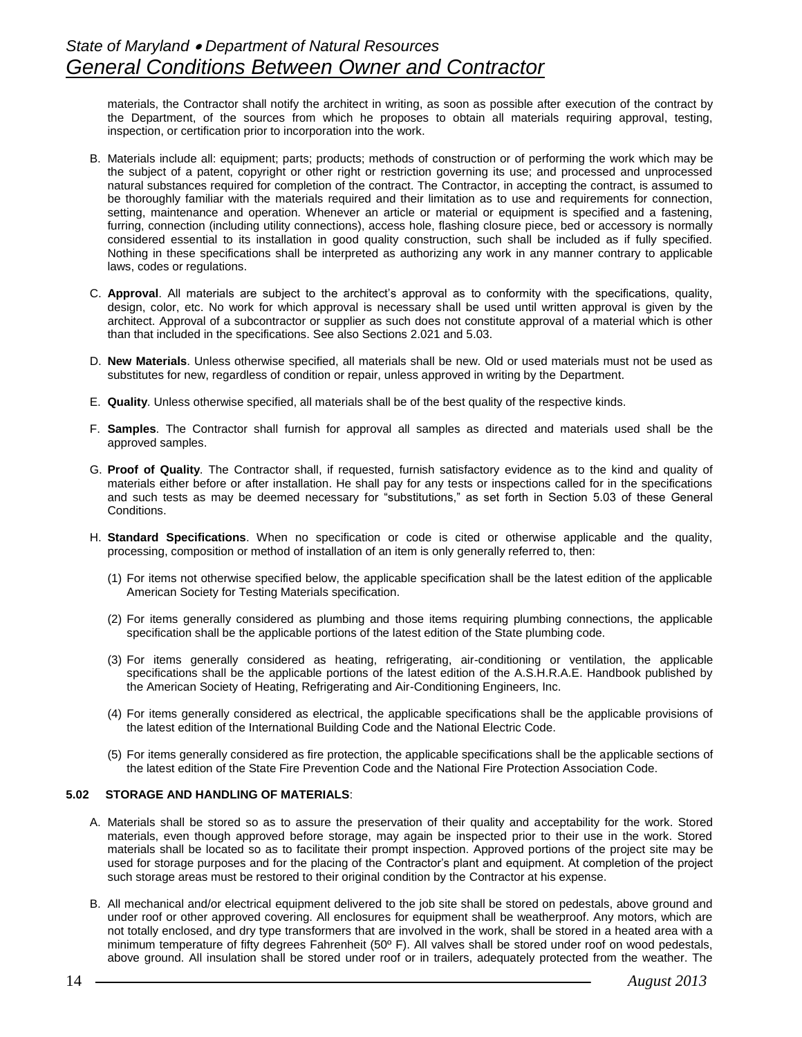materials, the Contractor shall notify the architect in writing, as soon as possible after execution of the contract by the Department, of the sources from which he proposes to obtain all materials requiring approval, testing, inspection, or certification prior to incorporation into the work.

B. Materials include all: equipment; parts; products; methods of construction or of performing the work which may be the subject of a patent, copyright or other right or restriction governing its use; and processed and unprocessed natural substances required for completion of the contract. The Contractor, in accepting the contract, is assumed to be thoroughly familiar with the materials required and their limitation as to use and requirements for connection, setting, maintenance and operation. Whenever an article or material or equipment is specified and a fastening, furring, connection (including utility connections), access hole, flashing closure piece, bed or accessory is normally considered essential to its installation in good quality construction, such shall be included as if fully specified. Nothing in these specifications shall be interpreted as authorizing any work in any manner contrary to applicable laws, codes or regulations.

C. **Approval**. All materials are subject to the architect's approval as to conformity with the specifications, quality, design, color, etc. No work for which approval is necessary shall be used until written approval is given by the architect. Approval of a subcontractor or supplier as such does not constitute approval of a material which is other than that included in the specifications. See also Sections 2.021 and 5.03.

D. **New Materials**. Unless otherwise specified, all materials shall be new. Old or used materials must not be used as substitutes for new, regardless of condition or repair, unless approved in writing by the Department.

E. **Quality**. Unless otherwise specified, all materials shall be of the best quality of the respective kinds.

F. **Samples**. The Contractor shall furnish for approval all samples as directed and materials used shall be the approved samples.

G. **Proof of Quality**. The Contractor shall, if requested, furnish satisfactory evidence as to the kind and quality of materials either before or after installation. He shall pay for any tests or inspections called for in the specifications and such tests as may be deemed necessary for "substitutions," as set forth in Section 5.03 of these General Conditions.

H. **Standard Specifications**. When no specification or code is cited or otherwise applicable and the quality, processing, composition or method of installation of an item is only generally referred to, then:

(1) For items not otherwise specified below, the applicable specification shall be the latest edition of the applicable American Society for Testing Materials specification.

(2) For items generally considered as plumbing and those items requiring plumbing connections, the applicable specification shall be the applicable portions of the latest edition of the State plumbing code.

(3) For items generally considered as heating, refrigerating, air-conditioning or ventilation, the applicable specifications shall be the applicable portions of the latest edition of the A.S.H.R.A.E. Handbook published by the American Society of Heating, Refrigerating and Air-Conditioning Engineers, Inc.

(4) For items generally considered as electrical, the applicable specifications shall be the applicable provisions of the latest edition of the International Building Code and the National Electric Code.

(5) For items generally considered as fire protection, the applicable specifications shall be the applicable sections of the latest edition of the State Fire Prevention Code and the National Fire Protection Association Code.

### 5.02 STORAGE AND HANDLING OF MATERIALS:

A. Materials shall be stored so as to assure the preservation of their quality and acceptability for the work. Stored materials, even though approved before storage, may again be inspected prior to their use in the work. Stored materials shall be located so as to facilitate their prompt inspection. Approved portions of the project site may be used for storage purposes and for the placing of the Contractor's plant and equipment. At completion of the project such storage areas must be restored to their original condition by the Contractor at his expense.

B. All mechanical and/or electrical equipment delivered to the job site shall be stored on pedestals, above ground and under roof or other approved covering. All enclosures for equipment shall be weatherproof. Any motors, which are not totally enclosed, and dry type transformers that are involved in the work, shall be stored in a heated area with a minimum temperature of fifty degrees Fahrenheit (50º F). All valves shall be stored under roof on wood pedestals, above ground. All insulation shall be stored under roof or in trailers, adequately protected from the weather. The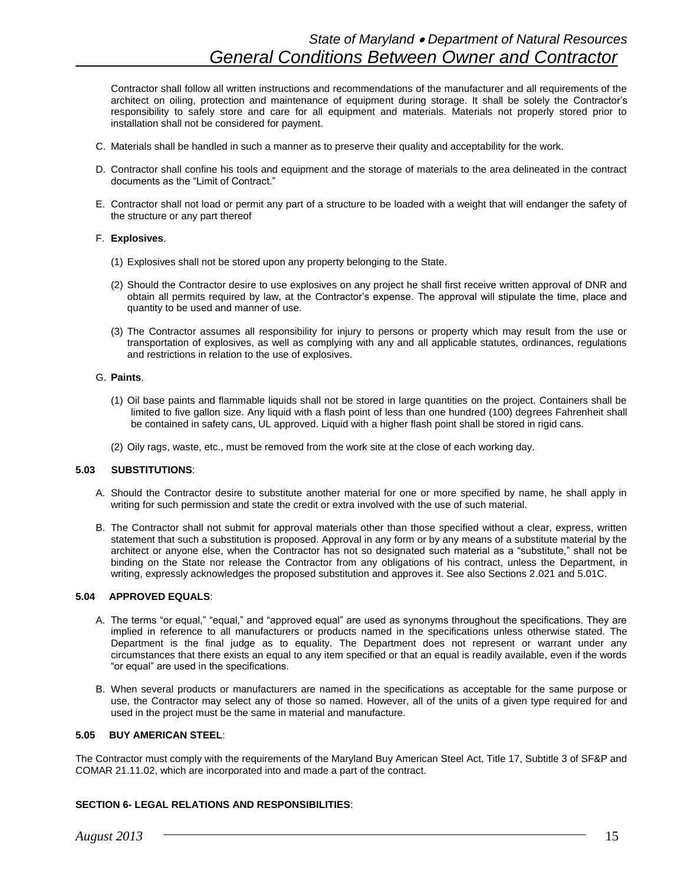Contractor shall follow all written instructions and recommendations of the manufacturer and all requirements of the architect on oiling, protection and maintenance of equipment during storage. It shall be solely the Contractor's responsibility to safely store and care for all equipment and materials. Materials not properly stored prior to installation shall not be considered for payment.

C. Materials shall be handled in such a manner as to preserve their quality and acceptability for the work.

D. Contractor shall confine his tools and equipment and the storage of materials to the area delineated in the contract documents as the "Limit of Contract."

E. Contractor shall not load or permit any part of a structure to be loaded with a weight that will endanger the safety of the structure or any part thereof

F. **Explosives**.

(1) Explosives shall not be stored upon any property belonging to the State.

(2) Should the Contractor desire to use explosives on any project he shall first receive written approval of DNR and obtain all permits required by law, at the Contractor's expense. The approval will stipulate the time, place and quantity to be used and manner of use.

(3) The Contractor assumes all responsibility for injury to persons or property which may result from the use or transportation of explosives, as well as complying with any and all applicable statutes, ordinances, regulations and restrictions in relation to the use of explosives.

G. **Paints**.

(1) Oil base paints and flammable liquids shall not be stored in large quantities on the project. Containers shall be limited to five gallon size. Any liquid with a flash point of less than one hundred (100) degrees Fahrenheit shall be contained in safety cans, UL approved. Liquid with a higher flash point shall be stored in rigid cans.

(2) Oily rags, waste, etc., must be removed from the work site at the close of each working day.

**5.03 SUBSTITUTIONS**:

A. Should the Contractor desire to substitute another material for one or more specified by name, he shall apply in writing for such permission and state the credit or extra involved with the use of such material.

B. The Contractor shall not submit for approval materials other than those specified without a clear, express, written statement that such a substitution is proposed. Approval in any form or by any means of a substitute material by the architect or anyone else, when the Contractor has not so designated such material as a "substitute," shall not be binding on the State nor release the Contractor from any obligations of his contract, unless the Department, in writing, expressly acknowledges the proposed substitution and approves it. See also Sections 2.021 and 5.01C.

**5.04 APPROVED EQUALS**:

A. The terms "or equal," "equal," and "approved equal" are used as synonyms throughout the specifications. They are implied in reference to all manufacturers or products named in the specifications unless otherwise stated. The Department is the final judge as to equality. The Department does not represent or warrant under any circumstances that there exists an equal to any item specified or that an equal is readily available, even if the words "or equal" are used in the specifications.

B. When several products or manufacturers are named in the specifications as acceptable for the same purpose or use, the Contractor may select any of those so named. However, all of the units of a given type required for and used in the project must be the same in material and manufacture.

**5.05 BUY AMERICAN STEEL**:

The Contractor must comply with the requirements of the Maryland Buy American Steel Act, Title 17, Subtitle 3 of SF&P and COMAR 21.11.02, which are incorporated into and made a part of the contract.

**SECTION 6- LEGAL RELATIONS AND RESPONSIBILITIES**: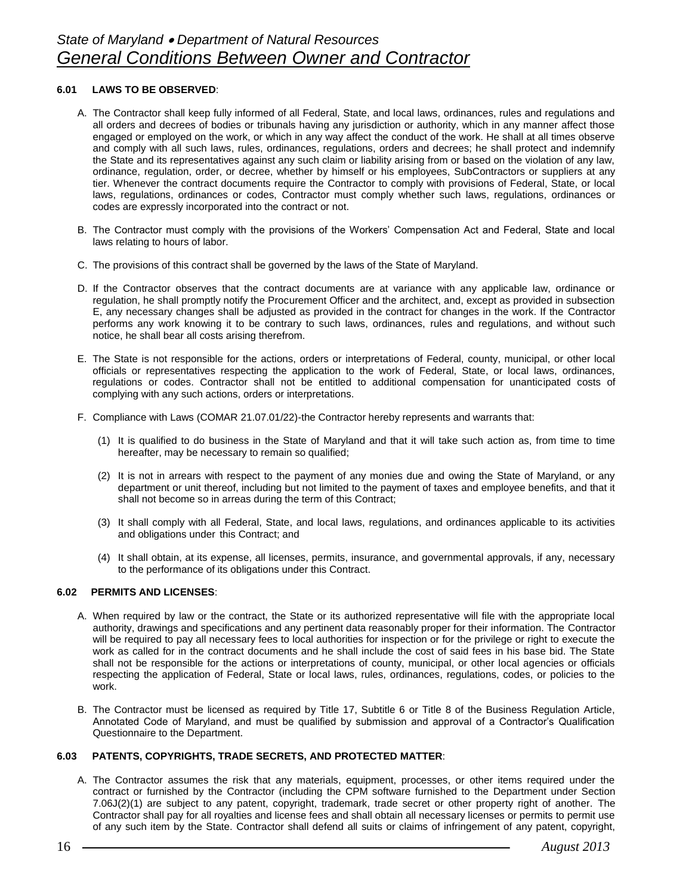**6.01 LAWS TO BE OBSERVED**:

A. The Contractor shall keep fully informed of all Federal, State, and local laws, ordinances, rules and regulations and all orders and decrees of bodies or tribunals having any jurisdiction or authority, which in any manner affect those engaged or employed on the work, or which in any way affect the conduct of the work. He shall at all times observe and comply with all such laws, rules, ordinances, regulations, orders and decrees; he shall protect and indemnify the State and its representatives against any such claim or liability arising from or based on the violation of any law, ordinance, regulation, order, or decree, whether by himself or his employees, SubContractors or suppliers at any tier. Whenever the contract documents require the Contractor to comply with provisions of Federal, State, or local laws, regulations, ordinances or codes, Contractor must comply whether such laws, regulations, ordinances or codes are expressly incorporated into the contract or not.

B. The Contractor must comply with the provisions of the Workers' Compensation Act and Federal, State and local laws relating to hours of labor.

C. The provisions of this contract shall be governed by the laws of the State of Maryland.

D. If the Contractor observes that the contract documents are at variance with any applicable law, ordinance or regulation, he shall promptly notify the Procurement Officer and the architect, and, except as provided in subsection E, any necessary changes shall be adjusted as provided in the contract for changes in the work. If the Contractor performs any work knowing it to be contrary to such laws, ordinances, rules and regulations, and without such notice, he shall bear all costs arising therefrom.

E. The State is not responsible for the actions, orders or interpretations of Federal, county, municipal, or other local officials or representatives respecting the application to the work of Federal, State, or local laws, ordinances, regulations or codes. Contractor shall not be entitled to additional compensation for unanticipated costs of complying with any such actions, orders or interpretations.

F. Compliance with Laws (COMAR 21.07.01/22)-the Contractor hereby represents and warrants that:

(1) It is qualified to do business in the State of Maryland and that it will take such action as, from time to time hereafter, may be necessary to remain so qualified;

(2) It is not in arrears with respect to the payment of any monies due and owing the State of Maryland, or any department or unit thereof, including but not limited to the payment of taxes and employee benefits, and that it shall not become so in arreas during the term of this Contract;

(3) It shall comply with all Federal, State, and local laws, regulations, and ordinances applicable to its activities and obligations under this Contract; and

(4) It shall obtain, at its expense, all licenses, permits, insurance, and governmental approvals, if any, necessary to the performance of its obligations under this Contract.

**6.02 PERMITS AND LICENSES**:

A. When required by law or the contract, the State or its authorized representative will file with the appropriate local authority, drawings and specifications and any pertinent data reasonably proper for their information. The Contractor will be required to pay all necessary fees to local authorities for inspection or for the privilege or right to execute the work as called for in the contract documents and he shall include the cost of said fees in his base bid. The State shall not be responsible for the actions or interpretations of county, municipal, or other local agencies or officials respecting the application of Federal, State or local laws, rules, ordinances, regulations, codes, or policies to the work.

B. The Contractor must be licensed as required by Title 17, Subtitle 6 or Title 8 of the Business Regulation Article, Annotated Code of Maryland, and must be qualified by submission and approval of a Contractor's Qualification Questionnaire to the Department.

**6.03 PATENTS, COPYRIGHTS, TRADE SECRETS, AND PROTECTED MATTER**:

A. The Contractor assumes the risk that any materials, equipment, processes, or other items required under the contract or furnished by the Contractor (including the CPM software furnished to the Department under Section 7.06J(2)(1) are subject to any patent, copyright, trademark, trade secret or other property right of another. The Contractor shall pay for all royalties and license fees and shall obtain all necessary licenses or permits to permit use of any such item by the State. Contractor shall defend all suits or claims of infringement of any patent, copyright,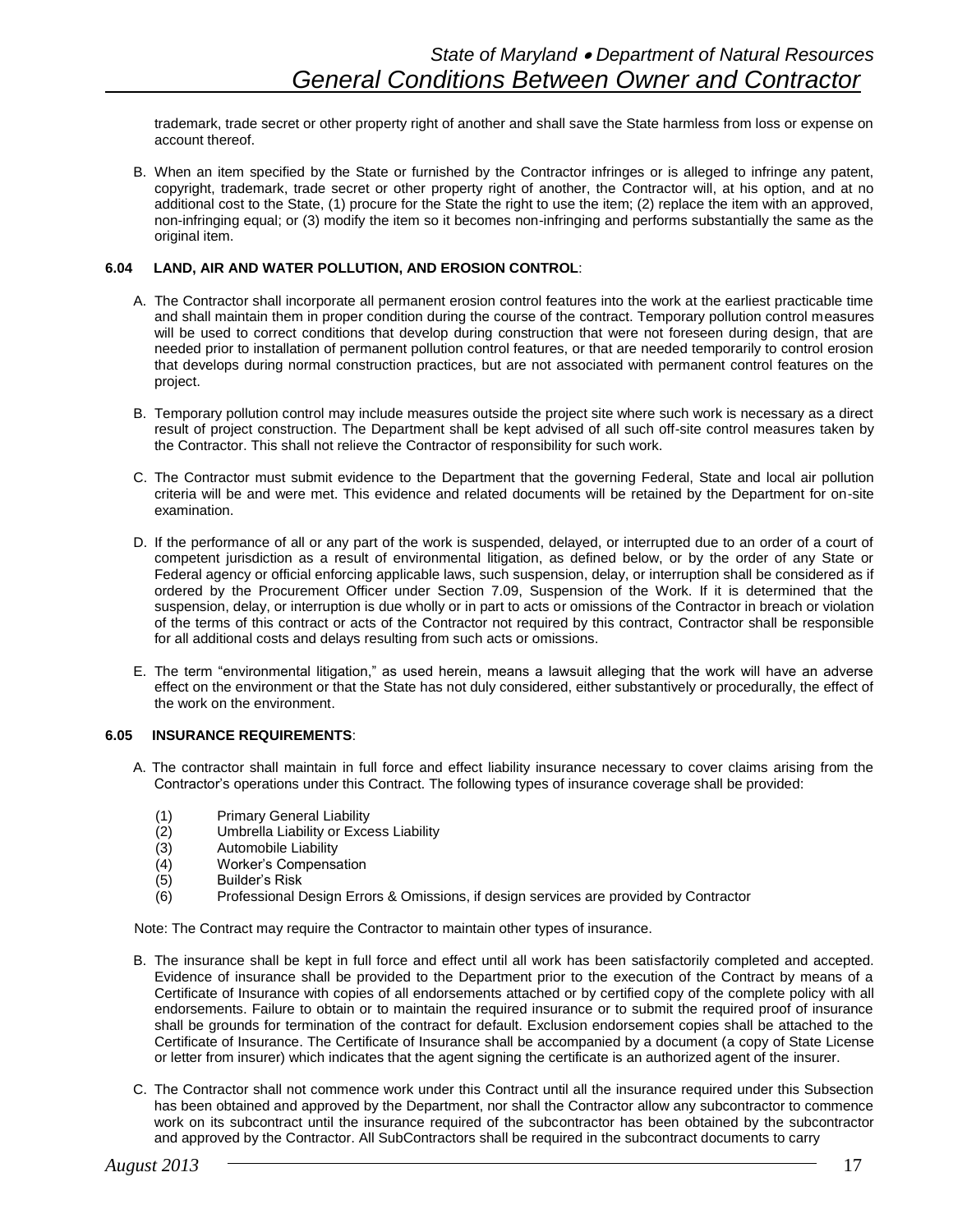trademark, trade secret or other property right of another and shall save the State harmless from loss or expense on account thereof.

B. When an item specified by the State or furnished by the Contractor infringes or is alleged to infringe any patent, copyright, trademark, trade secret or other property right of another, the Contractor will, at his option, and at no additional cost to the State, (1) procure for the State the right to use the item; (2) replace the item with an approved, non-infringing equal; or (3) modify the item so it becomes non-infringing and performs substantially the same as the original item.

**6.04 LAND, AIR AND WATER POLLUTION, AND EROSION CONTROL**:

A. The Contractor shall incorporate all permanent erosion control features into the work at the earliest practicable time and shall maintain them in proper condition during the course of the contract. Temporary pollution control measures will be used to correct conditions that develop during construction that were not foreseen during design, that are needed prior to installation of permanent pollution control features, or that are needed temporarily to control erosion that develops during normal construction practices, but are not associated with permanent control features on the project.

B. Temporary pollution control may include measures outside the project site where such work is necessary as a direct result of project construction. The Department shall be kept advised of all such off-site control measures taken by the Contractor. This shall not relieve the Contractor of responsibility for such work.

C. The Contractor must submit evidence to the Department that the governing Federal, State and local air pollution criteria will be and were met. This evidence and related documents will be retained by the Department for on-site examination.

D. If the performance of all or any part of the work is suspended, delayed, or interrupted due to an order of a court of competent jurisdiction as a result of environmental litigation, as defined below, or by the order of any State or Federal agency or official enforcing applicable laws, such suspension, delay, or interruption shall be considered as if ordered by the Procurement Officer under Section 7.09, Suspension of the Work. If it is determined that the suspension, delay, or interruption is due wholly or in part to acts or omissions of the Contractor in breach or violation of the terms of this contract or acts of the Contractor not required by this contract, Contractor shall be responsible for all additional costs and delays resulting from such acts or omissions.

E. The term "environmental litigation," as used herein, means a lawsuit alleging that the work will have an adverse effect on the environment or that the State has not duly considered, either substantively or procedurally, the effect of the work on the environment.

**6.05 INSURANCE REQUIREMENTS**:

A. The contractor shall maintain in full force and effect liability insurance necessary to cover claims arising from the Contractor's operations under this Contract. The following types of insurance coverage shall be provided:

(1) Primary General Liability
(2) Umbrella Liability or Excess Liability
(3) Automobile Liability
(4) Worker's Compensation
(5) Builder's Risk
(6) Professional Design Errors & Omissions, if design services are provided by Contractor

Note: The Contract may require the Contractor to maintain other types of insurance.

B. The insurance shall be kept in full force and effect until all work has been satisfactorily completed and accepted. Evidence of insurance shall be provided to the Department prior to the execution of the Contract by means of a Certificate of Insurance with copies of all endorsements attached or by certified copy of the complete policy with all endorsements. Failure to obtain or to maintain the required insurance or to submit the required proof of insurance shall be grounds for termination of the contract for default. Exclusion endorsement copies shall be attached to the Certificate of Insurance. The Certificate of Insurance shall be accompanied by a document (a copy of State License or letter from insurer) which indicates that the agent signing the certificate is an authorized agent of the insurer.

C. The Contractor shall not commence work under this Contract until all the insurance required under this Subsection has been obtained and approved by the Department, nor shall the Contractor allow any subcontractor to commence work on its subcontract until the insurance required of the subcontractor has been obtained by the subcontractor and approved by the Contractor. All SubContractors shall be required in the subcontract documents to carry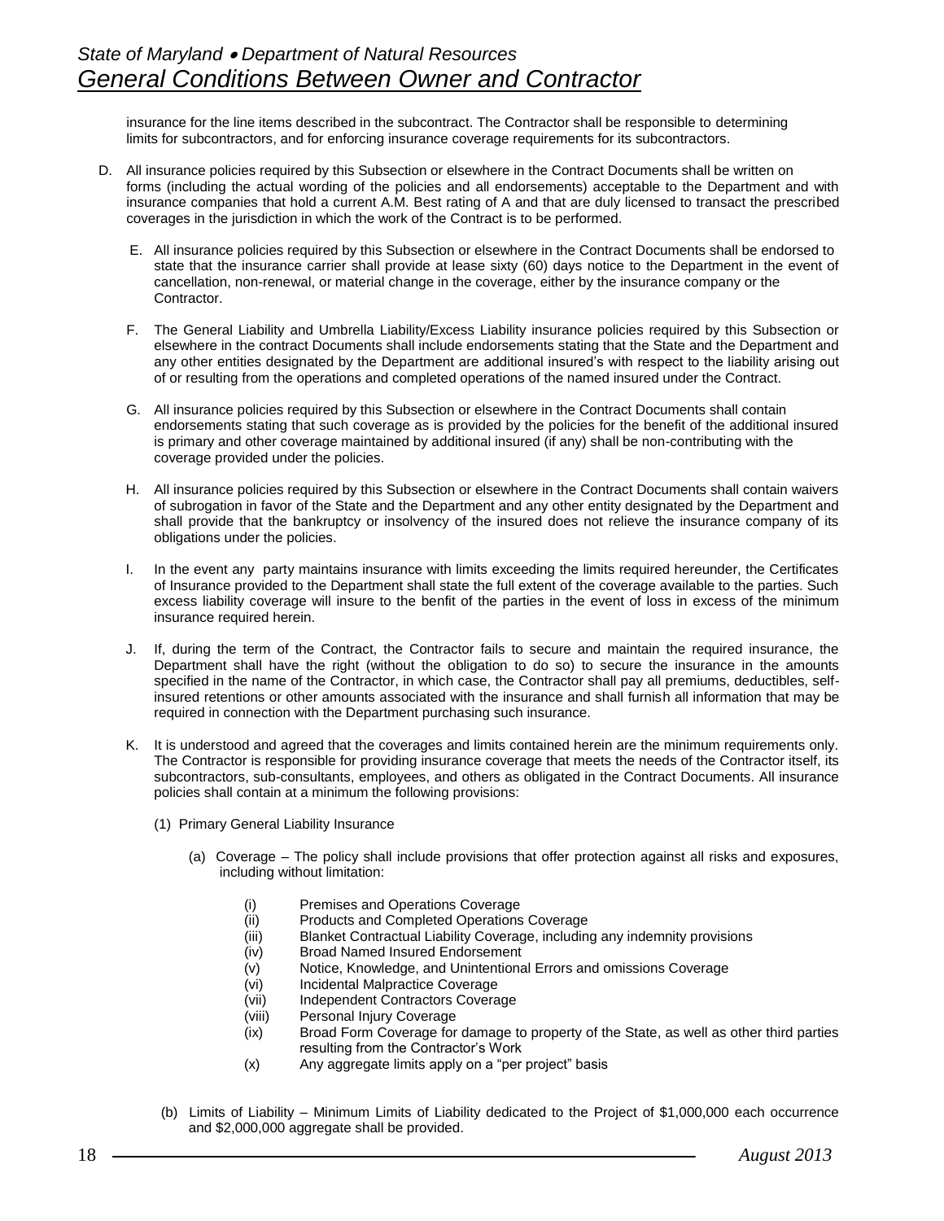insurance for the line items described in the subcontract. The Contractor shall be responsible to determining limits for subcontractors, and for enforcing insurance coverage requirements for its subcontractors.

D. All insurance policies required by this Subsection or elsewhere in the Contract Documents shall be written on forms (including the actual wording of the policies and all endorsements) acceptable to the Department and with insurance companies that hold a current A.M. Best rating of A and that are duly licensed to transact the prescribed coverages in the jurisdiction in which the work of the Contract is to be performed.

E. All insurance policies required by this Subsection or elsewhere in the Contract Documents shall be endorsed to state that the insurance carrier shall provide at lease sixty (60) days notice to the Department in the event of cancellation, non-renewal, or material change in the coverage, either by the insurance company or the Contractor.

F. The General Liability and Umbrella Liability/Excess Liability insurance policies required by this Subsection or elsewhere in the contract Documents shall include endorsements stating that the State and the Department and any other entities designated by the Department are additional insured's with respect to the liability arising out of or resulting from the operations and completed operations of the named insured under the Contract.

G. All insurance policies required by this Subsection or elsewhere in the Contract Documents shall contain endorsements stating that such coverage as is provided by the policies for the benefit of the additional insured is primary and other coverage maintained by additional insured (if any) shall be non-contributing with the coverage provided under the policies.

H. All insurance policies required by this Subsection or elsewhere in the Contract Documents shall contain waivers of subrogation in favor of the State and the Department and any other entity designated by the Department and shall provide that the bankruptcy or insolvency of the insured does not relieve the insurance company of its obligations under the policies.

I. In the event any party maintains insurance with limits exceeding the limits required hereunder, the Certificates of Insurance provided to the Department shall state the full extent of the coverage available to the parties. Such excess liability coverage will insure to the benfit of the parties in the event of loss in excess of the minimum insurance required herein.

J. If, during the term of the Contract, the Contractor fails to secure and maintain the required insurance, the Department shall have the right (without the obligation to do so) to secure the insurance in the amounts specified in the name of the Contractor, in which case, the Contractor shall pay all premiums, deductibles, self-insured retentions or other amounts associated with the insurance and shall furnish all information that may be required in connection with the Department purchasing such insurance.

K. It is understood and agreed that the coverages and limits contained herein are the minimum requirements only. The Contractor is responsible for providing insurance coverage that meets the needs of the Contractor itself, its subcontractors, sub-consultants, employees, and others as obligated in the Contract Documents. All insurance policies shall contain at a minimum the following provisions:

(1) Primary General Liability Insurance

(a) Coverage – The policy shall include provisions that offer protection against all risks and exposures, including without limitation:

- (i) Premises and Operations Coverage
- (ii) Products and Completed Operations Coverage
- (iii) Blanket Contractual Liability Coverage, including any indemnity provisions
- (iv) Broad Named Insured Endorsement
- (v) Notice, Knowledge, and Unintentional Errors and omissions Coverage
- (vi) Incidental Malpractice Coverage
- (vii) Independent Contractors Coverage
- (viii) Personal Injury Coverage
- (ix) Broad Form Coverage for damage to property of the State, as well as other third parties resulting from the Contractor's Work
- (x) Any aggregate limits apply on a "per project" basis

(b) Limits of Liability – Minimum Limits of Liability dedicated to the Project of \$1,000,000 each occurrence and \$2,000,000 aggregate shall be provided.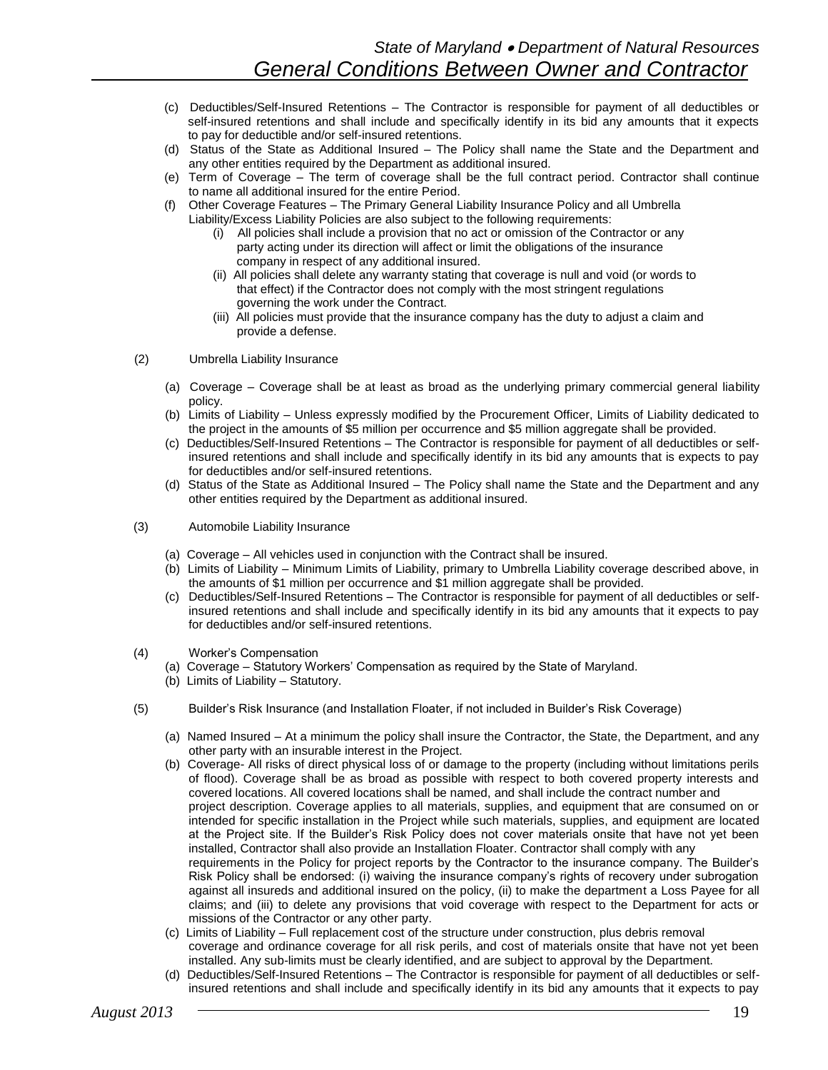(c) Deductibles/Self-Insured Retentions – The Contractor is responsible for payment of all deductibles or self-insured retentions and shall include and specifically identify in its bid any amounts that it expects to pay for deductible and/or self-insured retentions.

(d) Status of the State as Additional Insured – The Policy shall name the State and the Department and any other entities required by the Department as additional insured.

(e) Term of Coverage – The term of coverage shall be the full contract period. Contractor shall continue to name all additional insured for the entire Period.

(f) Other Coverage Features – The Primary General Liability Insurance Policy and all Umbrella Liability/Excess Liability Policies are also subject to the following requirements:

   (i) All policies shall include a provision that no act or omission of the Contractor or any party acting under its direction will affect or limit the obligations of the insurance company in respect of any additional insured.

   (ii) All policies shall delete any warranty stating that coverage is null and void (or words to that effect) if the Contractor does not comply with the most stringent regulations governing the work under the Contract.

   (iii) All policies must provide that the insurance company has the duty to adjust a claim and provide a defense.

(2) Umbrella Liability Insurance

(a) Coverage – Coverage shall be at least as broad as the underlying primary commercial general liability policy.

(b) Limits of Liability – Unless expressly modified by the Procurement Officer, Limits of Liability dedicated to the project in the amounts of $5 million per occurrence and $5 million aggregate shall be provided.

(c) Deductibles/Self-Insured Retentions – The Contractor is responsible for payment of all deductibles or self-insured retentions and shall include and specifically identify in its bid any amounts that is expects to pay for deductibles and/or self-insured retentions.

(d) Status of the State as Additional Insured – The Policy shall name the State and the Department and any other entities required by the Department as additional insured.

(3) Automobile Liability Insurance

(a) Coverage – All vehicles used in conjunction with the Contract shall be insured.

(b) Limits of Liability – Minimum Limits of Liability, primary to Umbrella Liability coverage described above, in the amounts of $1 million per occurrence and $1 million aggregate shall be provided.

(c) Deductibles/Self-Insured Retentions – The Contractor is responsible for payment of all deductibles or self-insured retentions and shall include and specifically identify in its bid any amounts that it expects to pay for deductibles and/or self-insured retentions.

(4) Worker's Compensation

(a) Coverage – Statutory Workers' Compensation as required by the State of Maryland.

(b) Limits of Liability – Statutory.

(5) Builder's Risk Insurance (and Installation Floater, if not included in Builder's Risk Coverage)

(a) Named Insured – At a minimum the policy shall insure the Contractor, the State, the Department, and any other party with an insurable interest in the Project.

(b) Coverage- All risks of direct physical loss of or damage to the property (including without limitations perils of flood). Coverage shall be as broad as possible with respect to both covered property interests and covered locations. All covered locations shall be named, and shall include the contract number and project description. Coverage applies to all materials, supplies, and equipment that are consumed on or intended for specific installation in the Project while such materials, supplies, and equipment are located at the Project site. If the Builder's Risk Policy does not cover materials onsite that have not yet been installed, Contractor shall also provide an Installation Floater. Contractor shall comply with any requirements in the Policy for project reports by the Contractor to the insurance company. The Builder's Risk Policy shall be endorsed: (i) waiving the insurance company's rights of recovery under subrogation against all insureds and additional insured on the policy, (ii) to make the department a Loss Payee for all claims; and (iii) to delete any provisions that void coverage with respect to the Department for acts or missions of the Contractor or any other party.

(c) Limits of Liability – Full replacement cost of the structure under construction, plus debris removal coverage and ordinance coverage for all risk perils, and cost of materials onsite that have not yet been installed. Any sub-limits must be clearly identified, and are subject to approval by the Department.

(d) Deductibles/Self-Insured Retentions – The Contractor is responsible for payment of all deductibles or self-insured retentions and shall include and specifically identify in its bid any amounts that it expects to pay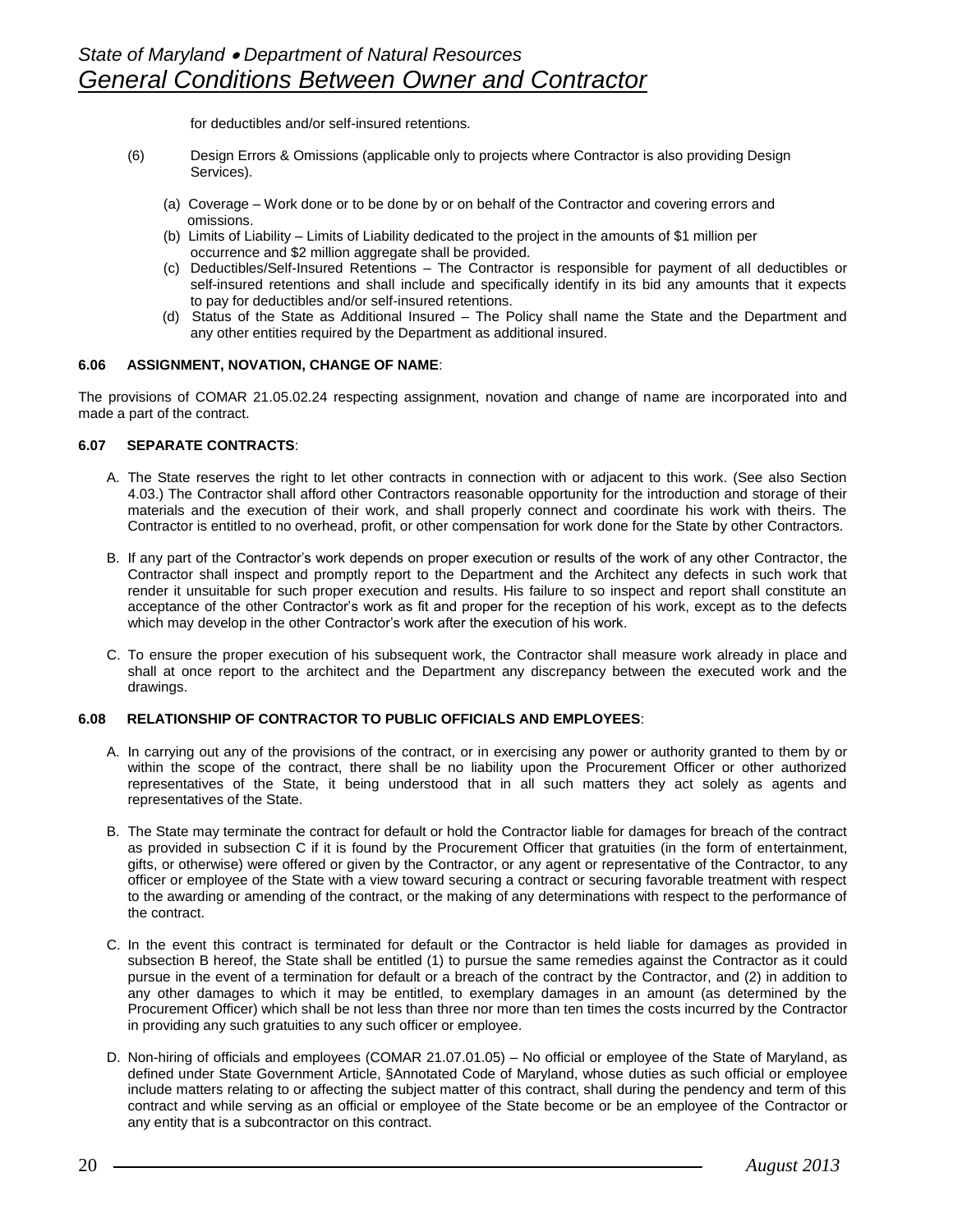for deductibles and/or self-insured retentions.

(6) Design Errors & Omissions (applicable only to projects where Contractor is also providing Design Services).

(a) Coverage – Work done or to be done by or on behalf of the Contractor and covering errors and omissions.

(b) Limits of Liability – Limits of Liability dedicated to the project in the amounts of $1 million per occurrence and $2 million aggregate shall be provided.

(c) Deductibles/Self-Insured Retentions – The Contractor is responsible for payment of all deductibles or self-insured retentions and shall include and specifically identify in its bid any amounts that it expects to pay for deductibles and/or self-insured retentions.

(d) Status of the State as Additional Insured – The Policy shall name the State and the Department and any other entities required by the Department as additional insured.

**6.06 ASSIGNMENT, NOVATION, CHANGE OF NAME**:

The provisions of COMAR 21.05.02.24 respecting assignment, novation and change of name are incorporated into and made a part of the contract.

**6.07 SEPARATE CONTRACTS**:

A. The State reserves the right to let other contracts in connection with or adjacent to this work. (See also Section 4.03.) The Contractor shall afford other Contractors reasonable opportunity for the introduction and storage of their materials and the execution of their work, and shall properly connect and coordinate his work with theirs. The Contractor is entitled to no overhead, profit, or other compensation for work done for the State by other Contractors.

B. If any part of the Contractor's work depends on proper execution or results of the work of any other Contractor, the Contractor shall inspect and promptly report to the Department and the Architect any defects in such work that render it unsuitable for such proper execution and results. His failure to so inspect and report shall constitute an acceptance of the other Contractor's work as fit and proper for the reception of his work, except as to the defects which may develop in the other Contractor's work after the execution of his work.

C. To ensure the proper execution of his subsequent work, the Contractor shall measure work already in place and shall at once report to the architect and the Department any discrepancy between the executed work and the drawings.

**6.08 RELATIONSHIP OF CONTRACTOR TO PUBLIC OFFICIALS AND EMPLOYEES**:

A. In carrying out any of the provisions of the contract, or in exercising any power or authority granted to them by or within the scope of the contract, there shall be no liability upon the Procurement Officer or other authorized representatives of the State, it being understood that in all such matters they act solely as agents and representatives of the State.

B. The State may terminate the contract for default or hold the Contractor liable for damages for breach of the contract as provided in subsection C if it is found by the Procurement Officer that gratuities (in the form of entertainment, gifts, or otherwise) were offered or given by the Contractor, or any agent or representative of the Contractor, to any officer or employee of the State with a view toward securing a contract or securing favorable treatment with respect to the awarding or amending of the contract, or the making of any determinations with respect to the performance of the contract.

C. In the event this contract is terminated for default or the Contractor is held liable for damages as provided in subsection B hereof, the State shall be entitled (1) to pursue the same remedies against the Contractor as it could pursue in the event of a termination for default or a breach of the contract by the Contractor, and (2) in addition to any other damages to which it may be entitled, to exemplary damages in an amount (as determined by the Procurement Officer) which shall be not less than three nor more than ten times the costs incurred by the Contractor in providing any such gratuities to any such officer or employee.

D. Non-hiring of officials and employees (COMAR 21.07.01.05) – No official or employee of the State of Maryland, as defined under State Government Article, §Annotated Code of Maryland, whose duties as such official or employee include matters relating to or affecting the subject matter of this contract, shall during the pendency and term of this contract and while serving as an official or employee of the State become or be an employee of the Contractor or any entity that is a subcontractor on this contract.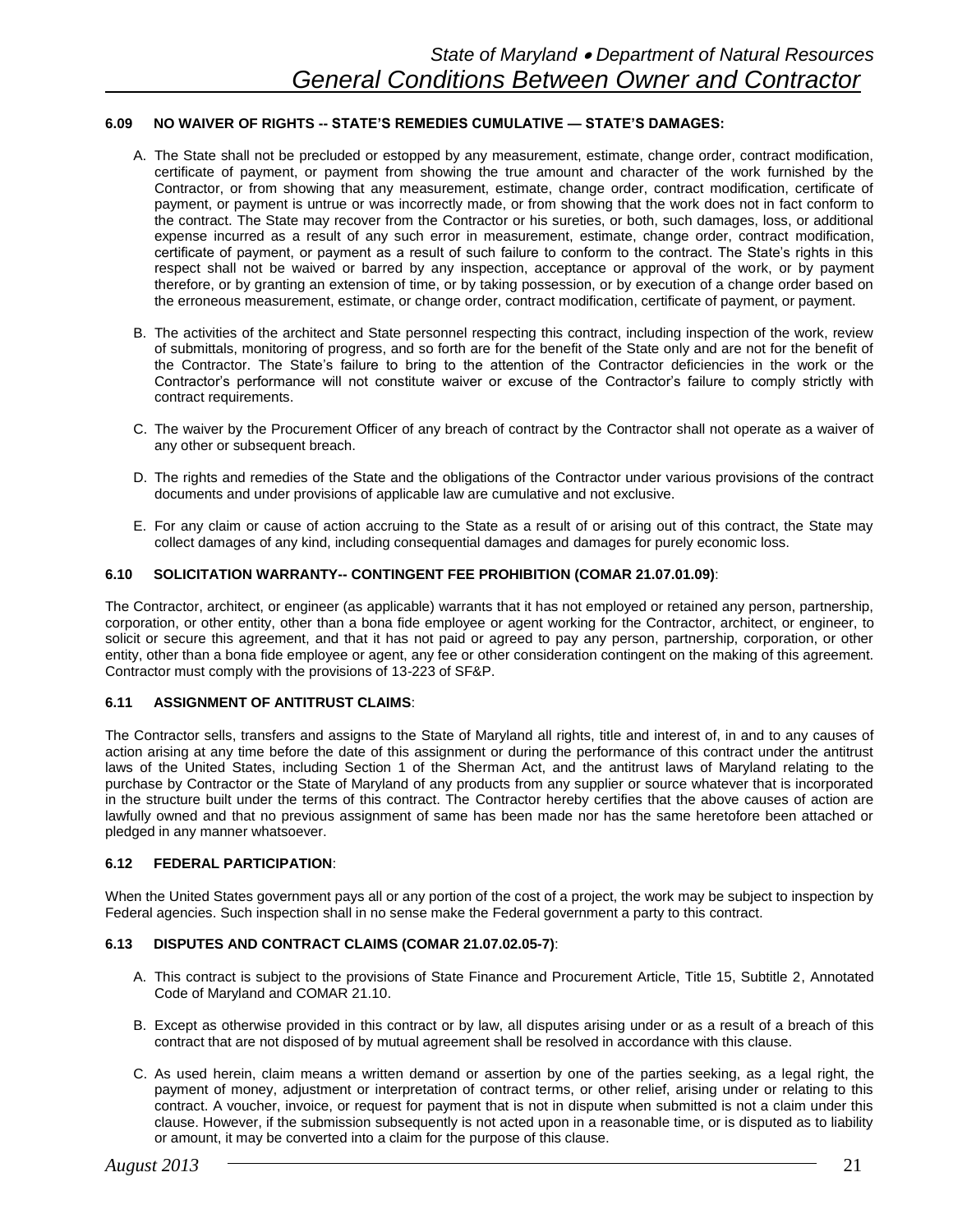### 6.09 NO WAIVER OF RIGHTS -- STATE'S REMEDIES CUMULATIVE — STATE'S DAMAGES:

A. The State shall not be precluded or estopped by any measurement, estimate, change order, contract modification, certificate of payment, or payment from showing the true amount and character of the work furnished by the Contractor, or from showing that any measurement, estimate, change order, contract modification, certificate of payment, or payment is untrue or was incorrectly made, or from showing that the work does not in fact conform to the contract. The State may recover from the Contractor or his sureties, or both, such damages, loss, or additional expense incurred as a result of any such error in measurement, estimate, change order, contract modification, certificate of payment, or payment as a result of such failure to conform to the contract. The State's rights in this respect shall not be waived or barred by any inspection, acceptance or approval of the work, or by payment therefore, or by granting an extension of time, or by taking possession, or by execution of a change order based on the erroneous measurement, estimate, or change order, contract modification, certificate of payment, or payment.

B. The activities of the architect and State personnel respecting this contract, including inspection of the work, review of submittals, monitoring of progress, and so forth are for the benefit of the State only and are not for the benefit of the Contractor. The State's failure to bring to the attention of the Contractor deficiencies in the work or the Contractor's performance will not constitute waiver or excuse of the Contractor's failure to comply strictly with contract requirements.

C. The waiver by the Procurement Officer of any breach of contract by the Contractor shall not operate as a waiver of any other or subsequent breach.

D. The rights and remedies of the State and the obligations of the Contractor under various provisions of the contract documents and under provisions of applicable law are cumulative and not exclusive.

E. For any claim or cause of action accruing to the State as a result of or arising out of this contract, the State may collect damages of any kind, including consequential damages and damages for purely economic loss.

### 6.10 SOLICITATION WARRANTY-- CONTINGENT FEE PROHIBITION (COMAR 21.07.01.09):

The Contractor, architect, or engineer (as applicable) warrants that it has not employed or retained any person, partnership, corporation, or other entity, other than a bona fide employee or agent working for the Contractor, architect, or engineer, to solicit or secure this agreement, and that it has not paid or agreed to pay any person, partnership, corporation, or other entity, other than a bona fide employee or agent, any fee or other consideration contingent on the making of this agreement. Contractor must comply with the provisions of 13-223 of SF&P.

### 6.11 ASSIGNMENT OF ANTITRUST CLAIMS:

The Contractor sells, transfers and assigns to the State of Maryland all rights, title and interest of, in and to any causes of action arising at any time before the date of this assignment or during the performance of this contract under the antitrust laws of the United States, including Section 1 of the Sherman Act, and the antitrust laws of Maryland relating to the purchase by Contractor or the State of Maryland of any products from any supplier or source whatever that is incorporated in the structure built under the terms of this contract. The Contractor hereby certifies that the above causes of action are lawfully owned and that no previous assignment of same has been made nor has the same heretofore been attached or pledged in any manner whatsoever.

### 6.12 FEDERAL PARTICIPATION:

When the United States government pays all or any portion of the cost of a project, the work may be subject to inspection by Federal agencies. Such inspection shall in no sense make the Federal government a party to this contract.

### 6.13 DISPUTES AND CONTRACT CLAIMS (COMAR 21.07.02.05-7):

A. This contract is subject to the provisions of State Finance and Procurement Article, Title 15, Subtitle 2, Annotated Code of Maryland and COMAR 21.10.

B. Except as otherwise provided in this contract or by law, all disputes arising under or as a result of a breach of this contract that are not disposed of by mutual agreement shall be resolved in accordance with this clause.

C. As used herein, claim means a written demand or assertion by one of the parties seeking, as a legal right, the payment of money, adjustment or interpretation of contract terms, or other relief, arising under or relating to this contract. A voucher, invoice, or request for payment that is not in dispute when submitted is not a claim under this clause. However, if the submission subsequently is not acted upon in a reasonable time, or is disputed as to liability or amount, it may be converted into a claim for the purpose of this clause.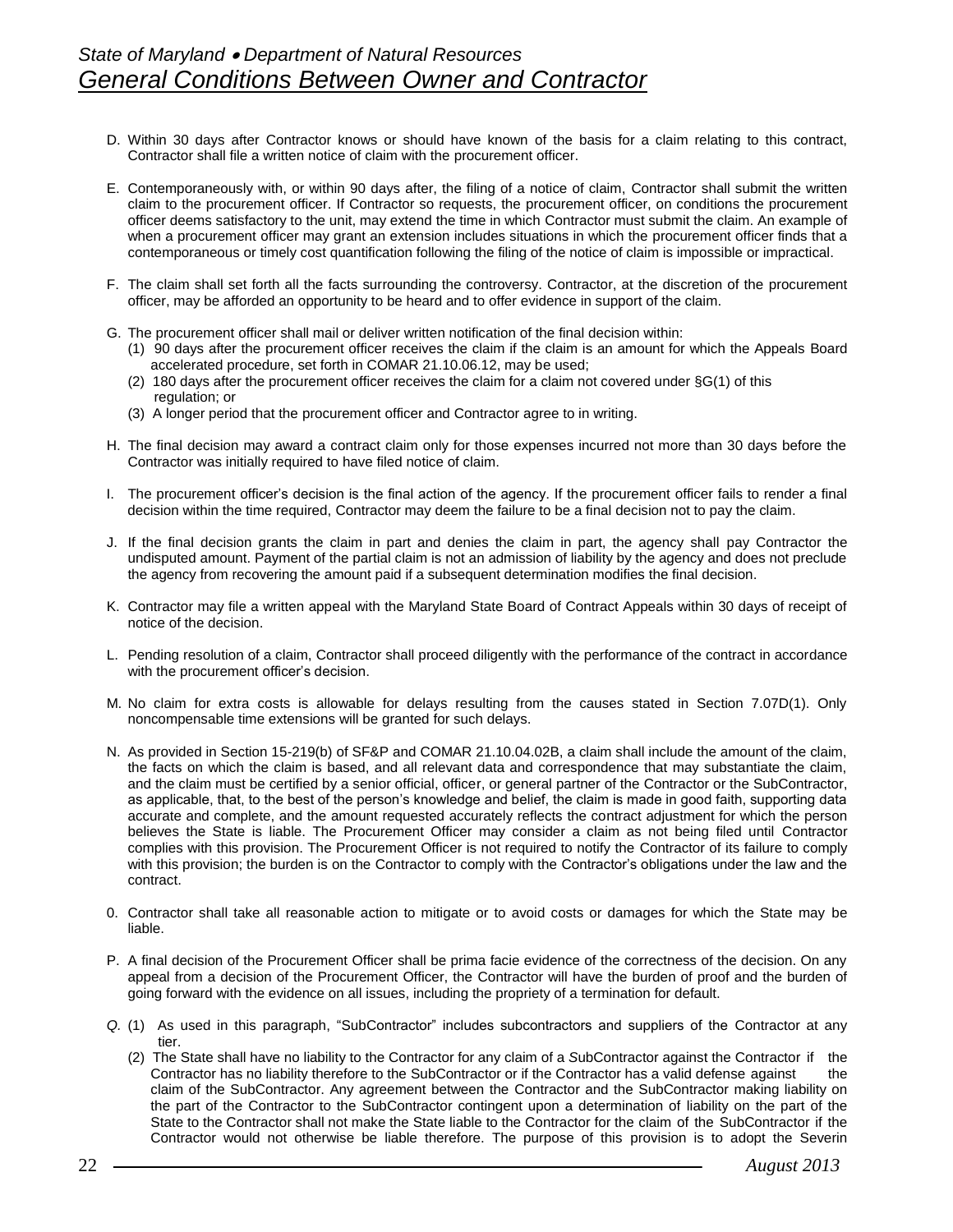D. Within 30 days after Contractor knows or should have known of the basis for a claim relating to this contract, Contractor shall file a written notice of claim with the procurement officer.

E. Contemporaneously with, or within 90 days after, the filing of a notice of claim, Contractor shall submit the written claim to the procurement officer. If Contractor so requests, the procurement officer, on conditions the procurement officer deems satisfactory to the unit, may extend the time in which Contractor must submit the claim. An example of when a procurement officer may grant an extension includes situations in which the procurement officer finds that a contemporaneous or timely cost quantification following the filing of the notice of claim is impossible or impractical.

F. The claim shall set forth all the facts surrounding the controversy. Contractor, at the discretion of the procurement officer, may be afforded an opportunity to be heard and to offer evidence in support of the claim.

G. The procurement officer shall mail or deliver written notification of the final decision within:
   (1) 90 days after the procurement officer receives the claim if the claim is an amount for which the Appeals Board accelerated procedure, set forth in COMAR 21.10.06.12, may be used;
   (2) 180 days after the procurement officer receives the claim for a claim not covered under §G(1) of this regulation; or
   (3) A longer period that the procurement officer and Contractor agree to in writing.

H. The final decision may award a contract claim only for those expenses incurred not more than 30 days before the Contractor was initially required to have filed notice of claim.

I. The procurement officer's decision is the final action of the agency. If the procurement officer fails to render a final decision within the time required, Contractor may deem the failure to be a final decision not to pay the claim.

J. If the final decision grants the claim in part and denies the claim in part, the agency shall pay Contractor the undisputed amount. Payment of the partial claim is not an admission of liability by the agency and does not preclude the agency from recovering the amount paid if a subsequent determination modifies the final decision.

K. Contractor may file a written appeal with the Maryland State Board of Contract Appeals within 30 days of receipt of notice of the decision.

L. Pending resolution of a claim, Contractor shall proceed diligently with the performance of the contract in accordance with the procurement officer's decision.

M. No claim for extra costs is allowable for delays resulting from the causes stated in Section 7.07D(1). Only noncompensable time extensions will be granted for such delays.

N. As provided in Section 15-219(b) of SF&P and COMAR 21.10.04.02B, a claim shall include the amount of the claim, the facts on which the claim is based, and all relevant data and correspondence that may substantiate the claim, and the claim must be certified by a senior official, officer, or general partner of the Contractor or the SubContractor, as applicable, that, to the best of the person's knowledge and belief, the claim is made in good faith, supporting data accurate and complete, and the amount requested accurately reflects the contract adjustment for which the person believes the State is liable. The Procurement Officer may consider a claim as not being filed until Contractor complies with this provision. The Procurement Officer is not required to notify the Contractor of its failure to comply with this provision; the burden is on the Contractor to comply with the Contractor's obligations under the law and the contract.

0. Contractor shall take all reasonable action to mitigate or to avoid costs or damages for which the State may be liable.

P. A final decision of the Procurement Officer shall be prima facie evidence of the correctness of the decision. On any appeal from a decision of the Procurement Officer, the Contractor will have the burden of proof and the burden of going forward with the evidence on all issues, including the propriety of a termination for default.

Q. (1) As used in this paragraph, "SubContractor" includes subcontractors and suppliers of the Contractor at any tier.
   (2) The State shall have no liability to the Contractor for any claim of a SubContractor against the Contractor if the Contractor has no liability therefore to the SubContractor or if the Contractor has a valid defense against the claim of the SubContractor. Any agreement between the Contractor and the SubContractor making liability on the part of the Contractor to the SubContractor contingent upon a determination of liability on the part of the State to the Contractor shall not make the State liable to the Contractor for the claim of the SubContractor if the Contractor would not otherwise be liable therefore. The purpose of this provision is to adopt the Severin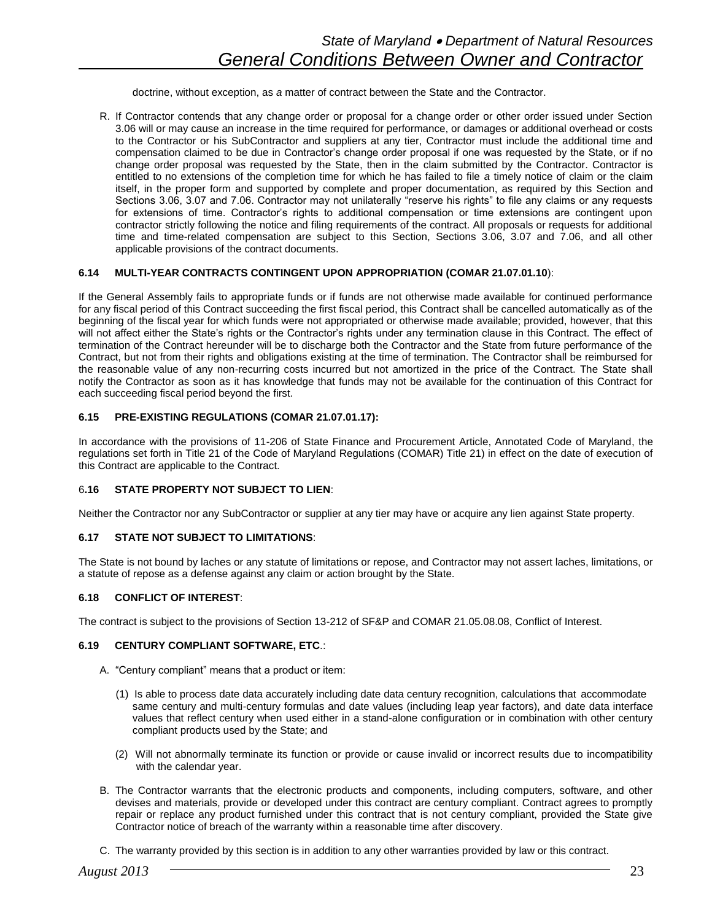doctrine, without exception, as *a* matter of contract between the State and the Contractor.

R. If Contractor contends that any change order or proposal for a change order or other order issued under Section 3.06 will or may cause an increase in the time required for performance, or damages or additional overhead or costs to the Contractor or his SubContractor and suppliers at any tier, Contractor must include the additional time and compensation claimed to be due in Contractor's change order proposal if one was requested by the State, or if no change order proposal was requested by the State, then in the claim submitted by the Contractor. Contractor is entitled to no extensions of the completion time for which he has failed to file *a* timely notice of claim or the claim itself, in the proper form and supported by complete and proper documentation, as required by this Section and Sections 3.06, 3.07 and 7.06. Contractor may not unilaterally "reserve his rights" to file any claims or any requests for extensions of time. Contractor's rights to additional compensation or time extensions are contingent upon contractor strictly following the notice and filing requirements of the contract. All proposals or requests for additional time and time-related compensation are subject to this Section, Sections 3.06, 3.07 and 7.06, and all other applicable provisions of the contract documents.

### 6.14 MULTI-YEAR CONTRACTS CONTINGENT UPON APPROPRIATION (COMAR 21.07.01.10):

If the General Assembly fails to appropriate funds or if funds are not otherwise made available for continued performance for any fiscal period of this Contract succeeding the first fiscal period, this Contract shall be cancelled automatically as of the beginning of the fiscal year for which funds were not appropriated or otherwise made available; provided, however, that this will not affect either the State's rights or the Contractor's rights under any termination clause in this Contract. The effect of termination of the Contract hereunder will be to discharge both the Contractor and the State from future performance of the Contract, but not from their rights and obligations existing at the time of termination. The Contractor shall be reimbursed for the reasonable value of any non-recurring costs incurred but not amortized in the price of the Contract. The State shall notify the Contractor as soon as it has knowledge that funds may not be available for the continuation of this Contract for each succeeding fiscal period beyond the first.

### 6.15 PRE-EXISTING REGULATIONS (COMAR 21.07.01.17):

In accordance with the provisions of 11-206 of State Finance and Procurement Article, Annotated Code of Maryland, the regulations set forth in Title 21 of the Code of Maryland Regulations (COMAR) Title 21) in effect on the date of execution of this Contract are applicable to the Contract.

### 6.16 STATE PROPERTY NOT SUBJECT TO LIEN:

Neither the Contractor nor any SubContractor or supplier at any tier may have or acquire any lien against State property.

### 6.17 STATE NOT SUBJECT TO LIMITATIONS:

The State is not bound by laches or any statute of limitations or repose, and Contractor may not assert laches, limitations, or a statute of repose as a defense against any claim or action brought by the State.

### 6.18 CONFLICT OF INTEREST:

The contract is subject to the provisions of Section 13-212 of SF&P and COMAR 21.05.08.08, Conflict of Interest.

### 6.19 CENTURY COMPLIANT SOFTWARE, ETC.:

A. "Century compliant" means that a product or item:

(1) Is able to process date data accurately including date data century recognition, calculations that accommodate same century and multi-century formulas and date values (including leap year factors), and date data interface values that reflect century when used either in a stand-alone configuration or in combination with other century compliant products used by the State; and

(2) Will not abnormally terminate its function or provide or cause invalid or incorrect results due to incompatibility with the calendar year.

B. The Contractor warrants that the electronic products and components, including computers, software, and other devises and materials, provide or developed under this contract are century compliant. Contract agrees to promptly repair or replace any product furnished under this contract that is not century compliant, provided the State give Contractor notice of breach of the warranty within a reasonable time after discovery.

C. The warranty provided by this section is in addition to any other warranties provided by law or this contract.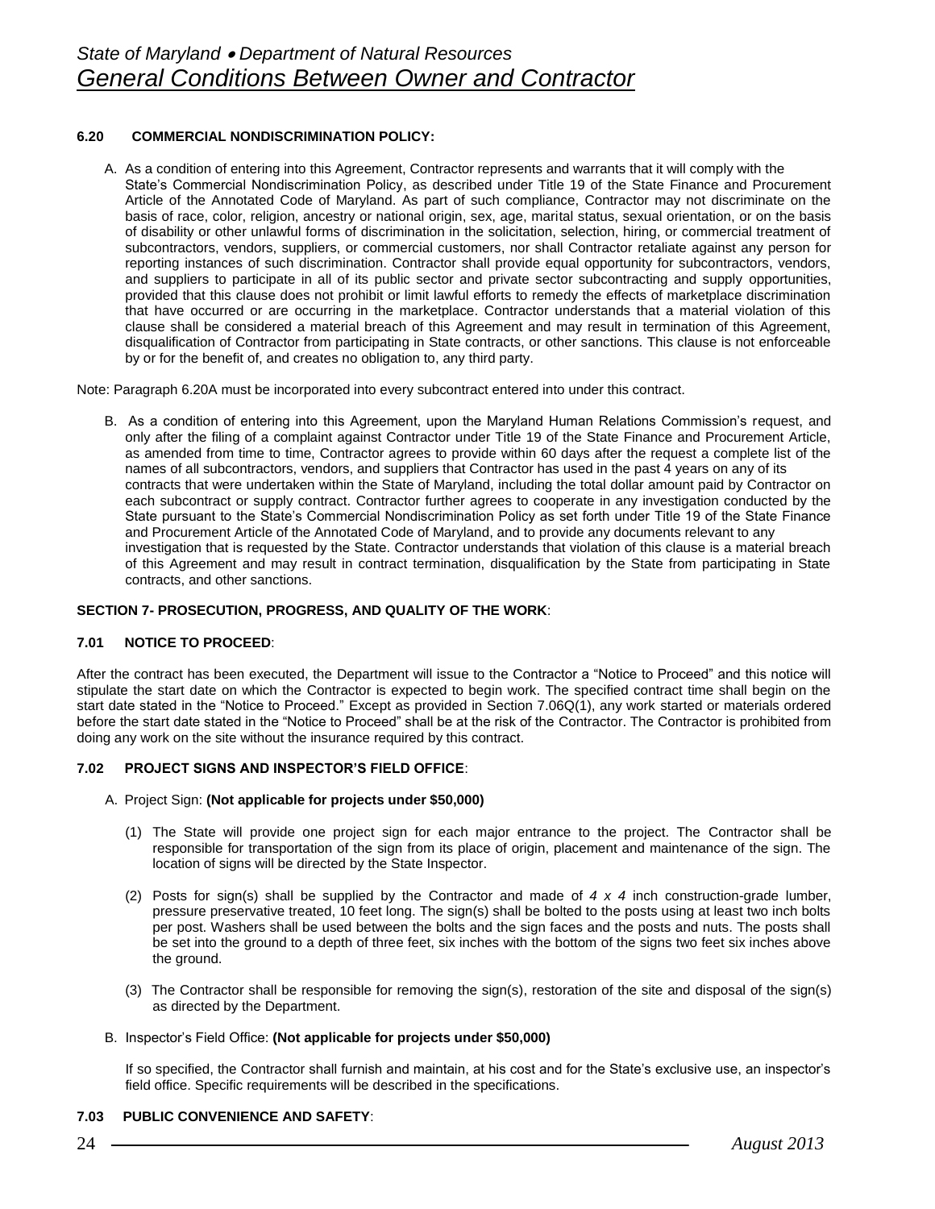**6.20 COMMERCIAL NONDISCRIMINATION POLICY:**

A. As a condition of entering into this Agreement, Contractor represents and warrants that it will comply with the State's Commercial Nondiscrimination Policy, as described under Title 19 of the State Finance and Procurement Article of the Annotated Code of Maryland. As part of such compliance, Contractor may not discriminate on the basis of race, color, religion, ancestry or national origin, sex, age, marital status, sexual orientation, or on the basis of disability or other unlawful forms of discrimination in the solicitation, selection, hiring, or commercial treatment of subcontractors, vendors, suppliers, or commercial customers, nor shall Contractor retaliate against any person for reporting instances of such discrimination. Contractor shall provide equal opportunity for subcontractors, vendors, and suppliers to participate in all of its public sector and private sector subcontracting and supply opportunities, provided that this clause does not prohibit or limit lawful efforts to remedy the effects of marketplace discrimination that have occurred or are occurring in the marketplace. Contractor understands that a material violation of this clause shall be considered a material breach of this Agreement and may result in termination of this Agreement, disqualification of Contractor from participating in State contracts, or other sanctions. This clause is not enforceable by or for the benefit of, and creates no obligation to, any third party.

Note: Paragraph 6.20A must be incorporated into every subcontract entered into under this contract.

B. As a condition of entering into this Agreement, upon the Maryland Human Relations Commission's request, and only after the filing of a complaint against Contractor under Title 19 of the State Finance and Procurement Article, as amended from time to time, Contractor agrees to provide within 60 days after the request a complete list of the names of all subcontractors, vendors, and suppliers that Contractor has used in the past 4 years on any of its contracts that were undertaken within the State of Maryland, including the total dollar amount paid by Contractor on each subcontract or supply contract. Contractor further agrees to cooperate in any investigation conducted by the State pursuant to the State's Commercial Nondiscrimination Policy as set forth under Title 19 of the State Finance and Procurement Article of the Annotated Code of Maryland, and to provide any documents relevant to any investigation that is requested by the State. Contractor understands that violation of this clause is a material breach of this Agreement and may result in contract termination, disqualification by the State from participating in State contracts, and other sanctions.

## SECTION 7- PROSECUTION, PROGRESS, AND QUALITY OF THE WORK:

**7.01 NOTICE TO PROCEED**:

After the contract has been executed, the Department will issue to the Contractor a "Notice to Proceed" and this notice will stipulate the start date on which the Contractor is expected to begin work. The specified contract time shall begin on the start date stated in the "Notice to Proceed." Except as provided in Section 7.06Q(1), any work started or materials ordered before the start date stated in the "Notice to Proceed" shall be at the risk of the Contractor. The Contractor is prohibited from doing any work on the site without the insurance required by this contract.

**7.02 PROJECT SIGNS AND INSPECTOR'S FIELD OFFICE**:

A. Project Sign: **(Not applicable for projects under $50,000)**

(1) The State will provide one project sign for each major entrance to the project. The Contractor shall be responsible for transportation of the sign from its place of origin, placement and maintenance of the sign. The location of signs will be directed by the State Inspector.

(2) Posts for sign(s) shall be supplied by the Contractor and made of *4 x 4* inch construction-grade lumber, pressure preservative treated, 10 feet long. The sign(s) shall be bolted to the posts using at least two inch bolts per post. Washers shall be used between the bolts and the sign faces and the posts and nuts. The posts shall be set into the ground to a depth of three feet, six inches with the bottom of the signs two feet six inches above the ground.

(3) The Contractor shall be responsible for removing the sign(s), restoration of the site and disposal of the sign(s) as directed by the Department.

B. Inspector's Field Office: **(Not applicable for projects under $50,000)**

If so specified, the Contractor shall furnish and maintain, at his cost and for the State's exclusive use, an inspector's field office. Specific requirements will be described in the specifications.

**7.03 PUBLIC CONVENIENCE AND SAFETY**: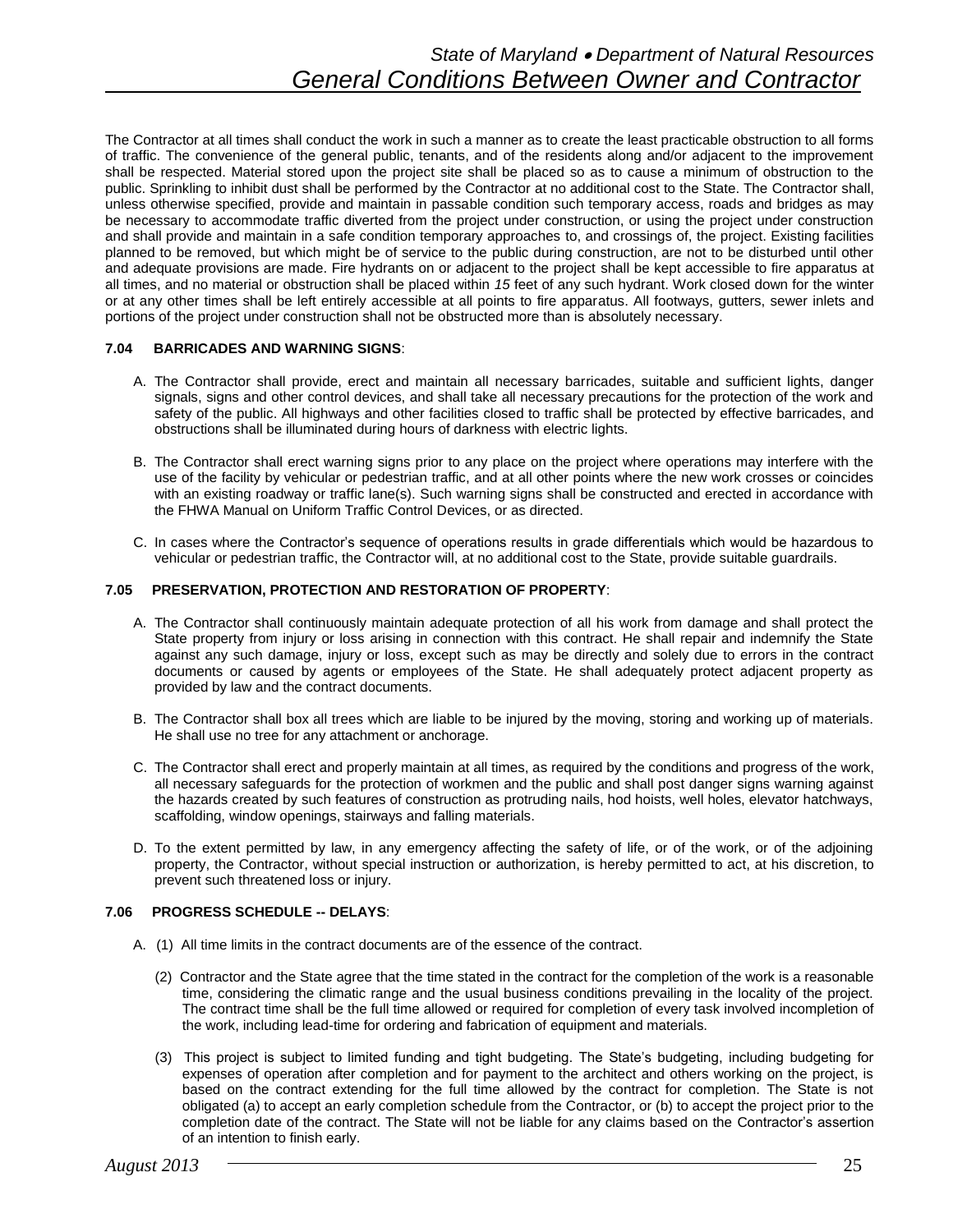The Contractor at all times shall conduct the work in such a manner as to create the least practicable obstruction to all forms of traffic. The convenience of the general public, tenants, and of the residents along and/or adjacent to the improvement shall be respected. Material stored upon the project site shall be placed so as to cause a minimum of obstruction to the public. Sprinkling to inhibit dust shall be performed by the Contractor at no additional cost to the State. The Contractor shall, unless otherwise specified, provide and maintain in passable condition such temporary access, roads and bridges as may be necessary to accommodate traffic diverted from the project under construction, or using the project under construction and shall provide and maintain in a safe condition temporary approaches to, and crossings of, the project. Existing facilities planned to be removed, but which might be of service to the public during construction, are not to be disturbed until other and adequate provisions are made. Fire hydrants on or adjacent to the project shall be kept accessible to fire apparatus at all times, and no material or obstruction shall be placed within *15* feet of any such hydrant. Work closed down for the winter or at any other times shall be left entirely accessible at all points to fire apparatus. All footways, gutters, sewer inlets and portions of the project under construction shall not be obstructed more than is absolutely necessary.

**7.04 BARRICADES AND WARNING SIGNS**:

A. The Contractor shall provide, erect and maintain all necessary barricades, suitable and sufficient lights, danger signals, signs and other control devices, and shall take all necessary precautions for the protection of the work and safety of the public. All highways and other facilities closed to traffic shall be protected by effective barricades, and obstructions shall be illuminated during hours of darkness with electric lights.

B. The Contractor shall erect warning signs prior to any place on the project where operations may interfere with the use of the facility by vehicular or pedestrian traffic, and at all other points where the new work crosses or coincides with an existing roadway or traffic lane(s). Such warning signs shall be constructed and erected in accordance with the FHWA Manual on Uniform Traffic Control Devices, or as directed.

C. In cases where the Contractor's sequence of operations results in grade differentials which would be hazardous to vehicular or pedestrian traffic, the Contractor will, at no additional cost to the State, provide suitable guardrails.

**7.05 PRESERVATION, PROTECTION AND RESTORATION OF PROPERTY**:

A. The Contractor shall continuously maintain adequate protection of all his work from damage and shall protect the State property from injury or loss arising in connection with this contract. He shall repair and indemnify the State against any such damage, injury or loss, except such as may be directly and solely due to errors in the contract documents or caused by agents or employees of the State. He shall adequately protect adjacent property as provided by law and the contract documents.

B. The Contractor shall box all trees which are liable to be injured by the moving, storing and working up of materials. He shall use no tree for any attachment or anchorage.

C. The Contractor shall erect and properly maintain at all times, as required by the conditions and progress of the work, all necessary safeguards for the protection of workmen and the public and shall post danger signs warning against the hazards created by such features of construction as protruding nails, hod hoists, well holes, elevator hatchways, scaffolding, window openings, stairways and falling materials.

D. To the extent permitted by law, in any emergency affecting the safety of life, or of the work, or of the adjoining property, the Contractor, without special instruction or authorization, is hereby permitted to act, at his discretion, to prevent such threatened loss or injury.

**7.06 PROGRESS SCHEDULE -- DELAYS**:

A. (1) All time limits in the contract documents are of the essence of the contract.

(2) Contractor and the State agree that the time stated in the contract for the completion of the work is a reasonable time, considering the climatic range and the usual business conditions prevailing in the locality of the project. The contract time shall be the full time allowed or required for completion of every task involved incompletion of the work, including lead-time for ordering and fabrication of equipment and materials.

(3) This project is subject to limited funding and tight budgeting. The State's budgeting, including budgeting for expenses of operation after completion and for payment to the architect and others working on the project, is based on the contract extending for the full time allowed by the contract for completion. The State is not obligated (a) to accept an early completion schedule from the Contractor, or (b) to accept the project prior to the completion date of the contract. The State will not be liable for any claims based on the Contractor's assertion of an intention to finish early.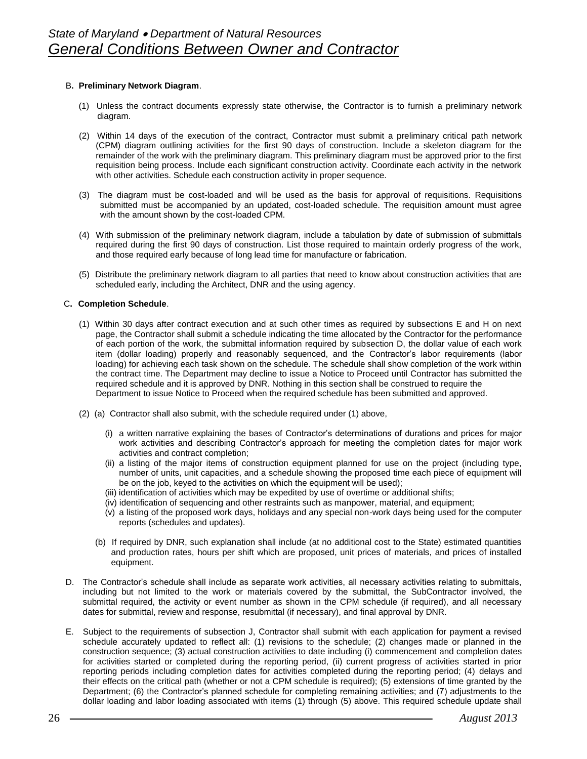B**. Preliminary Network Diagram**.

(1) Unless the contract documents expressly state otherwise, the Contractor is to furnish a preliminary network diagram.

(2) Within 14 days of the execution of the contract, Contractor must submit a preliminary critical path network (CPM) diagram outlining activities for the first 90 days of construction. Include a skeleton diagram for the remainder of the work with the preliminary diagram. This preliminary diagram must be approved prior to the first requisition being process. Include each significant construction activity. Coordinate each activity in the network with other activities. Schedule each construction activity in proper sequence.

(3) The diagram must be cost-loaded and will be used as the basis for approval of requisitions. Requisitions submitted must be accompanied by an updated, cost-loaded schedule. The requisition amount must agree with the amount shown by the cost-loaded CPM.

(4) With submission of the preliminary network diagram, include a tabulation by date of submission of submittals required during the first 90 days of construction. List those required to maintain orderly progress of the work, and those required early because of long lead time for manufacture or fabrication.

(5) Distribute the preliminary network diagram to all parties that need to know about construction activities that are scheduled early, including the Architect, DNR and the using agency.

C**. Completion Schedule**.

(1) Within 30 days after contract execution and at such other times as required by subsections E and H on next page, the Contractor shall submit a schedule indicating the time allocated by the Contractor for the performance of each portion of the work, the submittal information required by subsection D, the dollar value of each work item (dollar loading) properly and reasonably sequenced, and the Contractor's labor requirements (labor loading) for achieving each task shown on the schedule. The schedule shall show completion of the work within the contract time. The Department may decline to issue a Notice to Proceed until Contractor has submitted the required schedule and it is approved by DNR. Nothing in this section shall be construed to require the Department to issue Notice to Proceed when the required schedule has been submitted and approved.

(2) (a) Contractor shall also submit, with the schedule required under (1) above,

(i) a written narrative explaining the bases of Contractor's determinations of durations and prices for major work activities and describing Contractor's approach for meeting the completion dates for major work activities and contract completion;

(ii) a listing of the major items of construction equipment planned for use on the project (including type, number of units, unit capacities, and a schedule showing the proposed time each piece of equipment will be on the job, keyed to the activities on which the equipment will be used);

(iii) identification of activities which may be expedited by use of overtime or additional shifts;

(iv) identification of sequencing and other restraints such as manpower, material, and equipment;

(v) a listing of the proposed work days, holidays and any special non-work days being used for the computer reports (schedules and updates).

(b) If required by DNR, such explanation shall include (at no additional cost to the State) estimated quantities and production rates, hours per shift which are proposed, unit prices of materials, and prices of installed equipment.

D. The Contractor's schedule shall include as separate work activities, all necessary activities relating to submittals, including but not limited to the work or materials covered by the submittal, the SubContractor involved, the submittal required, the activity or event number as shown in the CPM schedule (if required), and all necessary dates for submittal, review and response, resubmittal (if necessary), and final approval by DNR.

E. Subject to the requirements of subsection J, Contractor shall submit with each application for payment a revised schedule accurately updated to reflect all: (1) revisions to the schedule; (2) changes made or planned in the construction sequence; (3) actual construction activities to date including (i) commencement and completion dates for activities started or completed during the reporting period, (ii) current progress of activities started in prior reporting periods including completion dates for activities completed during the reporting period; (4) delays and their effects on the critical path (whether or not a CPM schedule is required); (5) extensions of time granted by the Department; (6) the Contractor's planned schedule for completing remaining activities; and (7) adjustments to the dollar loading and labor loading associated with items (1) through (5) above. This required schedule update shall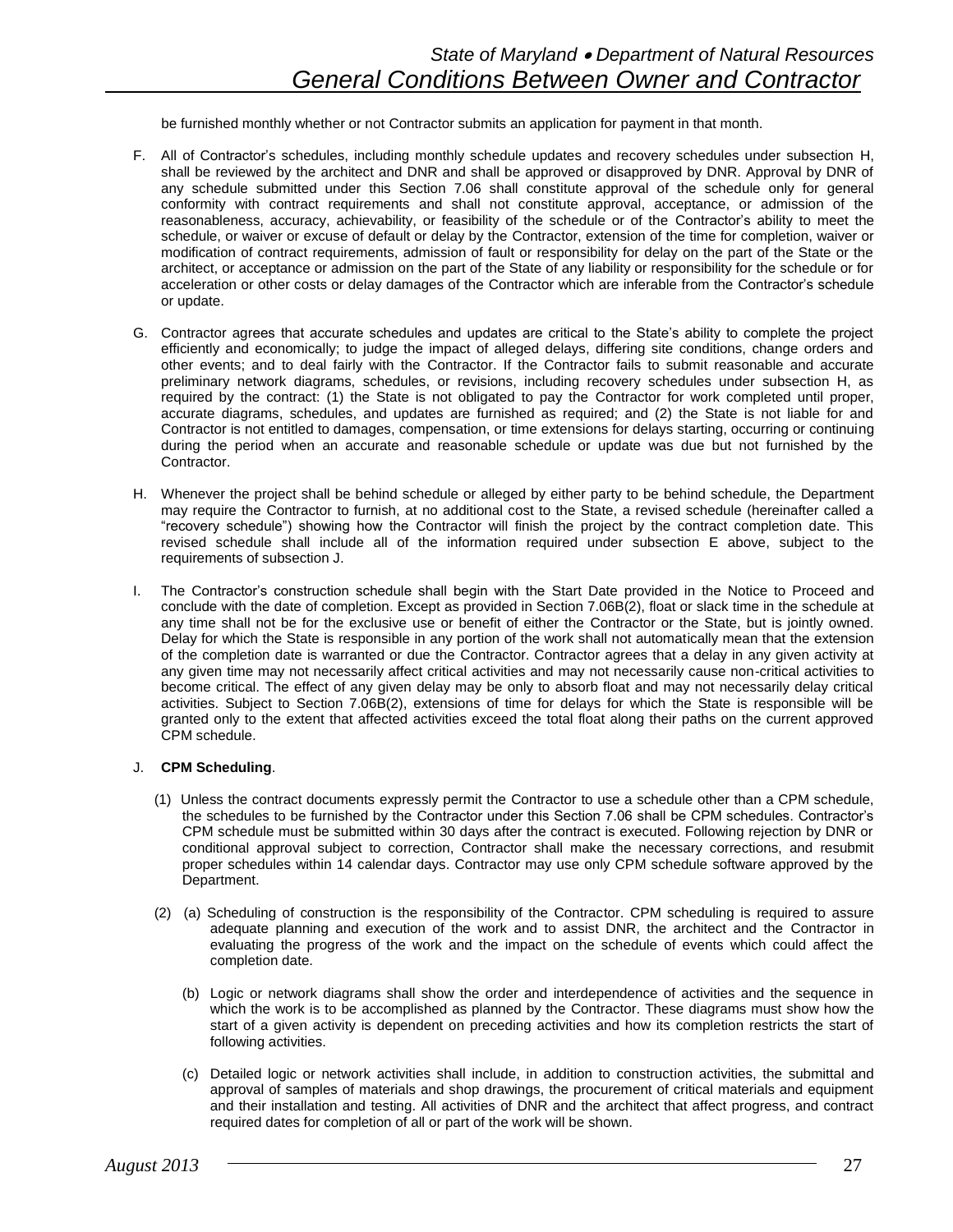be furnished monthly whether or not Contractor submits an application for payment in that month.

F. All of Contractor's schedules, including monthly schedule updates and recovery schedules under subsection H, shall be reviewed by the architect and DNR and shall be approved or disapproved by DNR. Approval by DNR of any schedule submitted under this Section 7.06 shall constitute approval of the schedule only for general conformity with contract requirements and shall not constitute approval, acceptance, or admission of the reasonableness, accuracy, achievability, or feasibility of the schedule or of the Contractor's ability to meet the schedule, or waiver or excuse of default or delay by the Contractor, extension of the time for completion, waiver or modification of contract requirements, admission of fault or responsibility for delay on the part of the State or the architect, or acceptance or admission on the part of the State of any liability or responsibility for the schedule or for acceleration or other costs or delay damages of the Contractor which are inferable from the Contractor's schedule or update.

G. Contractor agrees that accurate schedules and updates are critical to the State's ability to complete the project efficiently and economically; to judge the impact of alleged delays, differing site conditions, change orders and other events; and to deal fairly with the Contractor. If the Contractor fails to submit reasonable and accurate preliminary network diagrams, schedules, or revisions, including recovery schedules under subsection H, as required by the contract: (1) the State is not obligated to pay the Contractor for work completed until proper, accurate diagrams, schedules, and updates are furnished as required; and (2) the State is not liable for and Contractor is not entitled to damages, compensation, or time extensions for delays starting, occurring or continuing during the period when an accurate and reasonable schedule or update was due but not furnished by the Contractor.

H. Whenever the project shall be behind schedule or alleged by either party to be behind schedule, the Department may require the Contractor to furnish, at no additional cost to the State, a revised schedule (hereinafter called a "recovery schedule") showing how the Contractor will finish the project by the contract completion date. This revised schedule shall include all of the information required under subsection E above, subject to the requirements of subsection J.

I. The Contractor's construction schedule shall begin with the Start Date provided in the Notice to Proceed and conclude with the date of completion. Except as provided in Section 7.06B(2), float or slack time in the schedule at any time shall not be for the exclusive use or benefit of either the Contractor or the State, but is jointly owned. Delay for which the State is responsible in any portion of the work shall not automatically mean that the extension of the completion date is warranted or due the Contractor. Contractor agrees that a delay in any given activity at any given time may not necessarily affect critical activities and may not necessarily cause non-critical activities to become critical. The effect of any given delay may be only to absorb float and may not necessarily delay critical activities. Subject to Section 7.06B(2), extensions of time for delays for which the State is responsible will be granted only to the extent that affected activities exceed the total float along their paths on the current approved CPM schedule.

J. **CPM Scheduling**.

(1) Unless the contract documents expressly permit the Contractor to use a schedule other than a CPM schedule, the schedules to be furnished by the Contractor under this Section 7.06 shall be CPM schedules. Contractor's CPM schedule must be submitted within 30 days after the contract is executed. Following rejection by DNR or conditional approval subject to correction, Contractor shall make the necessary corrections, and resubmit proper schedules within 14 calendar days. Contractor may use only CPM schedule software approved by the Department.

(2) (a) Scheduling of construction is the responsibility of the Contractor. CPM scheduling is required to assure adequate planning and execution of the work and to assist DNR, the architect and the Contractor in evaluating the progress of the work and the impact on the schedule of events which could affect the completion date.

(b) Logic or network diagrams shall show the order and interdependence of activities and the sequence in which the work is to be accomplished as planned by the Contractor. These diagrams must show how the start of a given activity is dependent on preceding activities and how its completion restricts the start of following activities.

(c) Detailed logic or network activities shall include, in addition to construction activities, the submittal and approval of samples of materials and shop drawings, the procurement of critical materials and equipment and their installation and testing. All activities of DNR and the architect that affect progress, and contract required dates for completion of all or part of the work will be shown.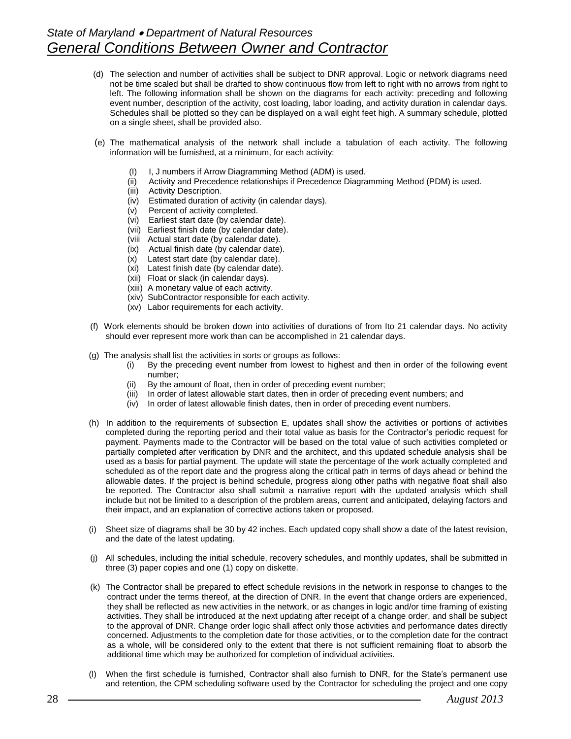(d) The selection and number of activities shall be subject to DNR approval. Logic or network diagrams need not be time scaled but shall be drafted to show continuous flow from left to right with no arrows from right to left. The following information shall be shown on the diagrams for each activity: preceding and following event number, description of the activity, cost loading, labor loading, and activity duration in calendar days. Schedules shall be plotted so they can be displayed on a wall eight feet high. A summary schedule, plotted on a single sheet, shall be provided also.

(e) The mathematical analysis of the network shall include a tabulation of each activity. The following information will be furnished, at a minimum, for each activity:

- (I) I, J numbers if Arrow Diagramming Method (ADM) is used.
- (ii) Activity and Precedence relationships if Precedence Diagramming Method (PDM) is used.
- (iii) Activity Description.
- (iv) Estimated duration of activity (in calendar days).
- (v) Percent of activity completed.
- (vi) Earliest start date (by calendar date).
- (vii) Earliest finish date (by calendar date).
- (viii Actual start date (by calendar date).
- (ix) Actual finish date (by calendar date).
- (x) Latest start date (by calendar date).
- (xi) Latest finish date (by calendar date).
- (xii) Float or slack (in calendar days).
- (xiii) A monetary value of each activity.
- (xiv) SubContractor responsible for each activity.
- (xv) Labor requirements for each activity.

(f) Work elements should be broken down into activities of durations of from Ito 21 calendar days. No activity should ever represent more work than can be accomplished in 21 calendar days.

(g) The analysis shall list the activities in sorts or groups as follows:

- (i) By the preceding event number from lowest to highest and then in order of the following event number;
- (ii) By the amount of float, then in order of preceding event number;
- (iii) In order of latest allowable start dates, then in order of preceding event numbers; and
- (iv) In order of latest allowable finish dates, then in order of preceding event numbers.

(h) In addition to the requirements of subsection E, updates shall show the activities or portions of activities completed during the reporting period and their total value as basis for the Contractor's periodic request for payment. Payments made to the Contractor will be based on the total value of such activities completed or partially completed after verification by DNR and the architect, and this updated schedule analysis shall be used as a basis for partial payment. The update will state the percentage of the work actually completed and scheduled as of the report date and the progress along the critical path in terms of days ahead or behind the allowable dates. If the project is behind schedule, progress along other paths with negative float shall also be reported. The Contractor also shall submit a narrative report with the updated analysis which shall include but not be limited to a description of the problem areas, current and anticipated, delaying factors and their impact, and an explanation of corrective actions taken or proposed.

(i) Sheet size of diagrams shall be 30 by 42 inches. Each updated copy shall show a date of the latest revision, and the date of the latest updating.

(j) All schedules, including the initial schedule, recovery schedules, and monthly updates, shall be submitted in three (3) paper copies and one (1) copy on diskette.

(k) The Contractor shall be prepared to effect schedule revisions in the network in response to changes to the contract under the terms thereof, at the direction of DNR. In the event that change orders are experienced, they shall be reflected as new activities in the network, or as changes in logic and/or time framing of existing activities. They shall be introduced at the next updating after receipt of a change order, and shall be subject to the approval of DNR. Change order logic shall affect only those activities and performance dates directly concerned. Adjustments to the completion date for those activities, or to the completion date for the contract as a whole, will be considered only to the extent that there is not sufficient remaining float to absorb the additional time which may be authorized for completion of individual activities.

(l) When the first schedule is furnished, Contractor shall also furnish to DNR, for the State's permanent use and retention, the CPM scheduling software used by the Contractor for scheduling the project and one copy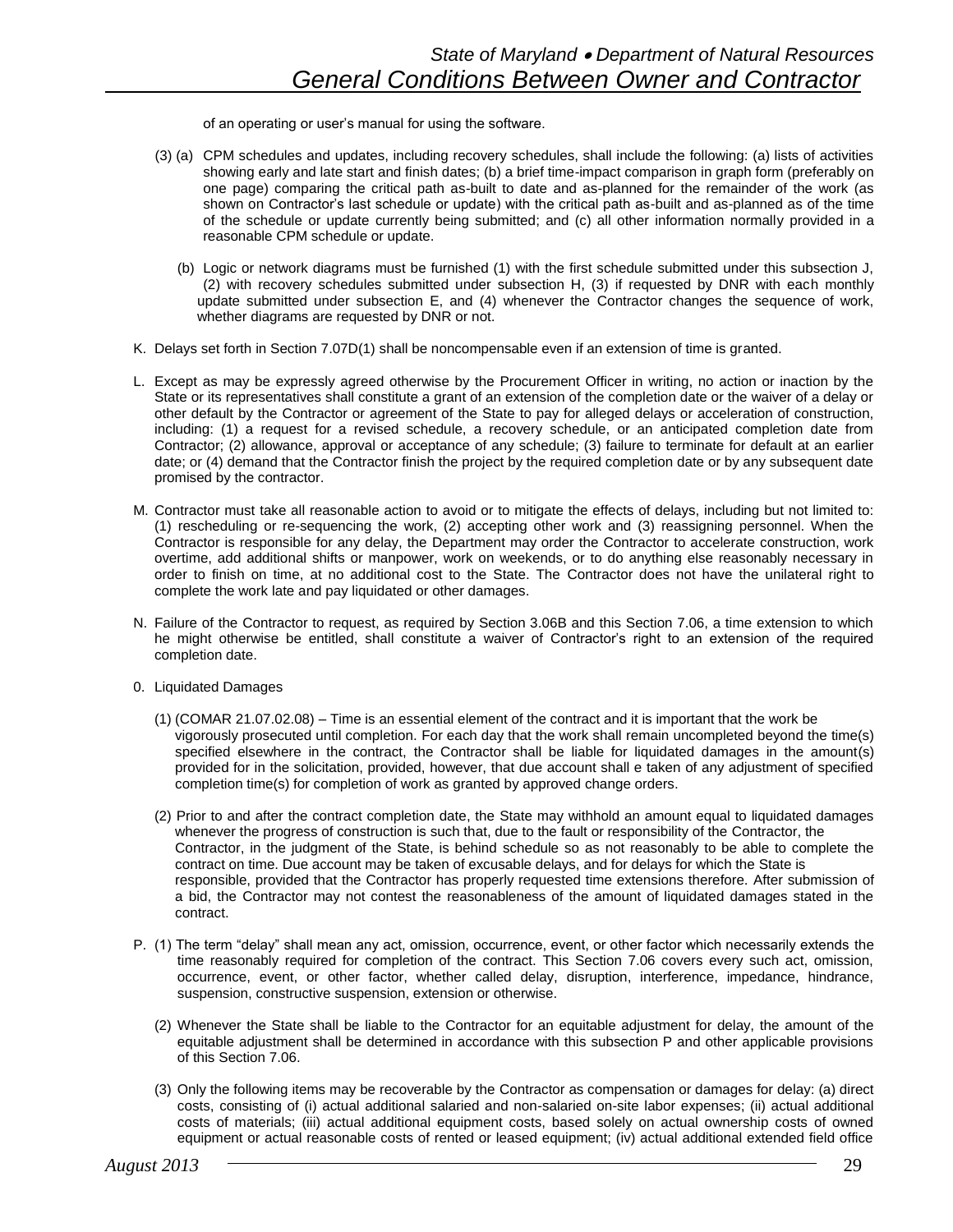of an operating or user's manual for using the software.

(3) (a) CPM schedules and updates, including recovery schedules, shall include the following: (a) lists of activities showing early and late start and finish dates; (b) a brief time-impact comparison in graph form (preferably on one page) comparing the critical path as-built to date and as-planned for the remainder of the work (as shown on Contractor's last schedule or update) with the critical path as-built and as-planned as of the time of the schedule or update currently being submitted; and (c) all other information normally provided in a reasonable CPM schedule or update.

(b) Logic or network diagrams must be furnished (1) with the first schedule submitted under this subsection J, (2) with recovery schedules submitted under subsection H, (3) if requested by DNR with each monthly update submitted under subsection E, and (4) whenever the Contractor changes the sequence of work, whether diagrams are requested by DNR or not.

K. Delays set forth in Section 7.07D(1) shall be noncompensable even if an extension of time is granted.

L. Except as may be expressly agreed otherwise by the Procurement Officer in writing, no action or inaction by the State or its representatives shall constitute a grant of an extension of the completion date or the waiver of a delay or other default by the Contractor or agreement of the State to pay for alleged delays or acceleration of construction, including: (1) a request for a revised schedule, a recovery schedule, or an anticipated completion date from Contractor; (2) allowance, approval or acceptance of any schedule; (3) failure to terminate for default at an earlier date; or (4) demand that the Contractor finish the project by the required completion date or by any subsequent date promised by the contractor.

M. Contractor must take all reasonable action to avoid or to mitigate the effects of delays, including but not limited to: (1) rescheduling or re-sequencing the work, (2) accepting other work and (3) reassigning personnel. When the Contractor is responsible for any delay, the Department may order the Contractor to accelerate construction, work overtime, add additional shifts or manpower, work on weekends, or to do anything else reasonably necessary in order to finish on time, at no additional cost to the State. The Contractor does not have the unilateral right to complete the work late and pay liquidated or other damages.

N. Failure of the Contractor to request, as required by Section 3.06B and this Section 7.06, a time extension to which he might otherwise be entitled, shall constitute a waiver of Contractor's right to an extension of the required completion date.

0. Liquidated Damages

(1) (COMAR 21.07.02.08) – Time is an essential element of the contract and it is important that the work be vigorously prosecuted until completion. For each day that the work shall remain uncompleted beyond the time(s) specified elsewhere in the contract, the Contractor shall be liable for liquidated damages in the amount(s) provided for in the solicitation, provided, however, that due account shall e taken of any adjustment of specified completion time(s) for completion of work as granted by approved change orders.

(2) Prior to and after the contract completion date, the State may withhold an amount equal to liquidated damages whenever the progress of construction is such that, due to the fault or responsibility of the Contractor, the Contractor, in the judgment of the State, is behind schedule so as not reasonably to be able to complete the contract on time. Due account may be taken of excusable delays, and for delays for which the State is responsible, provided that the Contractor has properly requested time extensions therefore. After submission of a bid, the Contractor may not contest the reasonableness of the amount of liquidated damages stated in the contract.

P. (1) The term "delay" shall mean any act, omission, occurrence, event, or other factor which necessarily extends the time reasonably required for completion of the contract. This Section 7.06 covers every such act, omission, occurrence, event, or other factor, whether called delay, disruption, interference, impedance, hindrance, suspension, constructive suspension, extension or otherwise.

(2) Whenever the State shall be liable to the Contractor for an equitable adjustment for delay, the amount of the equitable adjustment shall be determined in accordance with this subsection P and other applicable provisions of this Section 7.06.

(3) Only the following items may be recoverable by the Contractor as compensation or damages for delay: (a) direct costs, consisting of (i) actual additional salaried and non-salaried on-site labor expenses; (ii) actual additional costs of materials; (iii) actual additional equipment costs, based solely on actual ownership costs of owned equipment or actual reasonable costs of rented or leased equipment; (iv) actual additional extended field office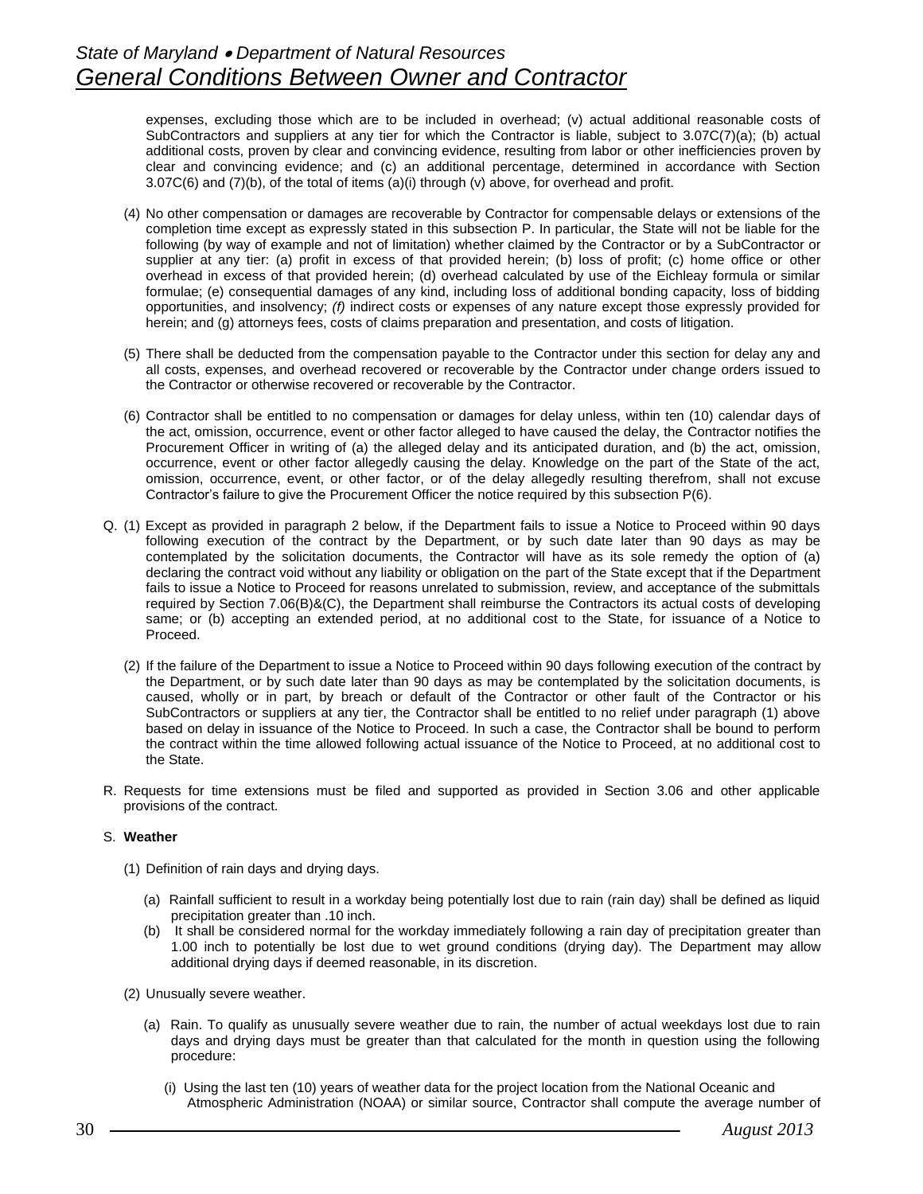expenses, excluding those which are to be included in overhead; (v) actual additional reasonable costs of SubContractors and suppliers at any tier for which the Contractor is liable, subject to 3.07C(7)(a); (b) actual additional costs, proven by clear and convincing evidence, resulting from labor or other inefficiencies proven by clear and convincing evidence; and (c) an additional percentage, determined in accordance with Section 3.07C(6) and (7)(b), of the total of items (a)(i) through (v) above, for overhead and profit.

(4) No other compensation or damages are recoverable by Contractor for compensable delays or extensions of the completion time except as expressly stated in this subsection P. In particular, the State will not be liable for the following (by way of example and not of limitation) whether claimed by the Contractor or by a SubContractor or supplier at any tier: (a) profit in excess of that provided herein; (b) loss of profit; (c) home office or other overhead in excess of that provided herein; (d) overhead calculated by use of the Eichleay formula or similar formulae; (e) consequential damages of any kind, including loss of additional bonding capacity, loss of bidding opportunities, and insolvency; *(f)* indirect costs or expenses of any nature except those expressly provided for herein; and (g) attorneys fees, costs of claims preparation and presentation, and costs of litigation.

(5) There shall be deducted from the compensation payable to the Contractor under this section for delay any and all costs, expenses, and overhead recovered or recoverable by the Contractor under change orders issued to the Contractor or otherwise recovered or recoverable by the Contractor.

(6) Contractor shall be entitled to no compensation or damages for delay unless, within ten (10) calendar days of the act, omission, occurrence, event or other factor alleged to have caused the delay, the Contractor notifies the Procurement Officer in writing of (a) the alleged delay and its anticipated duration, and (b) the act, omission, occurrence, event or other factor allegedly causing the delay. Knowledge on the part of the State of the act, omission, occurrence, event, or other factor, or of the delay allegedly resulting therefrom, shall not excuse Contractor's failure to give the Procurement Officer the notice required by this subsection P(6).

Q. (1) Except as provided in paragraph 2 below, if the Department fails to issue a Notice to Proceed within 90 days following execution of the contract by the Department, or by such date later than 90 days as may be contemplated by the solicitation documents, the Contractor will have as its sole remedy the option of (a) declaring the contract void without any liability or obligation on the part of the State except that if the Department fails to issue a Notice to Proceed for reasons unrelated to submission, review, and acceptance of the submittals required by Section 7.06(B)&(C), the Department shall reimburse the Contractors its actual costs of developing same; or (b) accepting an extended period, at no additional cost to the State, for issuance of a Notice to Proceed.

(2) If the failure of the Department to issue a Notice to Proceed within 90 days following execution of the contract by the Department, or by such date later than 90 days as may be contemplated by the solicitation documents, is caused, wholly or in part, by breach or default of the Contractor or other fault of the Contractor or his SubContractors or suppliers at any tier, the Contractor shall be entitled to no relief under paragraph (1) above based on delay in issuance of the Notice to Proceed. In such a case, the Contractor shall be bound to perform the contract within the time allowed following actual issuance of the Notice to Proceed, at no additional cost to the State.

R. Requests for time extensions must be filed and supported as provided in Section 3.06 and other applicable provisions of the contract.

S. **Weather**

(1) Definition of rain days and drying days.

(a) Rainfall sufficient to result in a workday being potentially lost due to rain (rain day) shall be defined as liquid precipitation greater than .10 inch.

(b) It shall be considered normal for the workday immediately following a rain day of precipitation greater than 1.00 inch to potentially be lost due to wet ground conditions (drying day). The Department may allow additional drying days if deemed reasonable, in its discretion.

(2) Unusually severe weather.

(a) Rain. To qualify as unusually severe weather due to rain, the number of actual weekdays lost due to rain days and drying days must be greater than that calculated for the month in question using the following procedure:

(i) Using the last ten (10) years of weather data for the project location from the National Oceanic and Atmospheric Administration (NOAA) or similar source, Contractor shall compute the average number of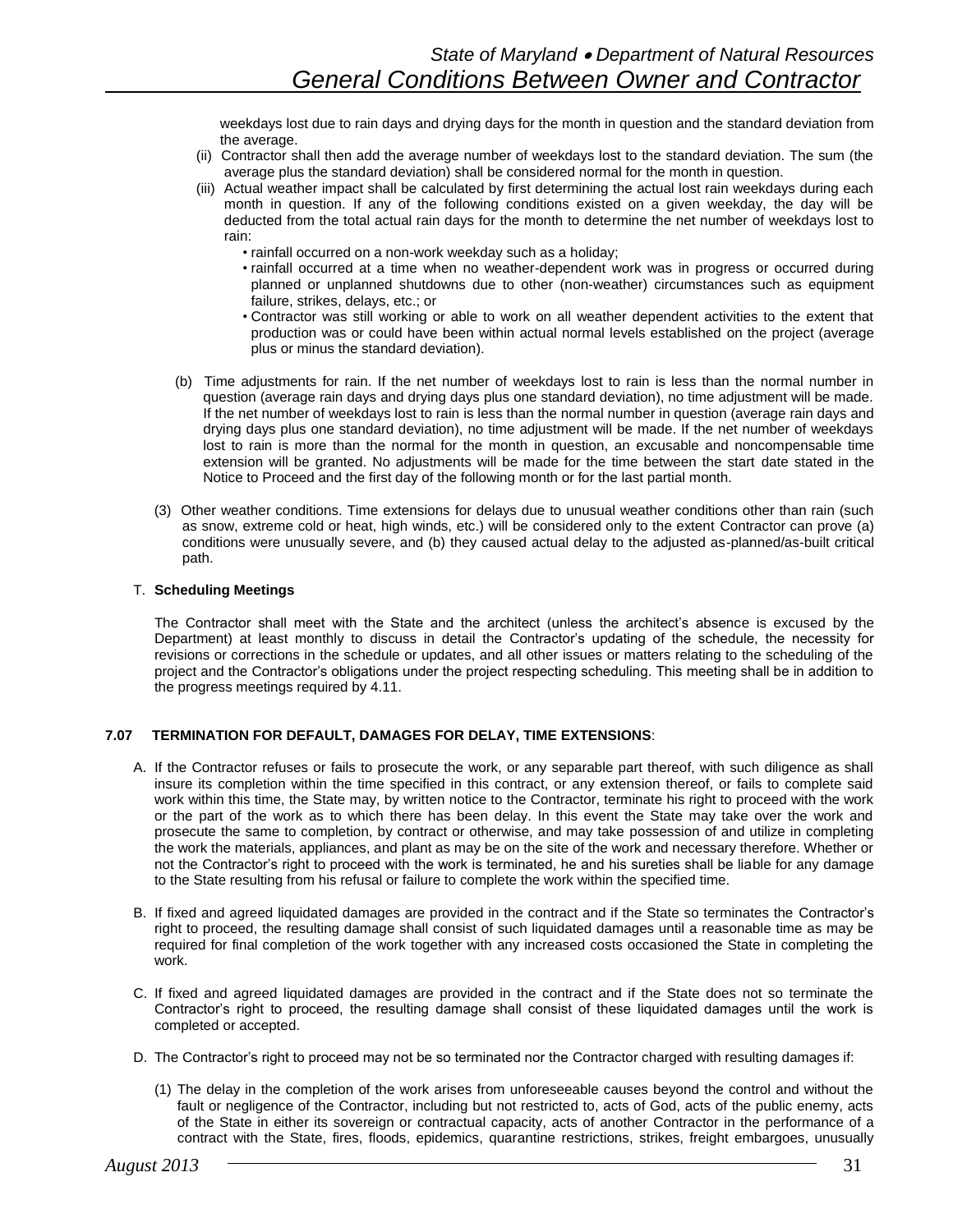weekdays lost due to rain days and drying days for the month in question and the standard deviation from the average.

(ii) Contractor shall then add the average number of weekdays lost to the standard deviation. The sum (the average plus the standard deviation) shall be considered normal for the month in question.

(iii) Actual weather impact shall be calculated by first determining the actual lost rain weekdays during each month in question. If any of the following conditions existed on a given weekday, the day will be deducted from the total actual rain days for the month to determine the net number of weekdays lost to rain:

- rainfall occurred on a non-work weekday such as a holiday;
- rainfall occurred at a time when no weather-dependent work was in progress or occurred during planned or unplanned shutdowns due to other (non-weather) circumstances such as equipment failure, strikes, delays, etc.; or
- Contractor was still working or able to work on all weather dependent activities to the extent that production was or could have been within actual normal levels established on the project (average plus or minus the standard deviation).

(b) Time adjustments for rain. If the net number of weekdays lost to rain is less than the normal number in question (average rain days and drying days plus one standard deviation), no time adjustment will be made. If the net number of weekdays lost to rain is less than the normal number in question (average rain days and drying days plus one standard deviation), no time adjustment will be made. If the net number of weekdays lost to rain is more than the normal for the month in question, an excusable and noncompensable time extension will be granted. No adjustments will be made for the time between the start date stated in the Notice to Proceed and the first day of the following month or for the last partial month.

(3) Other weather conditions. Time extensions for delays due to unusual weather conditions other than rain (such as snow, extreme cold or heat, high winds, etc.) will be considered only to the extent Contractor can prove (a) conditions were unusually severe, and (b) they caused actual delay to the adjusted as-planned/as-built critical path.

T. **Scheduling Meetings**

The Contractor shall meet with the State and the architect (unless the architect's absence is excused by the Department) at least monthly to discuss in detail the Contractor's updating of the schedule, the necessity for revisions or corrections in the schedule or updates, and all other issues or matters relating to the scheduling of the project and the Contractor's obligations under the project respecting scheduling. This meeting shall be in addition to the progress meetings required by 4.11.

### 7.07 TERMINATION FOR DEFAULT, DAMAGES FOR DELAY, TIME EXTENSIONS:

A. If the Contractor refuses or fails to prosecute the work, or any separable part thereof, with such diligence as shall insure its completion within the time specified in this contract, or any extension thereof, or fails to complete said work within this time, the State may, by written notice to the Contractor, terminate his right to proceed with the work or the part of the work as to which there has been delay. In this event the State may take over the work and prosecute the same to completion, by contract or otherwise, and may take possession of and utilize in completing the work the materials, appliances, and plant as may be on the site of the work and necessary therefore. Whether or not the Contractor's right to proceed with the work is terminated, he and his sureties shall be liable for any damage to the State resulting from his refusal or failure to complete the work within the specified time.

B. If fixed and agreed liquidated damages are provided in the contract and if the State so terminates the Contractor's right to proceed, the resulting damage shall consist of such liquidated damages until a reasonable time as may be required for final completion of the work together with any increased costs occasioned the State in completing the work.

C. If fixed and agreed liquidated damages are provided in the contract and if the State does not so terminate the Contractor's right to proceed, the resulting damage shall consist of these liquidated damages until the work is completed or accepted.

D. The Contractor's right to proceed may not be so terminated nor the Contractor charged with resulting damages if:

(1) The delay in the completion of the work arises from unforeseeable causes beyond the control and without the fault or negligence of the Contractor, including but not restricted to, acts of God, acts of the public enemy, acts of the State in either its sovereign or contractual capacity, acts of another Contractor in the performance of a contract with the State, fires, floods, epidemics, quarantine restrictions, strikes, freight embargoes, unusually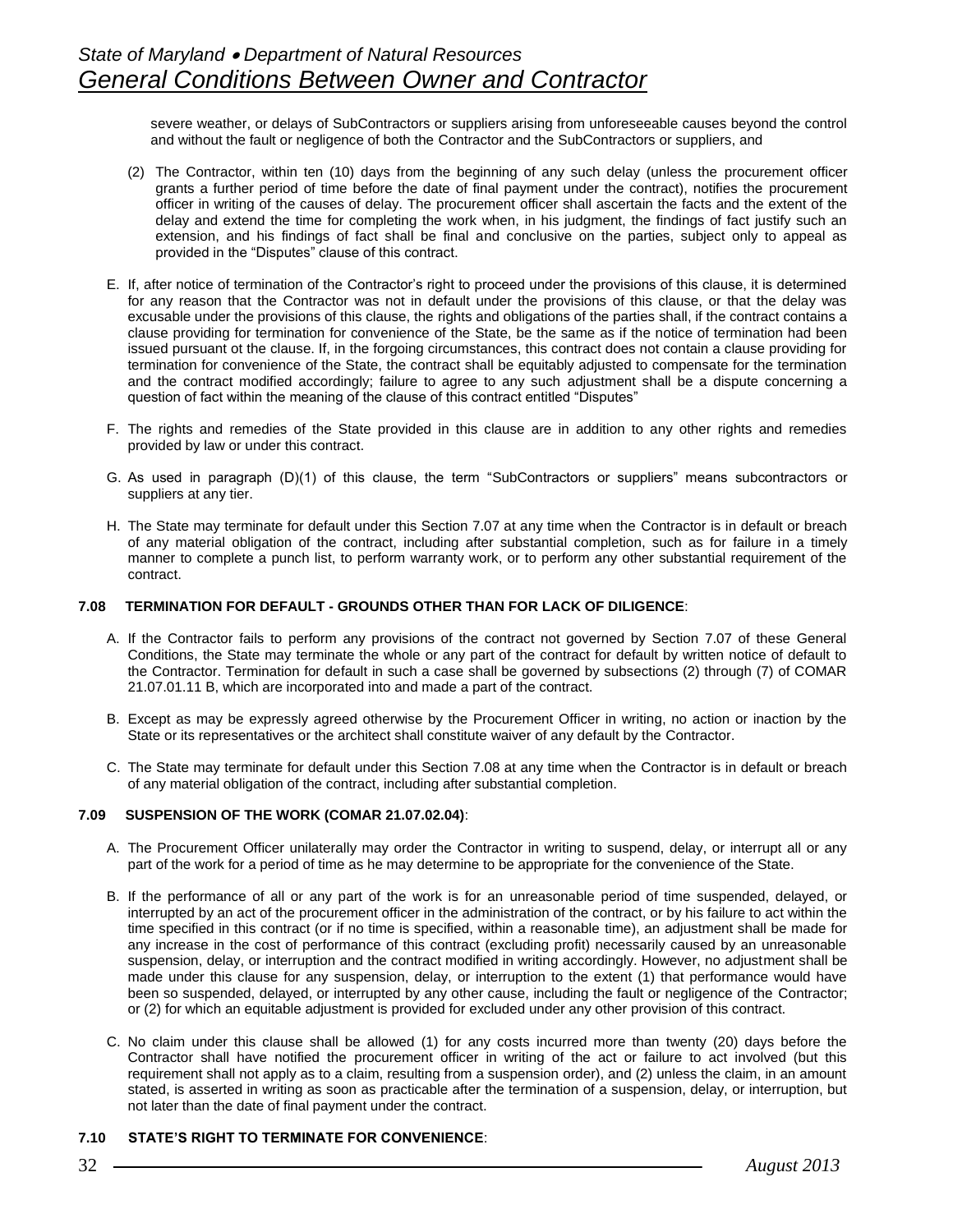severe weather, or delays of SubContractors or suppliers arising from unforeseeable causes beyond the control and without the fault or negligence of both the Contractor and the SubContractors or suppliers, and

(2) The Contractor, within ten (10) days from the beginning of any such delay (unless the procurement officer grants a further period of time before the date of final payment under the contract), notifies the procurement officer in writing of the causes of delay. The procurement officer shall ascertain the facts and the extent of the delay and extend the time for completing the work when, in his judgment, the findings of fact justify such an extension, and his findings of fact shall be final and conclusive on the parties, subject only to appeal as provided in the "Disputes" clause of this contract.

E. If, after notice of termination of the Contractor's right to proceed under the provisions of this clause, it is determined for any reason that the Contractor was not in default under the provisions of this clause, or that the delay was excusable under the provisions of this clause, the rights and obligations of the parties shall, if the contract contains a clause providing for termination for convenience of the State, be the same as if the notice of termination had been issued pursuant ot the clause. If, in the forgoing circumstances, this contract does not contain a clause providing for termination for convenience of the State, the contract shall be equitably adjusted to compensate for the termination and the contract modified accordingly; failure to agree to any such adjustment shall be a dispute concerning a question of fact within the meaning of the clause of this contract entitled "Disputes"

F. The rights and remedies of the State provided in this clause are in addition to any other rights and remedies provided by law or under this contract.

G. As used in paragraph (D)(1) of this clause, the term "SubContractors or suppliers" means subcontractors or suppliers at any tier.

H. The State may terminate for default under this Section 7.07 at any time when the Contractor is in default or breach of any material obligation of the contract, including after substantial completion, such as for failure in a timely manner to complete a punch list, to perform warranty work, or to perform any other substantial requirement of the contract.

**7.08 TERMINATION FOR DEFAULT - GROUNDS OTHER THAN FOR LACK OF DILIGENCE**:

A. If the Contractor fails to perform any provisions of the contract not governed by Section 7.07 of these General Conditions, the State may terminate the whole or any part of the contract for default by written notice of default to the Contractor. Termination for default in such a case shall be governed by subsections (2) through (7) of COMAR 21.07.01.11 B, which are incorporated into and made a part of the contract.

B. Except as may be expressly agreed otherwise by the Procurement Officer in writing, no action or inaction by the State or its representatives or the architect shall constitute waiver of any default by the Contractor.

C. The State may terminate for default under this Section 7.08 at any time when the Contractor is in default or breach of any material obligation of the contract, including after substantial completion.

**7.09 SUSPENSION OF THE WORK (COMAR 21.07.02.04)**:

A. The Procurement Officer unilaterally may order the Contractor in writing to suspend, delay, or interrupt all or any part of the work for a period of time as he may determine to be appropriate for the convenience of the State.

B. If the performance of all or any part of the work is for an unreasonable period of time suspended, delayed, or interrupted by an act of the procurement officer in the administration of the contract, or by his failure to act within the time specified in this contract (or if no time is specified, within a reasonable time), an adjustment shall be made for any increase in the cost of performance of this contract (excluding profit) necessarily caused by an unreasonable suspension, delay, or interruption and the contract modified in writing accordingly. However, no adjustment shall be made under this clause for any suspension, delay, or interruption to the extent (1) that performance would have been so suspended, delayed, or interrupted by any other cause, including the fault or negligence of the Contractor; or (2) for which an equitable adjustment is provided for excluded under any other provision of this contract.

C. No claim under this clause shall be allowed (1) for any costs incurred more than twenty (20) days before the Contractor shall have notified the procurement officer in writing of the act or failure to act involved (but this requirement shall not apply as to a claim, resulting from a suspension order), and (2) unless the claim, in an amount stated, is asserted in writing as soon as practicable after the termination of a suspension, delay, or interruption, but not later than the date of final payment under the contract.

**7.10 STATE'S RIGHT TO TERMINATE FOR CONVENIENCE**: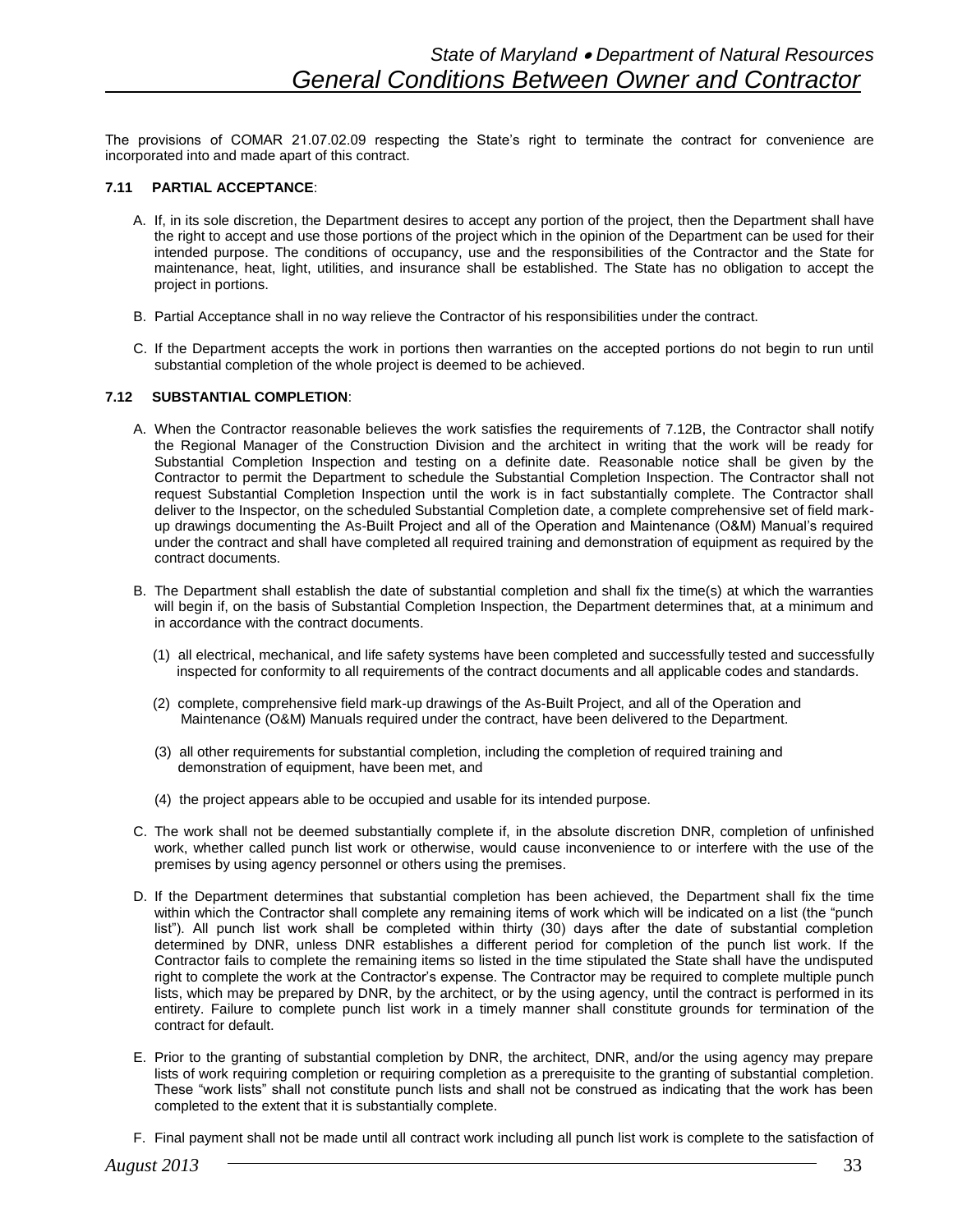The provisions of COMAR 21.07.02.09 respecting the State's right to terminate the contract for convenience are incorporated into and made apart of this contract.

**7.11 PARTIAL ACCEPTANCE**:

A. If, in its sole discretion, the Department desires to accept any portion of the project, then the Department shall have the right to accept and use those portions of the project which in the opinion of the Department can be used for their intended purpose. The conditions of occupancy, use and the responsibilities of the Contractor and the State for maintenance, heat, light, utilities, and insurance shall be established. The State has no obligation to accept the project in portions.

B. Partial Acceptance shall in no way relieve the Contractor of his responsibilities under the contract.

C. If the Department accepts the work in portions then warranties on the accepted portions do not begin to run until substantial completion of the whole project is deemed to be achieved.

**7.12 SUBSTANTIAL COMPLETION**:

A. When the Contractor reasonable believes the work satisfies the requirements of 7.12B, the Contractor shall notify the Regional Manager of the Construction Division and the architect in writing that the work will be ready for Substantial Completion Inspection and testing on a definite date. Reasonable notice shall be given by the Contractor to permit the Department to schedule the Substantial Completion Inspection. The Contractor shall not request Substantial Completion Inspection until the work is in fact substantially complete. The Contractor shall deliver to the Inspector, on the scheduled Substantial Completion date, a complete comprehensive set of field mark-up drawings documenting the As-Built Project and all of the Operation and Maintenance (O&M) Manual's required under the contract and shall have completed all required training and demonstration of equipment as required by the contract documents.

B. The Department shall establish the date of substantial completion and shall fix the time(s) at which the warranties will begin if, on the basis of Substantial Completion Inspection, the Department determines that, at a minimum and in accordance with the contract documents.

   (1) all electrical, mechanical, and life safety systems have been completed and successfully tested and successfully inspected for conformity to all requirements of the contract documents and all applicable codes and standards.

   (2) complete, comprehensive field mark-up drawings of the As-Built Project, and all of the Operation and Maintenance (O&M) Manuals required under the contract, have been delivered to the Department.

   (3) all other requirements for substantial completion, including the completion of required training and demonstration of equipment, have been met, and

   (4) the project appears able to be occupied and usable for its intended purpose.

C. The work shall not be deemed substantially complete if, in the absolute discretion DNR, completion of unfinished work, whether called punch list work or otherwise, would cause inconvenience to or interfere with the use of the premises by using agency personnel or others using the premises.

D. If the Department determines that substantial completion has been achieved, the Department shall fix the time within which the Contractor shall complete any remaining items of work which will be indicated on a list (the "punch list"). All punch list work shall be completed within thirty (30) days after the date of substantial completion determined by DNR, unless DNR establishes a different period for completion of the punch list work. If the Contractor fails to complete the remaining items so listed in the time stipulated the State shall have the undisputed right to complete the work at the Contractor's expense. The Contractor may be required to complete multiple punch lists, which may be prepared by DNR, by the architect, or by the using agency, until the contract is performed in its entirety. Failure to complete punch list work in a timely manner shall constitute grounds for termination of the contract for default.

E. Prior to the granting of substantial completion by DNR, the architect, DNR, and/or the using agency may prepare lists of work requiring completion or requiring completion as a prerequisite to the granting of substantial completion. These "work lists" shall not constitute punch lists and shall not be construed as indicating that the work has been completed to the extent that it is substantially complete.

F. Final payment shall not be made until all contract work including all punch list work is complete to the satisfaction of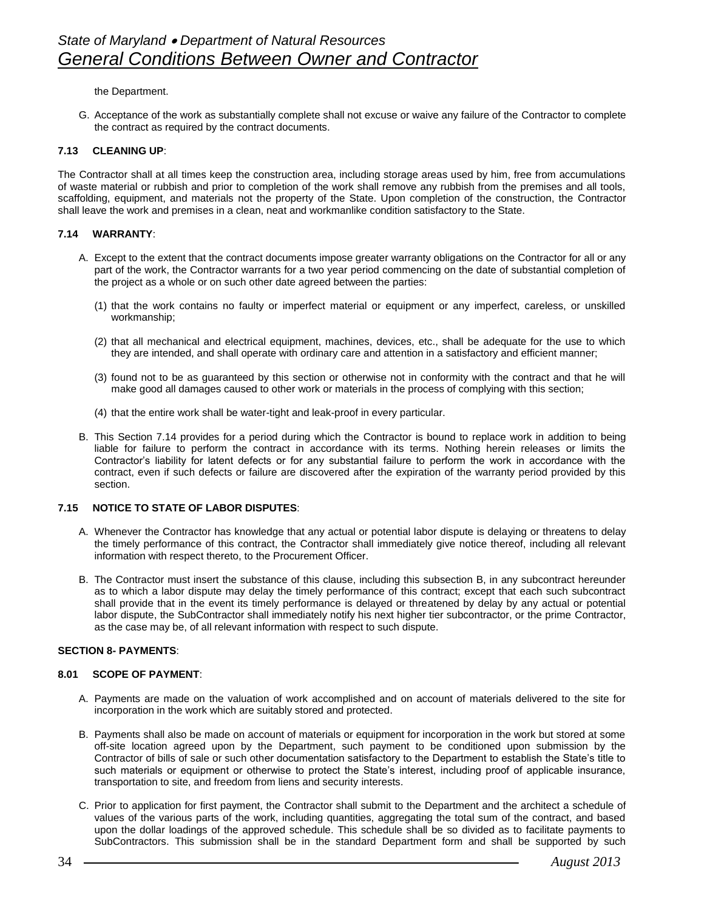the Department.

G. Acceptance of the work as substantially complete shall not excuse or waive any failure of the Contractor to complete the contract as required by the contract documents.

**7.13 CLEANING UP**:

The Contractor shall at all times keep the construction area, including storage areas used by him, free from accumulations of waste material or rubbish and prior to completion of the work shall remove any rubbish from the premises and all tools, scaffolding, equipment, and materials not the property of the State. Upon completion of the construction, the Contractor shall leave the work and premises in a clean, neat and workmanlike condition satisfactory to the State.

**7.14 WARRANTY**:

A. Except to the extent that the contract documents impose greater warranty obligations on the Contractor for all or any part of the work, the Contractor warrants for a two year period commencing on the date of substantial completion of the project as a whole or on such other date agreed between the parties:

(1) that the work contains no faulty or imperfect material or equipment or any imperfect, careless, or unskilled workmanship;

(2) that all mechanical and electrical equipment, machines, devices, etc., shall be adequate for the use to which they are intended, and shall operate with ordinary care and attention in a satisfactory and efficient manner;

(3) found not to be as guaranteed by this section or otherwise not in conformity with the contract and that he will make good all damages caused to other work or materials in the process of complying with this section;

(4) that the entire work shall be water-tight and leak-proof in every particular.

B. This Section 7.14 provides for a period during which the Contractor is bound to replace work in addition to being liable for failure to perform the contract in accordance with its terms. Nothing herein releases or limits the Contractor's liability for latent defects or for any substantial failure to perform the work in accordance with the contract, even if such defects or failure are discovered after the expiration of the warranty period provided by this section.

**7.15 NOTICE TO STATE OF LABOR DISPUTES**:

A. Whenever the Contractor has knowledge that any actual or potential labor dispute is delaying or threatens to delay the timely performance of this contract, the Contractor shall immediately give notice thereof, including all relevant information with respect thereto, to the Procurement Officer.

B. The Contractor must insert the substance of this clause, including this subsection B, in any subcontract hereunder as to which a labor dispute may delay the timely performance of this contract; except that each such subcontract shall provide that in the event its timely performance is delayed or threatened by delay by any actual or potential labor dispute, the SubContractor shall immediately notify his next higher tier subcontractor, or the prime Contractor, as the case may be, of all relevant information with respect to such dispute.

**SECTION 8- PAYMENTS**:

**8.01 SCOPE OF PAYMENT**:

A. Payments are made on the valuation of work accomplished and on account of materials delivered to the site for incorporation in the work which are suitably stored and protected.

B. Payments shall also be made on account of materials or equipment for incorporation in the work but stored at some off-site location agreed upon by the Department, such payment to be conditioned upon submission by the Contractor of bills of sale or such other documentation satisfactory to the Department to establish the State's title to such materials or equipment or otherwise to protect the State's interest, including proof of applicable insurance, transportation to site, and freedom from liens and security interests.

C. Prior to application for first payment, the Contractor shall submit to the Department and the architect a schedule of values of the various parts of the work, including quantities, aggregating the total sum of the contract, and based upon the dollar loadings of the approved schedule. This schedule shall be so divided as to facilitate payments to SubContractors. This submission shall be in the standard Department form and shall be supported by such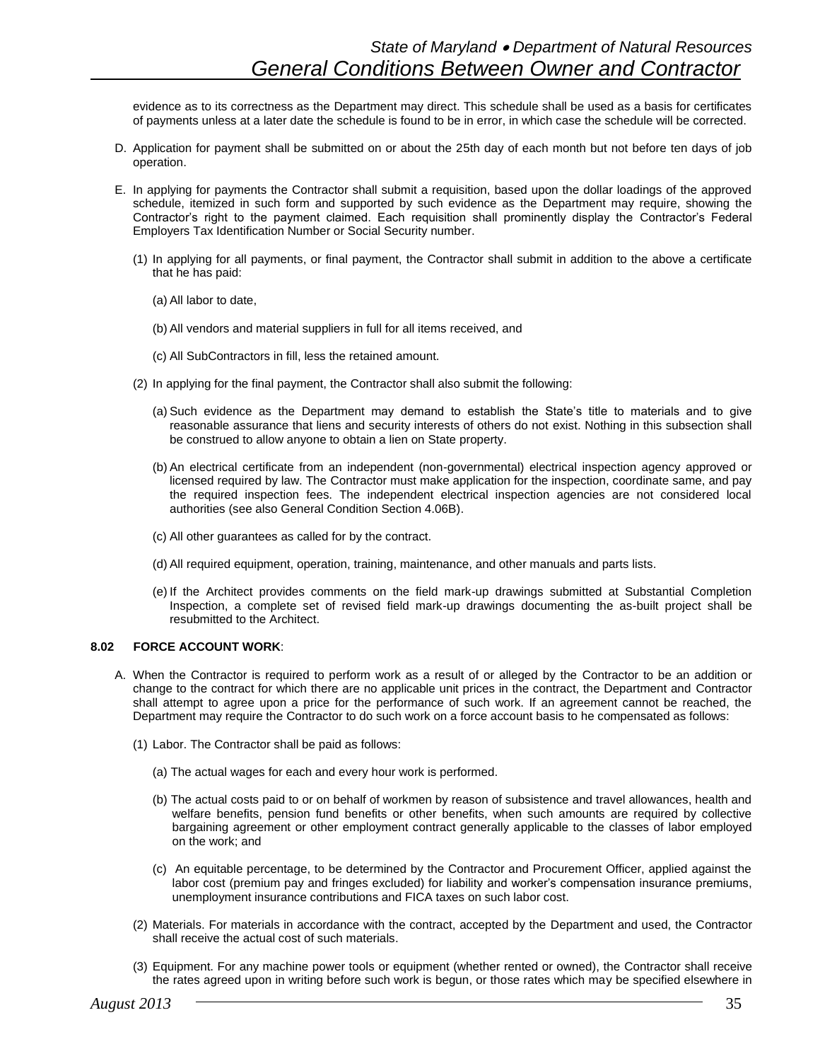evidence as to its correctness as the Department may direct. This schedule shall be used as a basis for certificates of payments unless at a later date the schedule is found to be in error, in which case the schedule will be corrected.

D. Application for payment shall be submitted on or about the 25th day of each month but not before ten days of job operation.

E. In applying for payments the Contractor shall submit a requisition, based upon the dollar loadings of the approved schedule, itemized in such form and supported by such evidence as the Department may require, showing the Contractor's right to the payment claimed. Each requisition shall prominently display the Contractor's Federal Employers Tax Identification Number or Social Security number.

   (1) In applying for all payments, or final payment, the Contractor shall submit in addition to the above a certificate that he has paid:

      (a) All labor to date,

      (b) All vendors and material suppliers in full for all items received, and

      (c) All SubContractors in fill, less the retained amount.

   (2) In applying for the final payment, the Contractor shall also submit the following:

      (a) Such evidence as the Department may demand to establish the State's title to materials and to give reasonable assurance that liens and security interests of others do not exist. Nothing in this subsection shall be construed to allow anyone to obtain a lien on State property.

      (b) An electrical certificate from an independent (non-governmental) electrical inspection agency approved or licensed required by law. The Contractor must make application for the inspection, coordinate same, and pay the required inspection fees. The independent electrical inspection agencies are not considered local authorities (see also General Condition Section 4.06B).

      (c) All other guarantees as called for by the contract.

      (d) All required equipment, operation, training, maintenance, and other manuals and parts lists.

      (e) If the Architect provides comments on the field mark-up drawings submitted at Substantial Completion Inspection, a complete set of revised field mark-up drawings documenting the as-built project shall be resubmitted to the Architect.

**8.02 FORCE ACCOUNT WORK**:

A. When the Contractor is required to perform work as a result of or alleged by the Contractor to be an addition or change to the contract for which there are no applicable unit prices in the contract, the Department and Contractor shall attempt to agree upon a price for the performance of such work. If an agreement cannot be reached, the Department may require the Contractor to do such work on a force account basis to he compensated as follows:

   (1) Labor. The Contractor shall be paid as follows:

      (a) The actual wages for each and every hour work is performed.

      (b) The actual costs paid to or on behalf of workmen by reason of subsistence and travel allowances, health and welfare benefits, pension fund benefits or other benefits, when such amounts are required by collective bargaining agreement or other employment contract generally applicable to the classes of labor employed on the work; and

      (c) An equitable percentage, to be determined by the Contractor and Procurement Officer, applied against the labor cost (premium pay and fringes excluded) for liability and worker's compensation insurance premiums, unemployment insurance contributions and FICA taxes on such labor cost.

   (2) Materials. For materials in accordance with the contract, accepted by the Department and used, the Contractor shall receive the actual cost of such materials.

   (3) Equipment. For any machine power tools or equipment (whether rented or owned), the Contractor shall receive the rates agreed upon in writing before such work is begun, or those rates which may be specified elsewhere in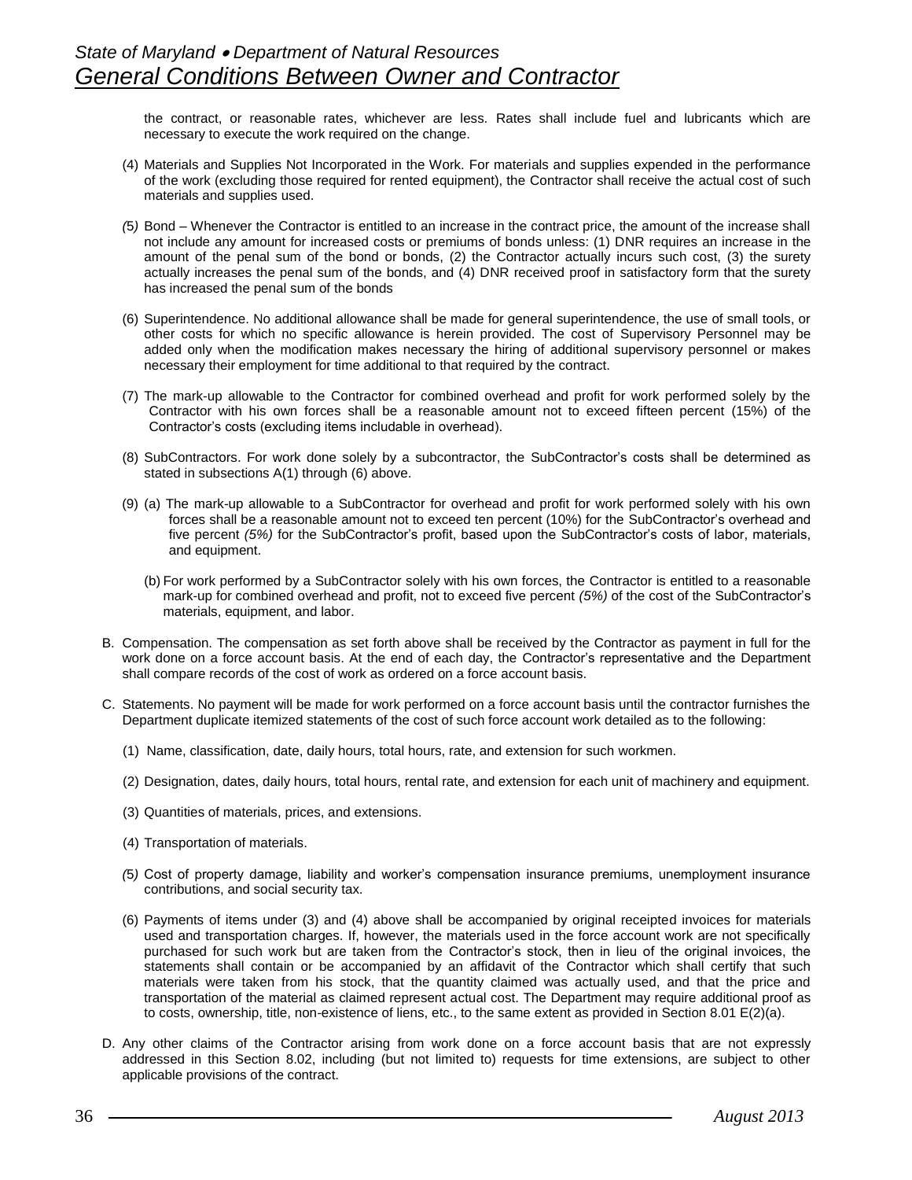the contract, or reasonable rates, whichever are less. Rates shall include fuel and lubricants which are necessary to execute the work required on the change.

(4) Materials and Supplies Not Incorporated in the Work. For materials and supplies expended in the performance of the work (excluding those required for rented equipment), the Contractor shall receive the actual cost of such materials and supplies used.

*(5)* Bond – Whenever the Contractor is entitled to an increase in the contract price, the amount of the increase shall not include any amount for increased costs or premiums of bonds unless: (1) DNR requires an increase in the amount of the penal sum of the bond or bonds, (2) the Contractor actually incurs such cost, (3) the surety actually increases the penal sum of the bonds, and (4) DNR received proof in satisfactory form that the surety has increased the penal sum of the bonds

(6) Superintendence. No additional allowance shall be made for general superintendence, the use of small tools, or other costs for which no specific allowance is herein provided. The cost of Supervisory Personnel may be added only when the modification makes necessary the hiring of additional supervisory personnel or makes necessary their employment for time additional to that required by the contract.

(7) The mark-up allowable to the Contractor for combined overhead and profit for work performed solely by the Contractor with his own forces shall be a reasonable amount not to exceed fifteen percent (15%) of the Contractor's costs (excluding items includable in overhead).

(8) SubContractors. For work done solely by a subcontractor, the SubContractor's costs shall be determined as stated in subsections A(1) through (6) above.

(9) (a) The mark-up allowable to a SubContractor for overhead and profit for work performed solely with his own forces shall be a reasonable amount not to exceed ten percent (10%) for the SubContractor's overhead and five percent *(5%)* for the SubContractor's profit, based upon the SubContractor's costs of labor, materials, and equipment.

(b) For work performed by a SubContractor solely with his own forces, the Contractor is entitled to a reasonable mark-up for combined overhead and profit, not to exceed five percent *(5%)* of the cost of the SubContractor's materials, equipment, and labor.

B. Compensation. The compensation as set forth above shall be received by the Contractor as payment in full for the work done on a force account basis. At the end of each day, the Contractor's representative and the Department shall compare records of the cost of work as ordered on a force account basis.

C. Statements. No payment will be made for work performed on a force account basis until the contractor furnishes the Department duplicate itemized statements of the cost of such force account work detailed as to the following:

(1) Name, classification, date, daily hours, total hours, rate, and extension for such workmen.

(2) Designation, dates, daily hours, total hours, rental rate, and extension for each unit of machinery and equipment.

(3) Quantities of materials, prices, and extensions.

(4) Transportation of materials.

*(5)* Cost of property damage, liability and worker's compensation insurance premiums, unemployment insurance contributions, and social security tax.

(6) Payments of items under (3) and (4) above shall be accompanied by original receipted invoices for materials used and transportation charges. If, however, the materials used in the force account work are not specifically purchased for such work but are taken from the Contractor's stock, then in lieu of the original invoices, the statements shall contain or be accompanied by an affidavit of the Contractor which shall certify that such materials were taken from his stock, that the quantity claimed was actually used, and that the price and transportation of the material as claimed represent actual cost. The Department may require additional proof as to costs, ownership, title, non-existence of liens, etc., to the same extent as provided in Section 8.01 E(2)(a).

D. Any other claims of the Contractor arising from work done on a force account basis that are not expressly addressed in this Section 8.02, including (but not limited to) requests for time extensions, are subject to other applicable provisions of the contract.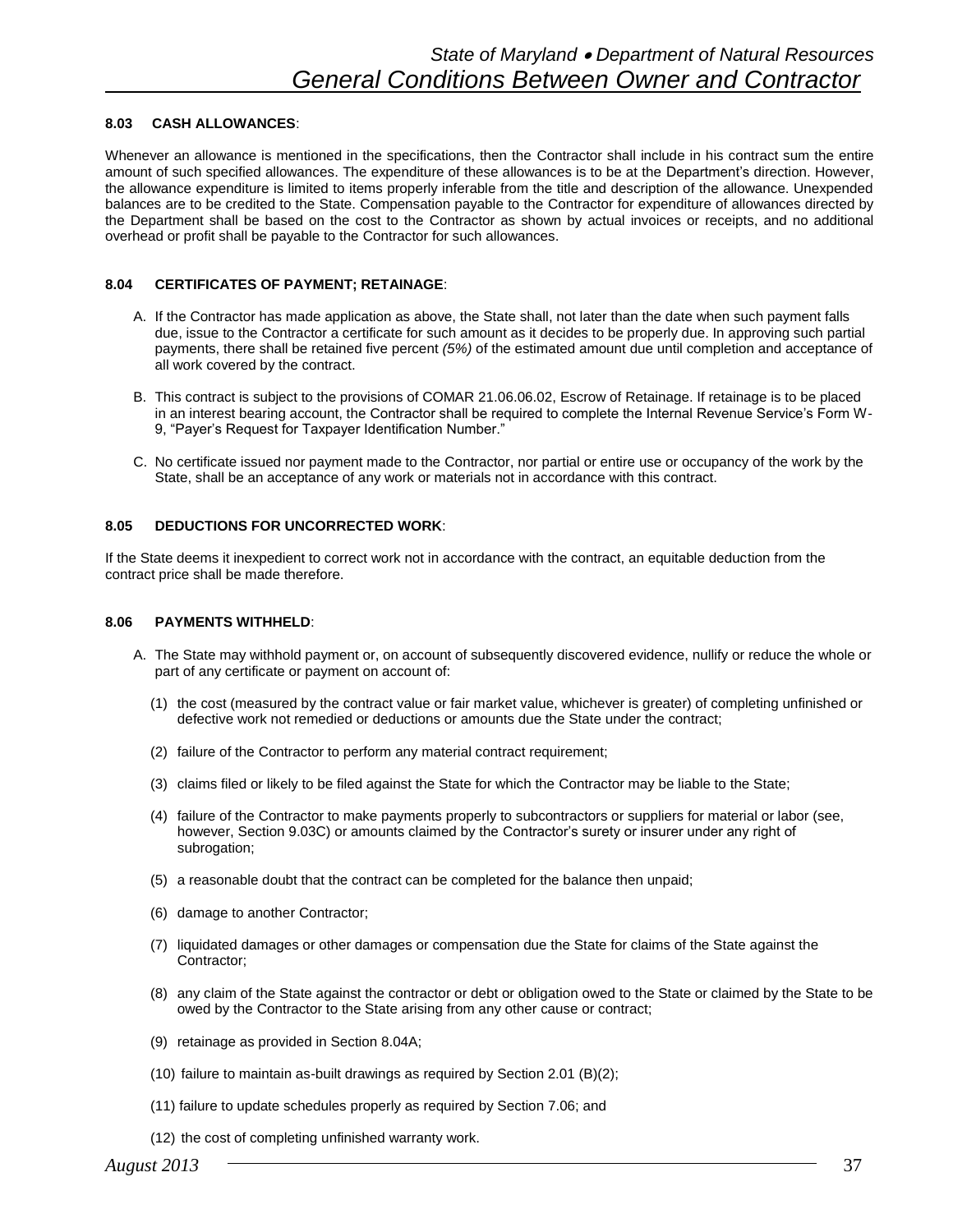#### 8.03 CASH ALLOWANCES:

Whenever an allowance is mentioned in the specifications, then the Contractor shall include in his contract sum the entire amount of such specified allowances. The expenditure of these allowances is to be at the Department's direction. However, the allowance expenditure is limited to items properly inferable from the title and description of the allowance. Unexpended balances are to be credited to the State. Compensation payable to the Contractor for expenditure of allowances directed by the Department shall be based on the cost to the Contractor as shown by actual invoices or receipts, and no additional overhead or profit shall be payable to the Contractor for such allowances.

#### 8.04 CERTIFICATES OF PAYMENT; RETAINAGE:

A. If the Contractor has made application as above, the State shall, not later than the date when such payment falls due, issue to the Contractor a certificate for such amount as it decides to be properly due. In approving such partial payments, there shall be retained five percent *(5%)* of the estimated amount due until completion and acceptance of all work covered by the contract.

B. This contract is subject to the provisions of COMAR 21.06.06.02, Escrow of Retainage. If retainage is to be placed in an interest bearing account, the Contractor shall be required to complete the Internal Revenue Service's Form W-9, "Payer's Request for Taxpayer Identification Number."

C. No certificate issued nor payment made to the Contractor, nor partial or entire use or occupancy of the work by the State, shall be an acceptance of any work or materials not in accordance with this contract.

#### 8.05 DEDUCTIONS FOR UNCORRECTED WORK:

If the State deems it inexpedient to correct work not in accordance with the contract, an equitable deduction from the contract price shall be made therefore.

#### 8.06 PAYMENTS WITHHELD:

A. The State may withhold payment or, on account of subsequently discovered evidence, nullify or reduce the whole or part of any certificate or payment on account of:

(1) the cost (measured by the contract value or fair market value, whichever is greater) of completing unfinished or defective work not remedied or deductions or amounts due the State under the contract;

(2) failure of the Contractor to perform any material contract requirement;

(3) claims filed or likely to be filed against the State for which the Contractor may be liable to the State;

(4) failure of the Contractor to make payments properly to subcontractors or suppliers for material or labor (see, however, Section 9.03C) or amounts claimed by the Contractor's surety or insurer under any right of subrogation;

(5) a reasonable doubt that the contract can be completed for the balance then unpaid;

(6) damage to another Contractor;

(7) liquidated damages or other damages or compensation due the State for claims of the State against the Contractor;

(8) any claim of the State against the contractor or debt or obligation owed to the State or claimed by the State to be owed by the Contractor to the State arising from any other cause or contract;

(9) retainage as provided in Section 8.04A;

(10) failure to maintain as-built drawings as required by Section 2.01 (B)(2);

(11) failure to update schedules properly as required by Section 7.06; and

(12) the cost of completing unfinished warranty work.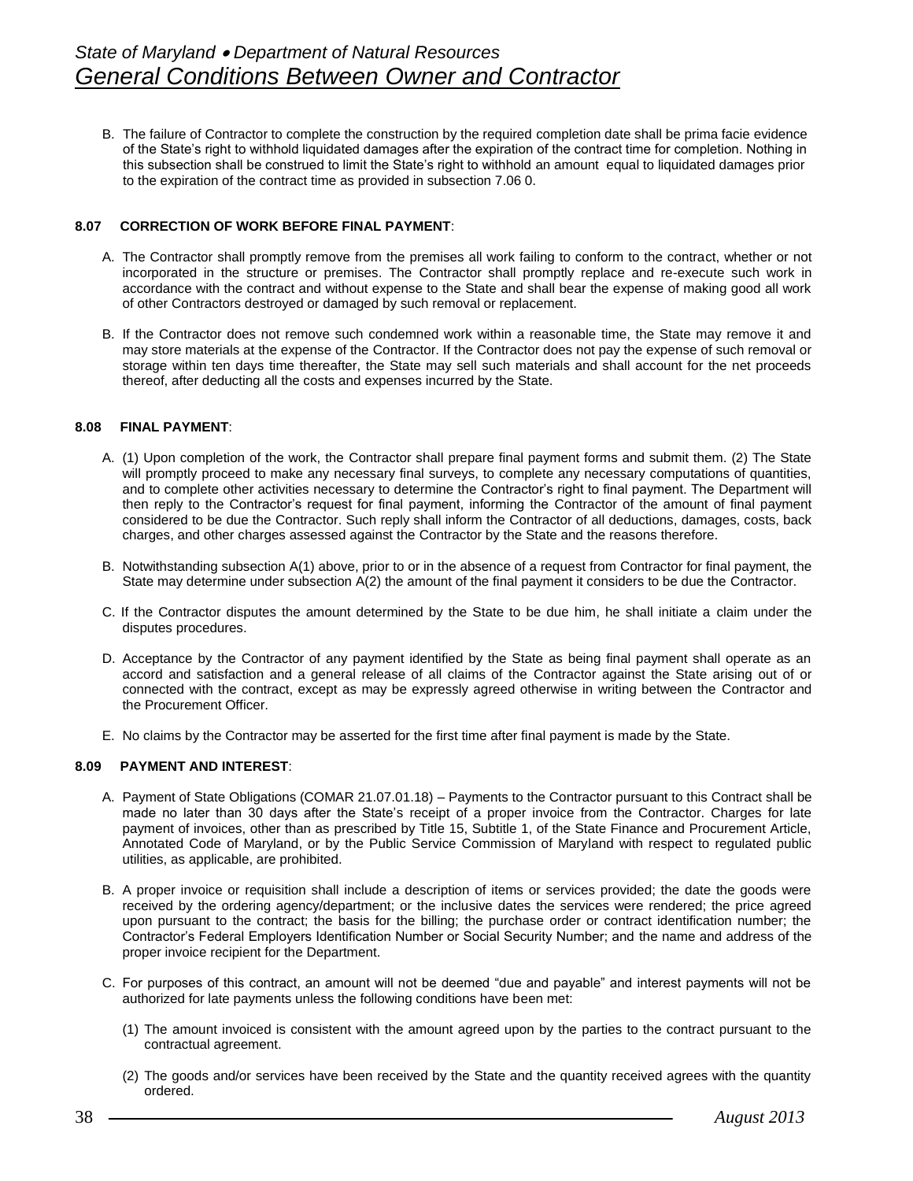B. The failure of Contractor to complete the construction by the required completion date shall be prima facie evidence of the State's right to withhold liquidated damages after the expiration of the contract time for completion. Nothing in this subsection shall be construed to limit the State's right to withhold an amount equal to liquidated damages prior to the expiration of the contract time as provided in subsection 7.06 0.

**8.07 CORRECTION OF WORK BEFORE FINAL PAYMENT**:

A. The Contractor shall promptly remove from the premises all work failing to conform to the contract, whether or not incorporated in the structure or premises. The Contractor shall promptly replace and re-execute such work in accordance with the contract and without expense to the State and shall bear the expense of making good all work of other Contractors destroyed or damaged by such removal or replacement.

B. If the Contractor does not remove such condemned work within a reasonable time, the State may remove it and may store materials at the expense of the Contractor. If the Contractor does not pay the expense of such removal or storage within ten days time thereafter, the State may sell such materials and shall account for the net proceeds thereof, after deducting all the costs and expenses incurred by the State.

**8.08 FINAL PAYMENT**:

A. (1) Upon completion of the work, the Contractor shall prepare final payment forms and submit them. (2) The State will promptly proceed to make any necessary final surveys, to complete any necessary computations of quantities, and to complete other activities necessary to determine the Contractor's right to final payment. The Department will then reply to the Contractor's request for final payment, informing the Contractor of the amount of final payment considered to be due the Contractor. Such reply shall inform the Contractor of all deductions, damages, costs, back charges, and other charges assessed against the Contractor by the State and the reasons therefore.

B. Notwithstanding subsection A(1) above, prior to or in the absence of a request from Contractor for final payment, the State may determine under subsection A(2) the amount of the final payment it considers to be due the Contractor.

C. If the Contractor disputes the amount determined by the State to be due him, he shall initiate a claim under the disputes procedures.

D. Acceptance by the Contractor of any payment identified by the State as being final payment shall operate as an accord and satisfaction and a general release of all claims of the Contractor against the State arising out of or connected with the contract, except as may be expressly agreed otherwise in writing between the Contractor and the Procurement Officer.

E. No claims by the Contractor may be asserted for the first time after final payment is made by the State.

**8.09 PAYMENT AND INTEREST**:

A. Payment of State Obligations (COMAR 21.07.01.18) – Payments to the Contractor pursuant to this Contract shall be made no later than 30 days after the State's receipt of a proper invoice from the Contractor. Charges for late payment of invoices, other than as prescribed by Title 15, Subtitle 1, of the State Finance and Procurement Article, Annotated Code of Maryland, or by the Public Service Commission of Maryland with respect to regulated public utilities, as applicable, are prohibited.

B. A proper invoice or requisition shall include a description of items or services provided; the date the goods were received by the ordering agency/department; or the inclusive dates the services were rendered; the price agreed upon pursuant to the contract; the basis for the billing; the purchase order or contract identification number; the Contractor's Federal Employers Identification Number or Social Security Number; and the name and address of the proper invoice recipient for the Department.

C. For purposes of this contract, an amount will not be deemed "due and payable" and interest payments will not be authorized for late payments unless the following conditions have been met:

(1) The amount invoiced is consistent with the amount agreed upon by the parties to the contract pursuant to the contractual agreement.

(2) The goods and/or services have been received by the State and the quantity received agrees with the quantity ordered.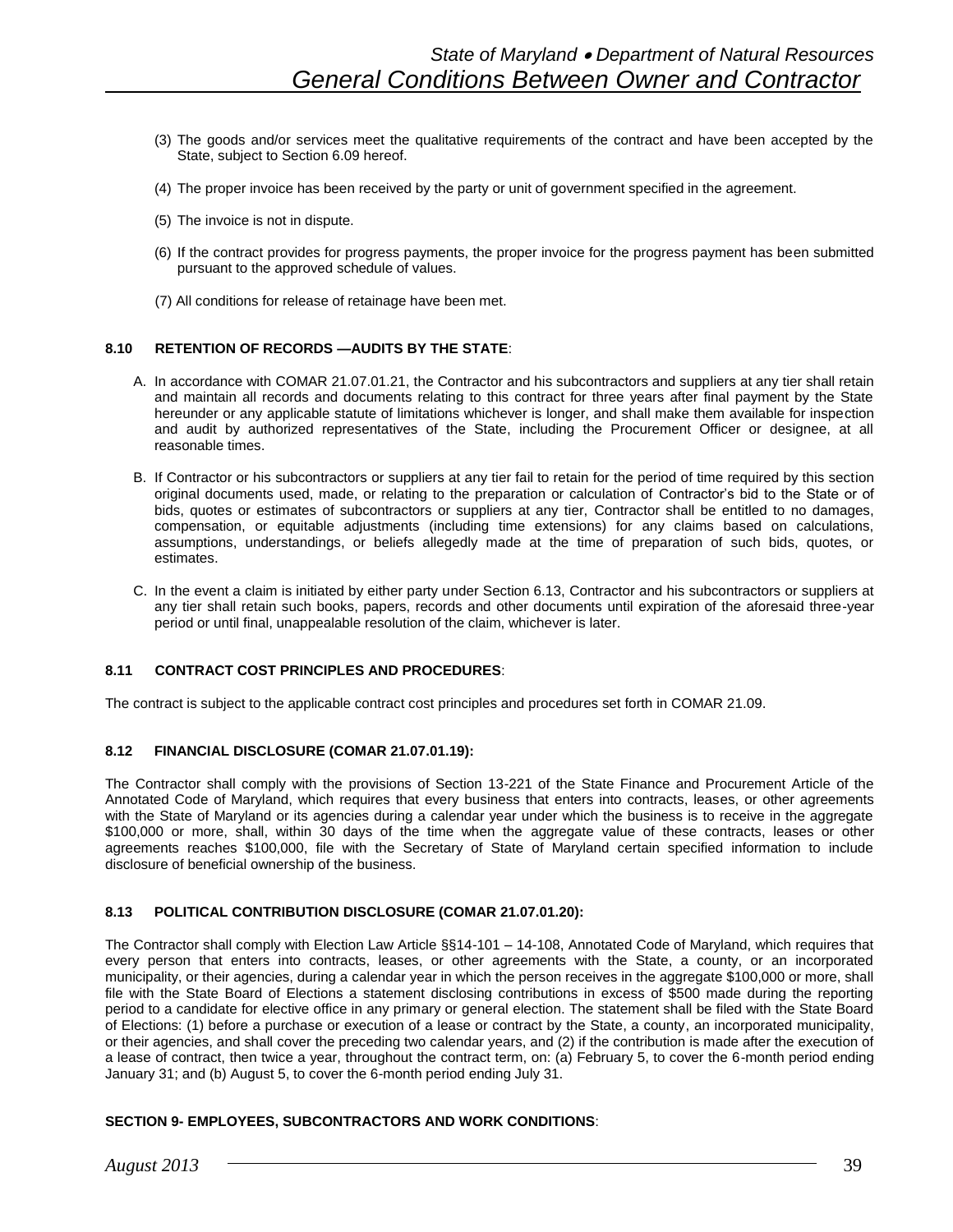(3) The goods and/or services meet the qualitative requirements of the contract and have been accepted by the State, subject to Section 6.09 hereof.

(4) The proper invoice has been received by the party or unit of government specified in the agreement.

(5) The invoice is not in dispute.

(6) If the contract provides for progress payments, the proper invoice for the progress payment has been submitted pursuant to the approved schedule of values.

(7) All conditions for release of retainage have been met.

**8.10 RETENTION OF RECORDS —AUDITS BY THE STATE**:

A. In accordance with COMAR 21.07.01.21, the Contractor and his subcontractors and suppliers at any tier shall retain and maintain all records and documents relating to this contract for three years after final payment by the State hereunder or any applicable statute of limitations whichever is longer, and shall make them available for inspection and audit by authorized representatives of the State, including the Procurement Officer or designee, at all reasonable times.

B. If Contractor or his subcontractors or suppliers at any tier fail to retain for the period of time required by this section original documents used, made, or relating to the preparation or calculation of Contractor's bid to the State or of bids, quotes or estimates of subcontractors or suppliers at any tier, Contractor shall be entitled to no damages, compensation, or equitable adjustments (including time extensions) for any claims based on calculations, assumptions, understandings, or beliefs allegedly made at the time of preparation of such bids, quotes, or estimates.

C. In the event a claim is initiated by either party under Section 6.13, Contractor and his subcontractors or suppliers at any tier shall retain such books, papers, records and other documents until expiration of the aforesaid three-year period or until final, unappealable resolution of the claim, whichever is later.

**8.11 CONTRACT COST PRINCIPLES AND PROCEDURES**:

The contract is subject to the applicable contract cost principles and procedures set forth in COMAR 21.09.

**8.12 FINANCIAL DISCLOSURE (COMAR 21.07.01.19):**

The Contractor shall comply with the provisions of Section 13-221 of the State Finance and Procurement Article of the Annotated Code of Maryland, which requires that every business that enters into contracts, leases, or other agreements with the State of Maryland or its agencies during a calendar year under which the business is to receive in the aggregate $100,000 or more, shall, within 30 days of the time when the aggregate value of these contracts, leases or other agreements reaches $100,000, file with the Secretary of State of Maryland certain specified information to include disclosure of beneficial ownership of the business.

**8.13 POLITICAL CONTRIBUTION DISCLOSURE (COMAR 21.07.01.20):**

The Contractor shall comply with Election Law Article §§14-101 – 14-108, Annotated Code of Maryland, which requires that every person that enters into contracts, leases, or other agreements with the State, a county, or an incorporated municipality, or their agencies, during a calendar year in which the person receives in the aggregate $100,000 or more, shall file with the State Board of Elections a statement disclosing contributions in excess of $500 made during the reporting period to a candidate for elective office in any primary or general election. The statement shall be filed with the State Board of Elections: (1) before a purchase or execution of a lease or contract by the State, a county, an incorporated municipality, or their agencies, and shall cover the preceding two calendar years, and (2) if the contribution is made after the execution of a lease of contract, then twice a year, throughout the contract term, on: (a) February 5, to cover the 6-month period ending January 31; and (b) August 5, to cover the 6-month period ending July 31.

**SECTION 9- EMPLOYEES, SUBCONTRACTORS AND WORK CONDITIONS**: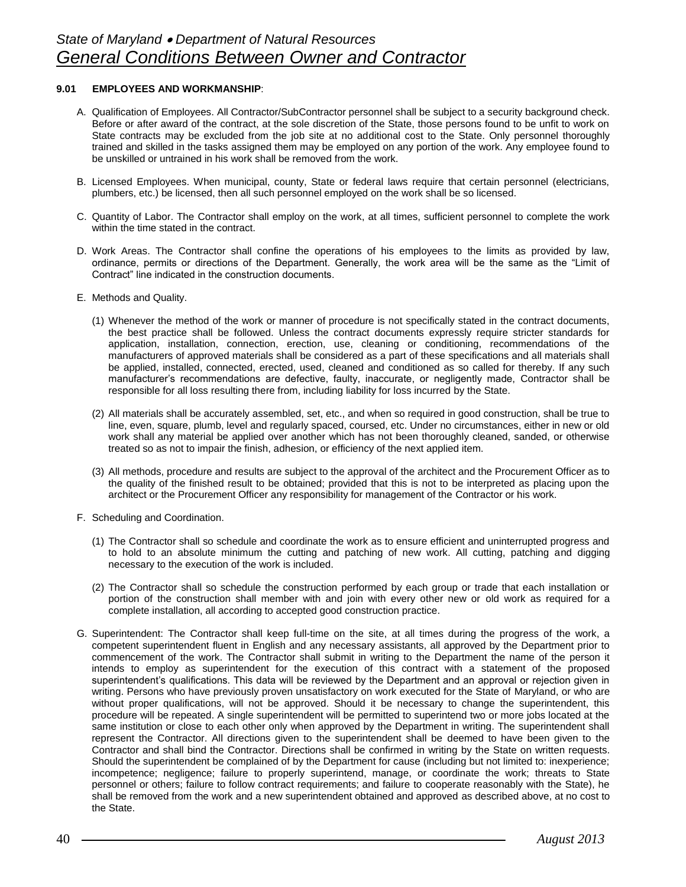### 9.01 EMPLOYEES AND WORKMANSHIP:

A. Qualification of Employees. All Contractor/SubContractor personnel shall be subject to a security background check. Before or after award of the contract, at the sole discretion of the State, those persons found to be unfit to work on State contracts may be excluded from the job site at no additional cost to the State. Only personnel thoroughly trained and skilled in the tasks assigned them may be employed on any portion of the work. Any employee found to be unskilled or untrained in his work shall be removed from the work.

B. Licensed Employees. When municipal, county, State or federal laws require that certain personnel (electricians, plumbers, etc.) be licensed, then all such personnel employed on the work shall be so licensed.

C. Quantity of Labor. The Contractor shall employ on the work, at all times, sufficient personnel to complete the work within the time stated in the contract.

D. Work Areas. The Contractor shall confine the operations of his employees to the limits as provided by law, ordinance, permits or directions of the Department. Generally, the work area will be the same as the "Limit of Contract" line indicated in the construction documents.

E. Methods and Quality.

(1) Whenever the method of the work or manner of procedure is not specifically stated in the contract documents, the best practice shall be followed. Unless the contract documents expressly require stricter standards for application, installation, connection, erection, use, cleaning or conditioning, recommendations of the manufacturers of approved materials shall be considered as a part of these specifications and all materials shall be applied, installed, connected, erected, used, cleaned and conditioned as so called for thereby. If any such manufacturer's recommendations are defective, faulty, inaccurate, or negligently made, Contractor shall be responsible for all loss resulting there from, including liability for loss incurred by the State.

(2) All materials shall be accurately assembled, set, etc., and when so required in good construction, shall be true to line, even, square, plumb, level and regularly spaced, coursed, etc. Under no circumstances, either in new or old work shall any material be applied over another which has not been thoroughly cleaned, sanded, or otherwise treated so as not to impair the finish, adhesion, or efficiency of the next applied item.

(3) All methods, procedure and results are subject to the approval of the architect and the Procurement Officer as to the quality of the finished result to be obtained; provided that this is not to be interpreted as placing upon the architect or the Procurement Officer any responsibility for management of the Contractor or his work.

F. Scheduling and Coordination.

(1) The Contractor shall so schedule and coordinate the work as to ensure efficient and uninterrupted progress and to hold to an absolute minimum the cutting and patching of new work. All cutting, patching and digging necessary to the execution of the work is included.

(2) The Contractor shall so schedule the construction performed by each group or trade that each installation or portion of the construction shall member with and join with every other new or old work as required for a complete installation, all according to accepted good construction practice.

G. Superintendent: The Contractor shall keep full-time on the site, at all times during the progress of the work, a competent superintendent fluent in English and any necessary assistants, all approved by the Department prior to commencement of the work. The Contractor shall submit in writing to the Department the name of the person it intends to employ as superintendent for the execution of this contract with a statement of the proposed superintendent's qualifications. This data will be reviewed by the Department and an approval or rejection given in writing. Persons who have previously proven unsatisfactory on work executed for the State of Maryland, or who are without proper qualifications, will not be approved. Should it be necessary to change the superintendent, this procedure will be repeated. A single superintendent will be permitted to superintend two or more jobs located at the same institution or close to each other only when approved by the Department in writing. The superintendent shall represent the Contractor. All directions given to the superintendent shall be deemed to have been given to the Contractor and shall bind the Contractor. Directions shall be confirmed in writing by the State on written requests. Should the superintendent be complained of by the Department for cause (including but not limited to: inexperience; incompetence; negligence; failure to properly superintend, manage, or coordinate the work; threats to State personnel or others; failure to follow contract requirements; and failure to cooperate reasonably with the State), he shall be removed from the work and a new superintendent obtained and approved as described above, at no cost to the State.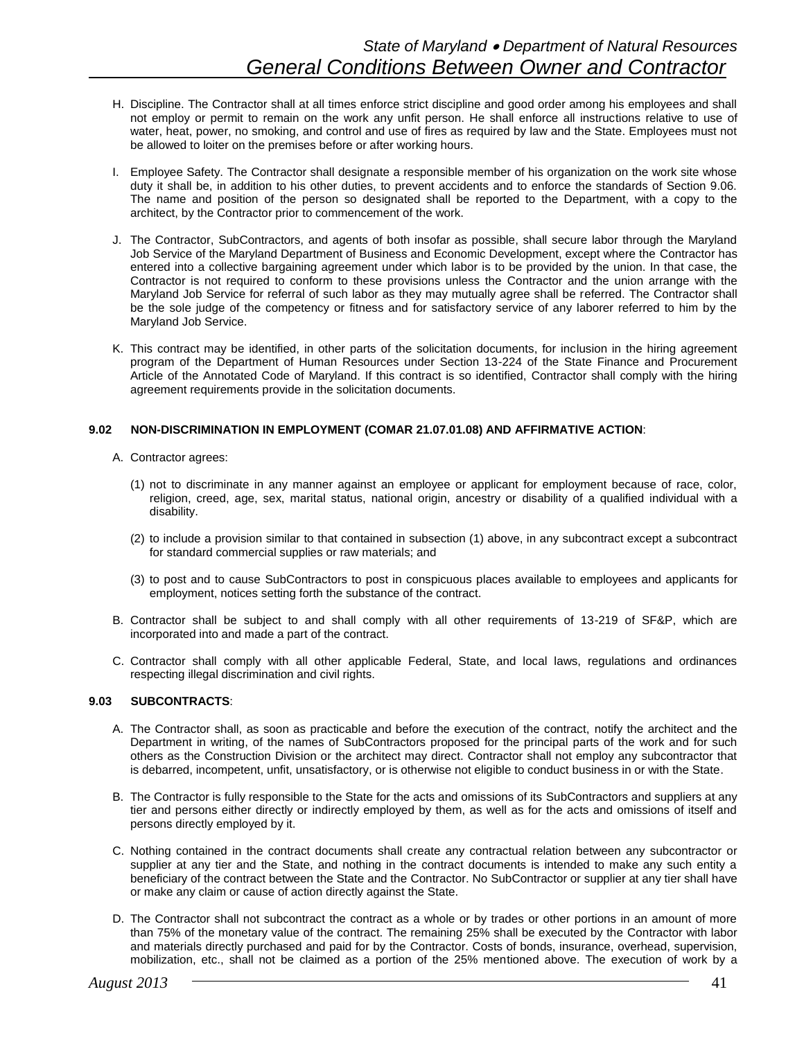H. Discipline. The Contractor shall at all times enforce strict discipline and good order among his employees and shall not employ or permit to remain on the work any unfit person. He shall enforce all instructions relative to use of water, heat, power, no smoking, and control and use of fires as required by law and the State. Employees must not be allowed to loiter on the premises before or after working hours.

I. Employee Safety. The Contractor shall designate a responsible member of his organization on the work site whose duty it shall be, in addition to his other duties, to prevent accidents and to enforce the standards of Section 9.06. The name and position of the person so designated shall be reported to the Department, with a copy to the architect, by the Contractor prior to commencement of the work.

J. The Contractor, SubContractors, and agents of both insofar as possible, shall secure labor through the Maryland Job Service of the Maryland Department of Business and Economic Development, except where the Contractor has entered into a collective bargaining agreement under which labor is to be provided by the union. In that case, the Contractor is not required to conform to these provisions unless the Contractor and the union arrange with the Maryland Job Service for referral of such labor as they may mutually agree shall be referred. The Contractor shall be the sole judge of the competency or fitness and for satisfactory service of any laborer referred to him by the Maryland Job Service.

K. This contract may be identified, in other parts of the solicitation documents, for inclusion in the hiring agreement program of the Department of Human Resources under Section 13-224 of the State Finance and Procurement Article of the Annotated Code of Maryland. If this contract is so identified, Contractor shall comply with the hiring agreement requirements provide in the solicitation documents.

### 9.02 NON-DISCRIMINATION IN EMPLOYMENT (COMAR 21.07.01.08) AND AFFIRMATIVE ACTION:

A. Contractor agrees:

(1) not to discriminate in any manner against an employee or applicant for employment because of race, color, religion, creed, age, sex, marital status, national origin, ancestry or disability of a qualified individual with a disability.

(2) to include a provision similar to that contained in subsection (1) above, in any subcontract except a subcontract for standard commercial supplies or raw materials; and

(3) to post and to cause SubContractors to post in conspicuous places available to employees and applicants for employment, notices setting forth the substance of the contract.

B. Contractor shall be subject to and shall comply with all other requirements of 13-219 of SF&P, which are incorporated into and made a part of the contract.

C. Contractor shall comply with all other applicable Federal, State, and local laws, regulations and ordinances respecting illegal discrimination and civil rights.

### 9.03 SUBCONTRACTS:

A. The Contractor shall, as soon as practicable and before the execution of the contract, notify the architect and the Department in writing, of the names of SubContractors proposed for the principal parts of the work and for such others as the Construction Division or the architect may direct. Contractor shall not employ any subcontractor that is debarred, incompetent, unfit, unsatisfactory, or is otherwise not eligible to conduct business in or with the State.

B. The Contractor is fully responsible to the State for the acts and omissions of its SubContractors and suppliers at any tier and persons either directly or indirectly employed by them, as well as for the acts and omissions of itself and persons directly employed by it.

C. Nothing contained in the contract documents shall create any contractual relation between any subcontractor or supplier at any tier and the State, and nothing in the contract documents is intended to make any such entity a beneficiary of the contract between the State and the Contractor. No SubContractor or supplier at any tier shall have or make any claim or cause of action directly against the State.

D. The Contractor shall not subcontract the contract as a whole or by trades or other portions in an amount of more than 75% of the monetary value of the contract. The remaining 25% shall be executed by the Contractor with labor and materials directly purchased and paid for by the Contractor. Costs of bonds, insurance, overhead, supervision, mobilization, etc., shall not be claimed as a portion of the 25% mentioned above. The execution of work by a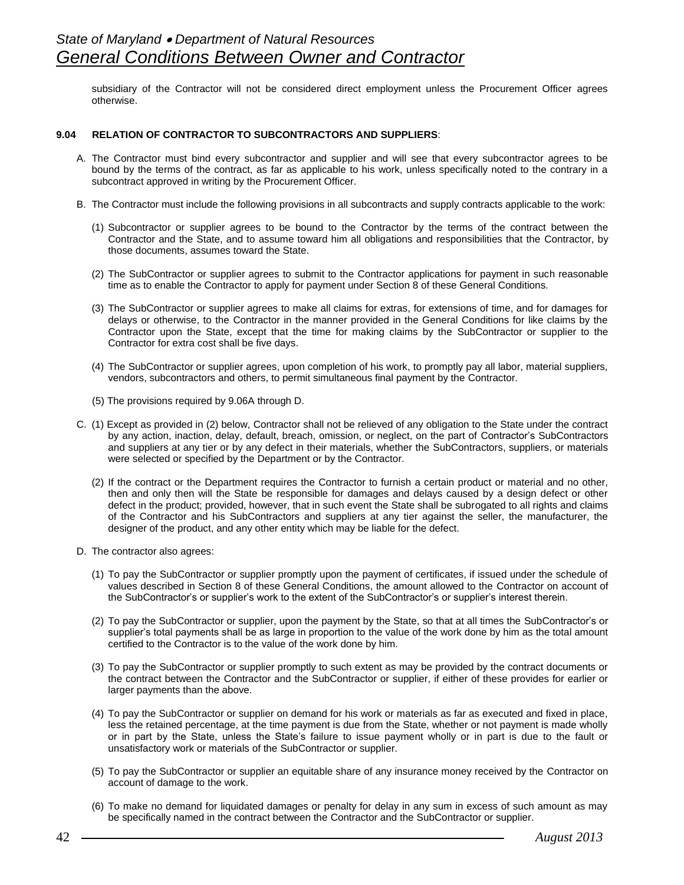subsidiary of the Contractor will not be considered direct employment unless the Procurement Officer agrees otherwise.

**9.04 RELATION OF CONTRACTOR TO SUBCONTRACTORS AND SUPPLIERS**:

A. The Contractor must bind every subcontractor and supplier and will see that every subcontractor agrees to be bound by the terms of the contract, as far as applicable to his work, unless specifically noted to the contrary in a subcontract approved in writing by the Procurement Officer.

B. The Contractor must include the following provisions in all subcontracts and supply contracts applicable to the work:

(1) Subcontractor or supplier agrees to be bound to the Contractor by the terms of the contract between the Contractor and the State, and to assume toward him all obligations and responsibilities that the Contractor, by those documents, assumes toward the State.

(2) The SubContractor or supplier agrees to submit to the Contractor applications for payment in such reasonable time as to enable the Contractor to apply for payment under Section 8 of these General Conditions.

(3) The SubContractor or supplier agrees to make all claims for extras, for extensions of time, and for damages for delays or otherwise, to the Contractor in the manner provided in the General Conditions for like claims by the Contractor upon the State, except that the time for making claims by the SubContractor or supplier to the Contractor for extra cost shall be five days.

(4) The SubContractor or supplier agrees, upon completion of his work, to promptly pay all labor, material suppliers, vendors, subcontractors and others, to permit simultaneous final payment by the Contractor.

(5) The provisions required by 9.06A through D.

C. (1) Except as provided in (2) below, Contractor shall not be relieved of any obligation to the State under the contract by any action, inaction, delay, default, breach, omission, or neglect, on the part of Contractor's SubContractors and suppliers at any tier or by any defect in their materials, whether the SubContractors, suppliers, or materials were selected or specified by the Department or by the Contractor.

(2) If the contract or the Department requires the Contractor to furnish a certain product or material and no other, then and only then will the State be responsible for damages and delays caused by a design defect or other defect in the product; provided, however, that in such event the State shall be subrogated to all rights and claims of the Contractor and his SubContractors and suppliers at any tier against the seller, the manufacturer, the designer of the product, and any other entity which may be liable for the defect.

D. The contractor also agrees:

(1) To pay the SubContractor or supplier promptly upon the payment of certificates, if issued under the schedule of values described in Section 8 of these General Conditions, the amount allowed to the Contractor on account of the SubContractor's or supplier's work to the extent of the SubContractor's or supplier's interest therein.

(2) To pay the SubContractor or supplier, upon the payment by the State, so that at all times the SubContractor's or supplier's total payments shall be as large in proportion to the value of the work done by him as the total amount certified to the Contractor is to the value of the work done by him.

(3) To pay the SubContractor or supplier promptly to such extent as may be provided by the contract documents or the contract between the Contractor and the SubContractor or supplier, if either of these provides for earlier or larger payments than the above.

(4) To pay the SubContractor or supplier on demand for his work or materials as far as executed and fixed in place, less the retained percentage, at the time payment is due from the State, whether or not payment is made wholly or in part by the State, unless the State's failure to issue payment wholly or in part is due to the fault or unsatisfactory work or materials of the SubContractor or supplier.

(5) To pay the SubContractor or supplier an equitable share of any insurance money received by the Contractor on account of damage to the work.

(6) To make no demand for liquidated damages or penalty for delay in any sum in excess of such amount as may be specifically named in the contract between the Contractor and the SubContractor or supplier.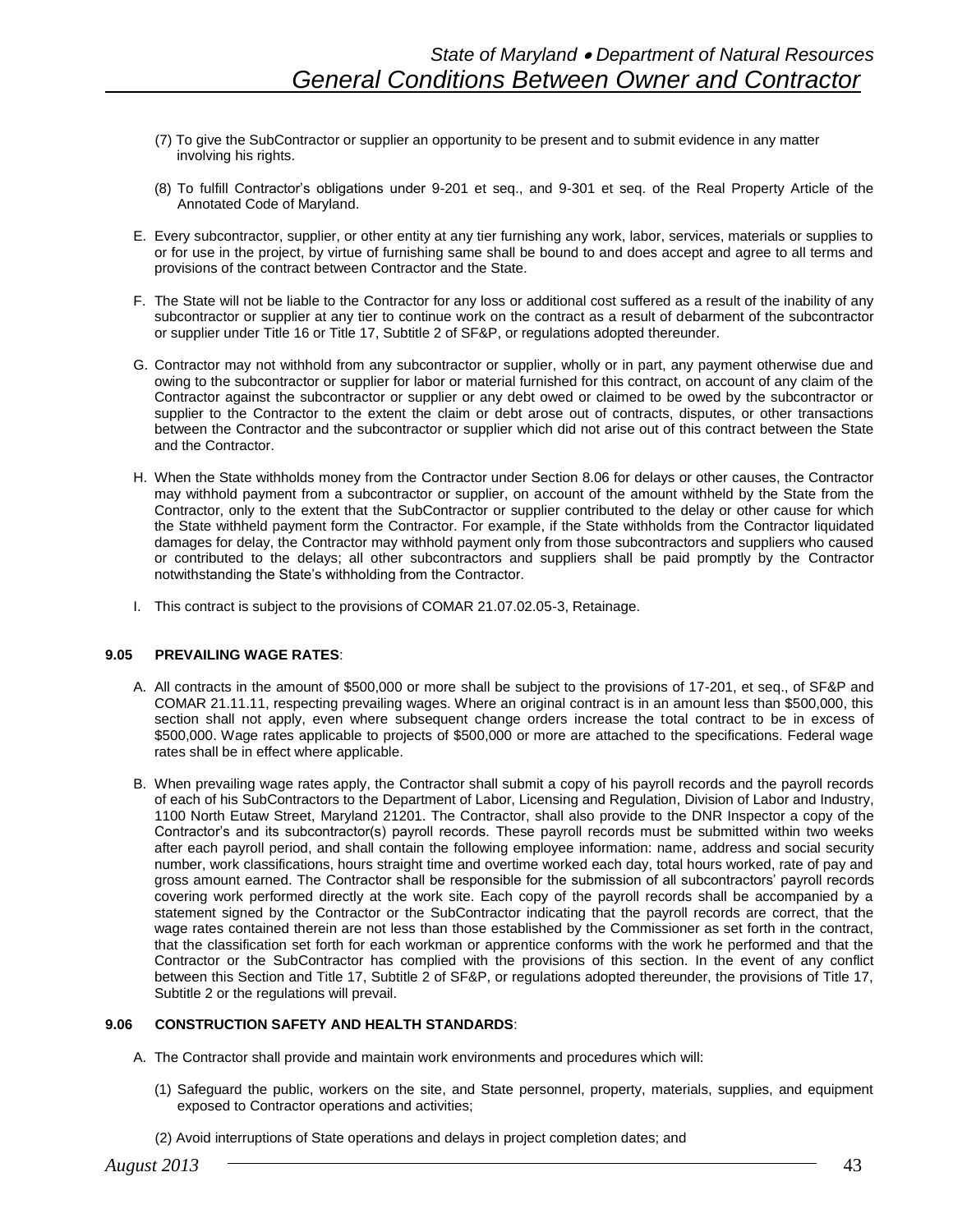(7) To give the SubContractor or supplier an opportunity to be present and to submit evidence in any matter involving his rights.

(8) To fulfill Contractor's obligations under 9-201 et seq., and 9-301 et seq. of the Real Property Article of the Annotated Code of Maryland.

E. Every subcontractor, supplier, or other entity at any tier furnishing any work, labor, services, materials or supplies to or for use in the project, by virtue of furnishing same shall be bound to and does accept and agree to all terms and provisions of the contract between Contractor and the State.

F. The State will not be liable to the Contractor for any loss or additional cost suffered as a result of the inability of any subcontractor or supplier at any tier to continue work on the contract as a result of debarment of the subcontractor or supplier under Title 16 or Title 17, Subtitle 2 of SF&P, or regulations adopted thereunder.

G. Contractor may not withhold from any subcontractor or supplier, wholly or in part, any payment otherwise due and owing to the subcontractor or supplier for labor or material furnished for this contract, on account of any claim of the Contractor against the subcontractor or supplier or any debt owed or claimed to be owed by the subcontractor or supplier to the Contractor to the extent the claim or debt arose out of contracts, disputes, or other transactions between the Contractor and the subcontractor or supplier which did not arise out of this contract between the State and the Contractor.

H. When the State withholds money from the Contractor under Section 8.06 for delays or other causes, the Contractor may withhold payment from a subcontractor or supplier, on account of the amount withheld by the State from the Contractor, only to the extent that the SubContractor or supplier contributed to the delay or other cause for which the State withheld payment form the Contractor. For example, if the State withholds from the Contractor liquidated damages for delay, the Contractor may withhold payment only from those subcontractors and suppliers who caused or contributed to the delays; all other subcontractors and suppliers shall be paid promptly by the Contractor notwithstanding the State's withholding from the Contractor.

I. This contract is subject to the provisions of COMAR 21.07.02.05-3, Retainage.

**9.05 PREVAILING WAGE RATES**:

A. All contracts in the amount of $500,000 or more shall be subject to the provisions of 17-201, et seq., of SF&P and COMAR 21.11.11, respecting prevailing wages. Where an original contract is in an amount less than $500,000, this section shall not apply, even where subsequent change orders increase the total contract to be in excess of $500,000. Wage rates applicable to projects of $500,000 or more are attached to the specifications. Federal wage rates shall be in effect where applicable.

B. When prevailing wage rates apply, the Contractor shall submit a copy of his payroll records and the payroll records of each of his SubContractors to the Department of Labor, Licensing and Regulation, Division of Labor and Industry, 1100 North Eutaw Street, Maryland 21201. The Contractor, shall also provide to the DNR Inspector a copy of the Contractor's and its subcontractor(s) payroll records. These payroll records must be submitted within two weeks after each payroll period, and shall contain the following employee information: name, address and social security number, work classifications, hours straight time and overtime worked each day, total hours worked, rate of pay and gross amount earned. The Contractor shall be responsible for the submission of all subcontractors' payroll records covering work performed directly at the work site. Each copy of the payroll records shall be accompanied by a statement signed by the Contractor or the SubContractor indicating that the payroll records are correct, that the wage rates contained therein are not less than those established by the Commissioner as set forth in the contract, that the classification set forth for each workman or apprentice conforms with the work he performed and that the Contractor or the SubContractor has complied with the provisions of this section. In the event of any conflict between this Section and Title 17, Subtitle 2 of SF&P, or regulations adopted thereunder, the provisions of Title 17, Subtitle 2 or the regulations will prevail.

**9.06 CONSTRUCTION SAFETY AND HEALTH STANDARDS**:

A. The Contractor shall provide and maintain work environments and procedures which will:

(1) Safeguard the public, workers on the site, and State personnel, property, materials, supplies, and equipment exposed to Contractor operations and activities;

(2) Avoid interruptions of State operations and delays in project completion dates; and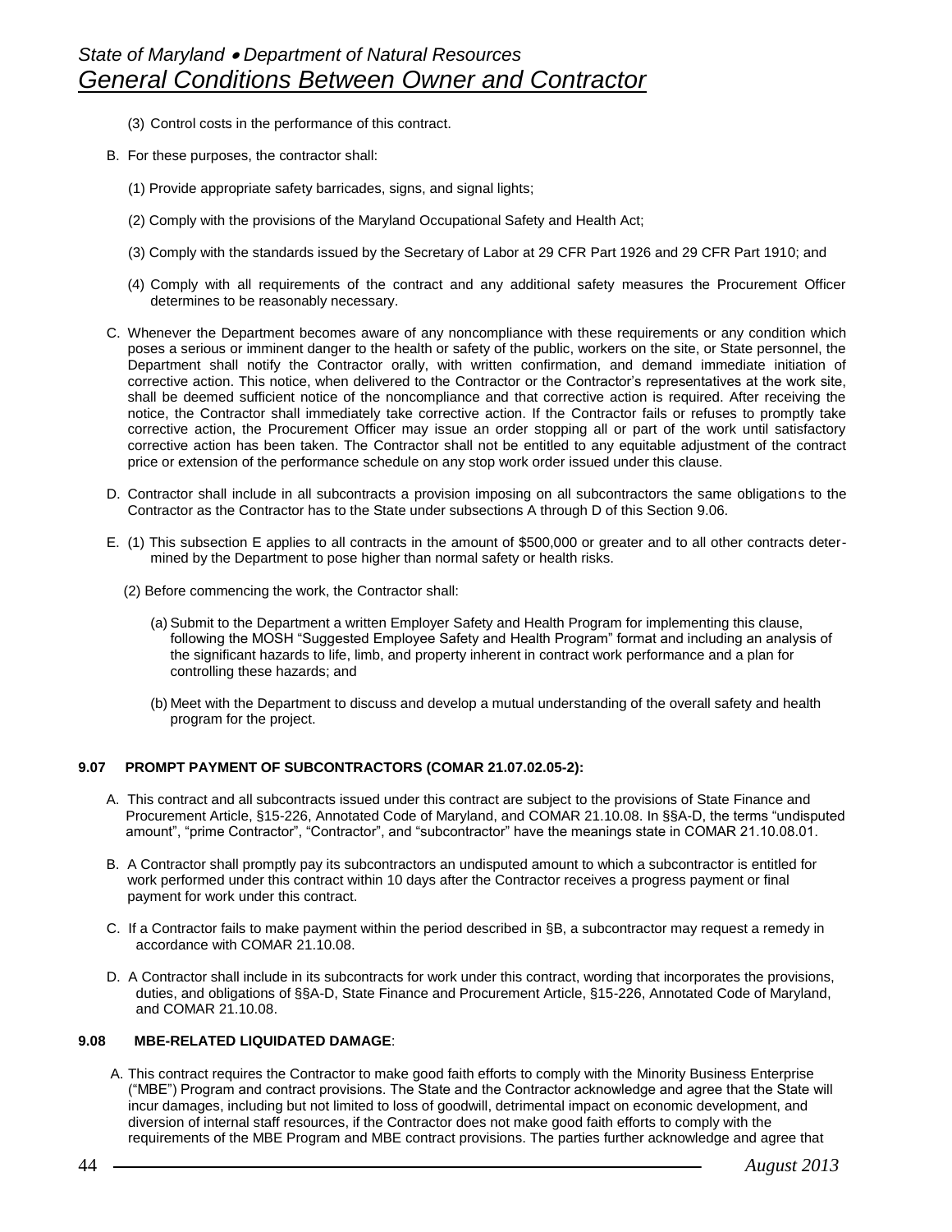(3) Control costs in the performance of this contract.

B. For these purposes, the contractor shall:

(1) Provide appropriate safety barricades, signs, and signal lights;

(2) Comply with the provisions of the Maryland Occupational Safety and Health Act;

(3) Comply with the standards issued by the Secretary of Labor at 29 CFR Part 1926 and 29 CFR Part 1910; and

(4) Comply with all requirements of the contract and any additional safety measures the Procurement Officer determines to be reasonably necessary.

C. Whenever the Department becomes aware of any noncompliance with these requirements or any condition which poses a serious or imminent danger to the health or safety of the public, workers on the site, or State personnel, the Department shall notify the Contractor orally, with written confirmation, and demand immediate initiation of corrective action. This notice, when delivered to the Contractor or the Contractor's representatives at the work site, shall be deemed sufficient notice of the noncompliance and that corrective action is required. After receiving the notice, the Contractor shall immediately take corrective action. If the Contractor fails or refuses to promptly take corrective action, the Procurement Officer may issue an order stopping all or part of the work until satisfactory corrective action has been taken. The Contractor shall not be entitled to any equitable adjustment of the contract price or extension of the performance schedule on any stop work order issued under this clause.

D. Contractor shall include in all subcontracts a provision imposing on all subcontractors the same obligations to the Contractor as the Contractor has to the State under subsections A through D of this Section 9.06.

E. (1) This subsection E applies to all contracts in the amount of $500,000 or greater and to all other contracts determined by the Department to pose higher than normal safety or health risks.

(2) Before commencing the work, the Contractor shall:

(a) Submit to the Department a written Employer Safety and Health Program for implementing this clause, following the MOSH "Suggested Employee Safety and Health Program" format and including an analysis of the significant hazards to life, limb, and property inherent in contract work performance and a plan for controlling these hazards; and

(b) Meet with the Department to discuss and develop a mutual understanding of the overall safety and health program for the project.

**9.07 PROMPT PAYMENT OF SUBCONTRACTORS (COMAR 21.07.02.05-2):**

A. This contract and all subcontracts issued under this contract are subject to the provisions of State Finance and Procurement Article, §15-226, Annotated Code of Maryland, and COMAR 21.10.08. In §§A-D, the terms "undisputed amount", "prime Contractor", "Contractor", and "subcontractor" have the meanings state in COMAR 21.10.08.01.

B. A Contractor shall promptly pay its subcontractors an undisputed amount to which a subcontractor is entitled for work performed under this contract within 10 days after the Contractor receives a progress payment or final payment for work under this contract.

C. If a Contractor fails to make payment within the period described in §B, a subcontractor may request a remedy in accordance with COMAR 21.10.08.

D. A Contractor shall include in its subcontracts for work under this contract, wording that incorporates the provisions, duties, and obligations of §§A-D, State Finance and Procurement Article, §15-226, Annotated Code of Maryland, and COMAR 21.10.08.

**9.08 MBE-RELATED LIQUIDATED DAMAGE**:

A. This contract requires the Contractor to make good faith efforts to comply with the Minority Business Enterprise ("MBE") Program and contract provisions. The State and the Contractor acknowledge and agree that the State will incur damages, including but not limited to loss of goodwill, detrimental impact on economic development, and diversion of internal staff resources, if the Contractor does not make good faith efforts to comply with the requirements of the MBE Program and MBE contract provisions. The parties further acknowledge and agree that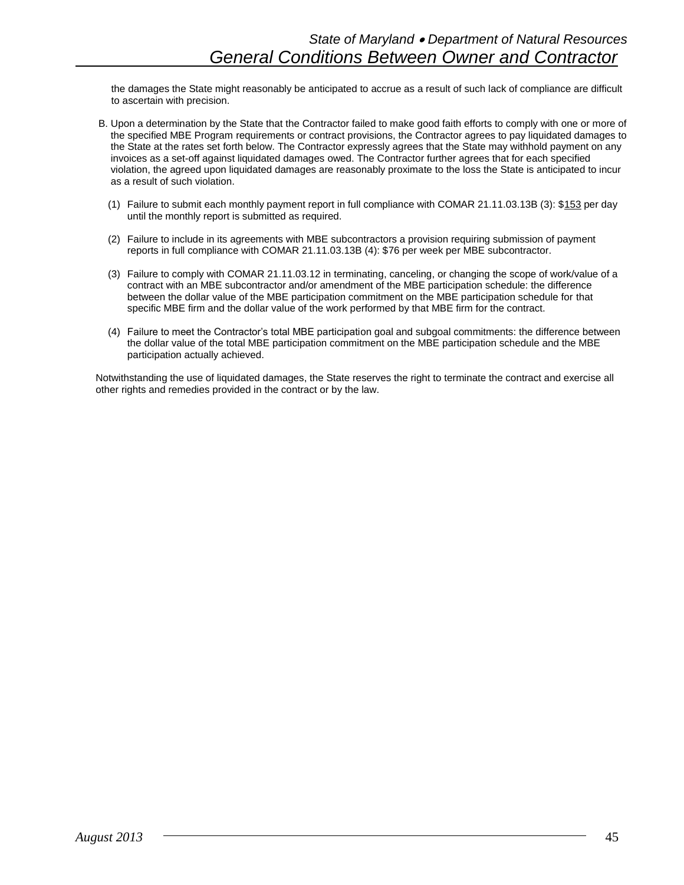the damages the State might reasonably be anticipated to accrue as a result of such lack of compliance are difficult to ascertain with precision.

B. Upon a determination by the State that the Contractor failed to make good faith efforts to comply with one or more of the specified MBE Program requirements or contract provisions, the Contractor agrees to pay liquidated damages to the State at the rates set forth below. The Contractor expressly agrees that the State may withhold payment on any invoices as a set-off against liquidated damages owed. The Contractor further agrees that for each specified violation, the agreed upon liquidated damages are reasonably proximate to the loss the State is anticipated to incur as a result of such violation.

   (1) Failure to submit each monthly payment report in full compliance with COMAR 21.11.03.13B (3): $153 per day until the monthly report is submitted as required.

   (2) Failure to include in its agreements with MBE subcontractors a provision requiring submission of payment reports in full compliance with COMAR 21.11.03.13B (4): $76 per week per MBE subcontractor.

   (3) Failure to comply with COMAR 21.11.03.12 in terminating, canceling, or changing the scope of work/value of a contract with an MBE subcontractor and/or amendment of the MBE participation schedule: the difference between the dollar value of the MBE participation commitment on the MBE participation schedule for that specific MBE firm and the dollar value of the work performed by that MBE firm for the contract.

   (4) Failure to meet the Contractor's total MBE participation goal and subgoal commitments: the difference between the dollar value of the total MBE participation commitment on the MBE participation schedule and the MBE participation actually achieved.

Notwithstanding the use of liquidated damages, the State reserves the right to terminate the contract and exercise all other rights and remedies provided in the contract or by the law.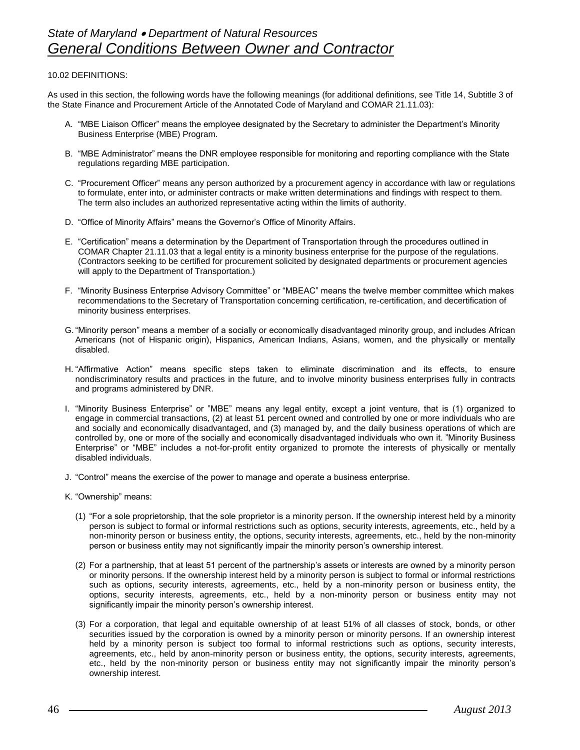10.02 DEFINITIONS:

As used in this section, the following words have the following meanings (for additional definitions, see Title 14, Subtitle 3 of the State Finance and Procurement Article of the Annotated Code of Maryland and COMAR 21.11.03):

A. "MBE Liaison Officer" means the employee designated by the Secretary to administer the Department's Minority Business Enterprise (MBE) Program.

B. "MBE Administrator" means the DNR employee responsible for monitoring and reporting compliance with the State regulations regarding MBE participation.

C. "Procurement Officer" means any person authorized by a procurement agency in accordance with law or regulations to formulate, enter into, or administer contracts or make written determinations and findings with respect to them. The term also includes an authorized representative acting within the limits of authority.

D. "Office of Minority Affairs" means the Governor's Office of Minority Affairs.

E. "Certification" means a determination by the Department of Transportation through the procedures outlined in COMAR Chapter 21.11.03 that a legal entity is a minority business enterprise for the purpose of the regulations. (Contractors seeking to be certified for procurement solicited by designated departments or procurement agencies will apply to the Department of Transportation.)

F. "Minority Business Enterprise Advisory Committee" or "MBEAC" means the twelve member committee which makes recommendations to the Secretary of Transportation concerning certification, re-certification, and decertification of minority business enterprises.

G. "Minority person" means a member of a socially or economically disadvantaged minority group, and includes African Americans (not of Hispanic origin), Hispanics, American Indians, Asians, women, and the physically or mentally disabled.

H. "Affirmative Action" means specific steps taken to eliminate discrimination and its effects, to ensure nondiscriminatory results and practices in the future, and to involve minority business enterprises fully in contracts and programs administered by DNR.

I. "Minority Business Enterprise" or "MBE" means any legal entity, except a joint venture, that is (1) organized to engage in commercial transactions, (2) at least 51 percent owned and controlled by one or more individuals who are and socially and economically disadvantaged, and (3) managed by, and the daily business operations of which are controlled by, one or more of the socially and economically disadvantaged individuals who own it. "Minority Business Enterprise" or "MBE" includes a not-for-profit entity organized to promote the interests of physically or mentally disabled individuals.

J. "Control" means the exercise of the power to manage and operate a business enterprise.

K. "Ownership" means:

   (1) "For a sole proprietorship, that the sole proprietor is a minority person. If the ownership interest held by a minority person is subject to formal or informal restrictions such as options, security interests, agreements, etc., held by a non-minority person or business entity, the options, security interests, agreements, etc., held by the non-minority person or business entity may not significantly impair the minority person's ownership interest.

   (2) For a partnership, that at least 51 percent of the partnership's assets or interests are owned by a minority person or minority persons. If the ownership interest held by a minority person is subject to formal or informal restrictions such as options, security interests, agreements, etc., held by a non-minority person or business entity, the options, security interests, agreements, etc., held by a non-minority person or business entity may not significantly impair the minority person's ownership interest.

   (3) For a corporation, that legal and equitable ownership of at least 51% of all classes of stock, bonds, or other securities issued by the corporation is owned by a minority person or minority persons. If an ownership interest held by a minority person is subject too formal to informal restrictions such as options, security interests, agreements, etc., held by anon-minority person or business entity, the options, security interests, agreements, etc., held by the non-minority person or business entity may not significantly impair the minority person's ownership interest.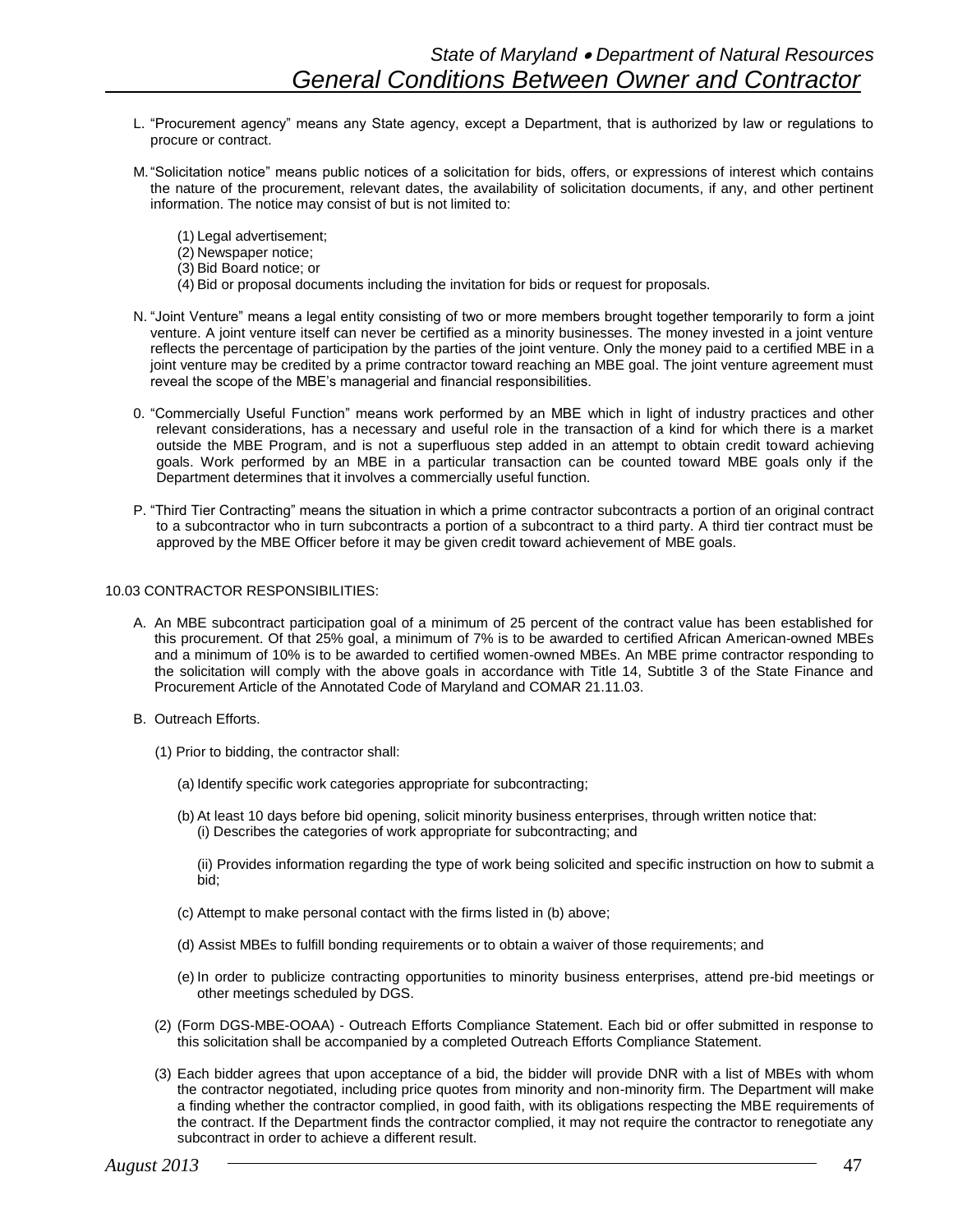L. "Procurement agency" means any State agency, except a Department, that is authorized by law or regulations to procure or contract.

M. "Solicitation notice" means public notices of a solicitation for bids, offers, or expressions of interest which contains the nature of the procurement, relevant dates, the availability of solicitation documents, if any, and other pertinent information. The notice may consist of but is not limited to:

(1) Legal advertisement;
(2) Newspaper notice;
(3) Bid Board notice; or
(4) Bid or proposal documents including the invitation for bids or request for proposals.

N. "Joint Venture" means a legal entity consisting of two or more members brought together temporarily to form a joint venture. A joint venture itself can never be certified as a minority businesses. The money invested in a joint venture reflects the percentage of participation by the parties of the joint venture. Only the money paid to a certified MBE in a joint venture may be credited by a prime contractor toward reaching an MBE goal. The joint venture agreement must reveal the scope of the MBE's managerial and financial responsibilities.

0. "Commercially Useful Function" means work performed by an MBE which in light of industry practices and other relevant considerations, has a necessary and useful role in the transaction of a kind for which there is a market outside the MBE Program, and is not a superfluous step added in an attempt to obtain credit toward achieving goals. Work performed by an MBE in a particular transaction can be counted toward MBE goals only if the Department determines that it involves a commercially useful function.

P. "Third Tier Contracting" means the situation in which a prime contractor subcontracts a portion of an original contract to a subcontractor who in turn subcontracts a portion of a subcontract to a third party. A third tier contract must be approved by the MBE Officer before it may be given credit toward achievement of MBE goals.

10.03 CONTRACTOR RESPONSIBILITIES:

A. An MBE subcontract participation goal of a minimum of 25 percent of the contract value has been established for this procurement. Of that 25% goal, a minimum of 7% is to be awarded to certified African American-owned MBEs and a minimum of 10% is to be awarded to certified women-owned MBEs. An MBE prime contractor responding to the solicitation will comply with the above goals in accordance with Title 14, Subtitle 3 of the State Finance and Procurement Article of the Annotated Code of Maryland and COMAR 21.11.03.

B. Outreach Efforts.

(1) Prior to bidding, the contractor shall:

(a) Identify specific work categories appropriate for subcontracting;

(b) At least 10 days before bid opening, solicit minority business enterprises, through written notice that:
(i) Describes the categories of work appropriate for subcontracting; and

(ii) Provides information regarding the type of work being solicited and specific instruction on how to submit a bid;

(c) Attempt to make personal contact with the firms listed in (b) above;

(d) Assist MBEs to fulfill bonding requirements or to obtain a waiver of those requirements; and

(e) In order to publicize contracting opportunities to minority business enterprises, attend pre-bid meetings or other meetings scheduled by DGS.

(2) (Form DGS-MBE-OOAA) - Outreach Efforts Compliance Statement. Each bid or offer submitted in response to this solicitation shall be accompanied by a completed Outreach Efforts Compliance Statement.

(3) Each bidder agrees that upon acceptance of a bid, the bidder will provide DNR with a list of MBEs with whom the contractor negotiated, including price quotes from minority and non-minority firm. The Department will make a finding whether the contractor complied, in good faith, with its obligations respecting the MBE requirements of the contract. If the Department finds the contractor complied, it may not require the contractor to renegotiate any subcontract in order to achieve a different result.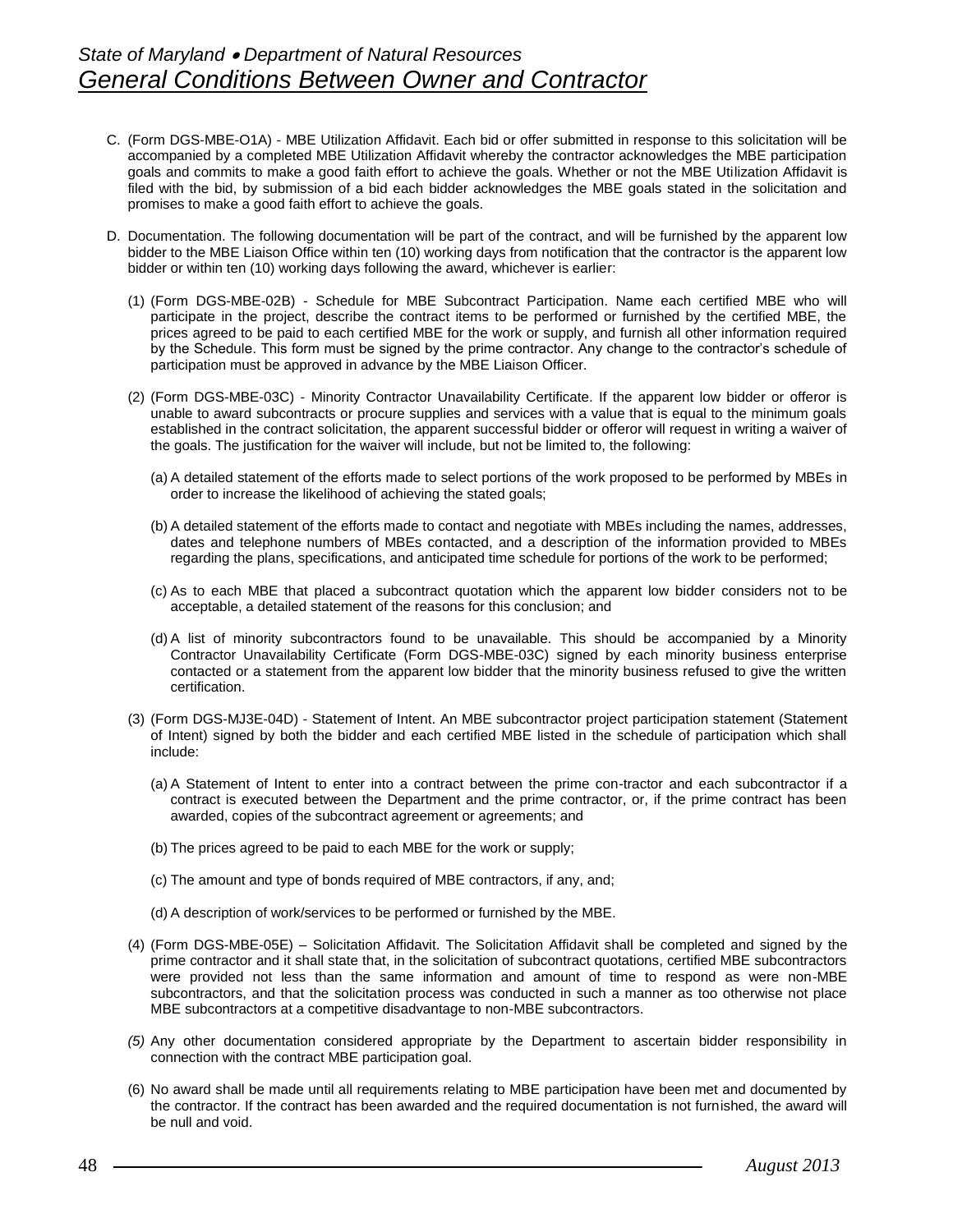C. (Form DGS-MBE-O1A) - MBE Utilization Affidavit. Each bid or offer submitted in response to this solicitation will be accompanied by a completed MBE Utilization Affidavit whereby the contractor acknowledges the MBE participation goals and commits to make a good faith effort to achieve the goals. Whether or not the MBE Utilization Affidavit is filed with the bid, by submission of a bid each bidder acknowledges the MBE goals stated in the solicitation and promises to make a good faith effort to achieve the goals.

D. Documentation. The following documentation will be part of the contract, and will be furnished by the apparent low bidder to the MBE Liaison Office within ten (10) working days from notification that the contractor is the apparent low bidder or within ten (10) working days following the award, whichever is earlier:

   (1) (Form DGS-MBE-02B) - Schedule for MBE Subcontract Participation. Name each certified MBE who will participate in the project, describe the contract items to be performed or furnished by the certified MBE, the prices agreed to be paid to each certified MBE for the work or supply, and furnish all other information required by the Schedule. This form must be signed by the prime contractor. Any change to the contractor's schedule of participation must be approved in advance by the MBE Liaison Officer.

   (2) (Form DGS-MBE-03C) - Minority Contractor Unavailability Certificate. If the apparent low bidder or offeror is unable to award subcontracts or procure supplies and services with a value that is equal to the minimum goals established in the contract solicitation, the apparent successful bidder or offeror will request in writing a waiver of the goals. The justification for the waiver will include, but not be limited to, the following:

      (a) A detailed statement of the efforts made to select portions of the work proposed to be performed by MBEs in order to increase the likelihood of achieving the stated goals;

      (b) A detailed statement of the efforts made to contact and negotiate with MBEs including the names, addresses, dates and telephone numbers of MBEs contacted, and a description of the information provided to MBEs regarding the plans, specifications, and anticipated time schedule for portions of the work to be performed;

      (c) As to each MBE that placed a subcontract quotation which the apparent low bidder considers not to be acceptable, a detailed statement of the reasons for this conclusion; and

      (d) A list of minority subcontractors found to be unavailable. This should be accompanied by a Minority Contractor Unavailability Certificate (Form DGS-MBE-03C) signed by each minority business enterprise contacted or a statement from the apparent low bidder that the minority business refused to give the written certification.

   (3) (Form DGS-MJ3E-04D) - Statement of Intent. An MBE subcontractor project participation statement (Statement of Intent) signed by both the bidder and each certified MBE listed in the schedule of participation which shall include:

      (a) A Statement of Intent to enter into a contract between the prime con-tractor and each subcontractor if a contract is executed between the Department and the prime contractor, or, if the prime contract has been awarded, copies of the subcontract agreement or agreements; and

      (b) The prices agreed to be paid to each MBE for the work or supply;

      (c) The amount and type of bonds required of MBE contractors, if any, and;

      (d) A description of work/services to be performed or furnished by the MBE.

   (4) (Form DGS-MBE-05E) – Solicitation Affidavit. The Solicitation Affidavit shall be completed and signed by the prime contractor and it shall state that, in the solicitation of subcontract quotations, certified MBE subcontractors were provided not less than the same information and amount of time to respond as were non-MBE subcontractors, and that the solicitation process was conducted in such a manner as too otherwise not place MBE subcontractors at a competitive disadvantage to non-MBE subcontractors.

   *(5)* Any other documentation considered appropriate by the Department to ascertain bidder responsibility in connection with the contract MBE participation goal.

   (6) No award shall be made until all requirements relating to MBE participation have been met and documented by the contractor. If the contract has been awarded and the required documentation is not furnished, the award will be null and void.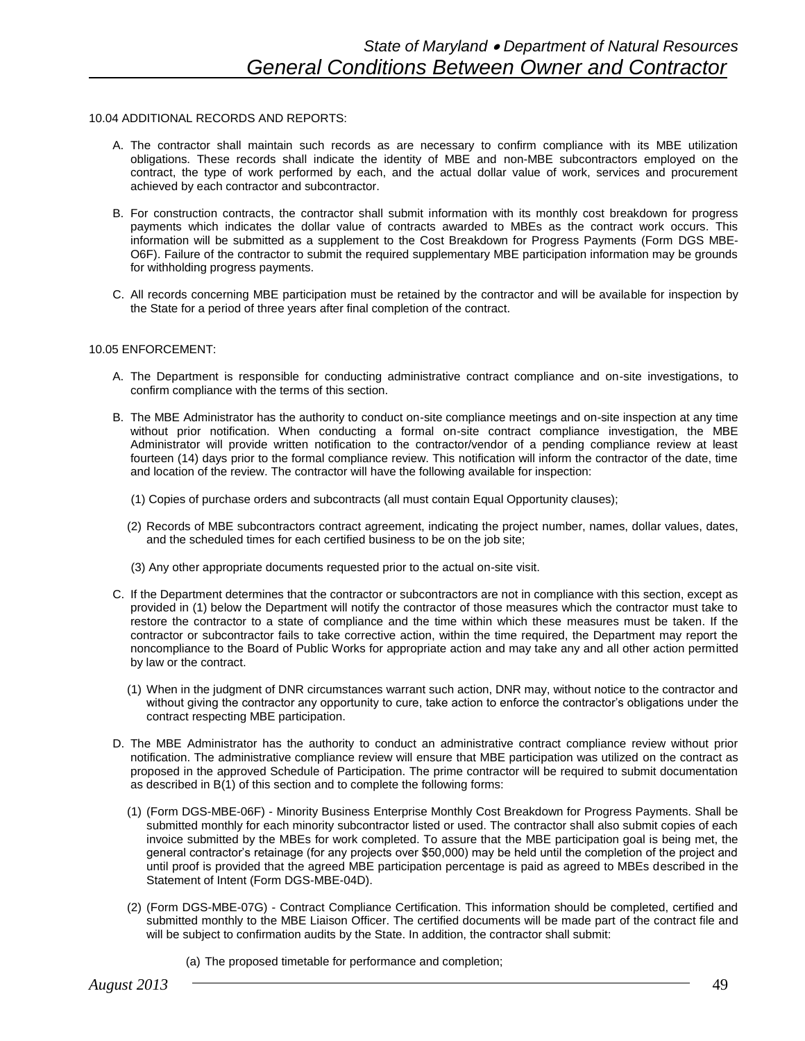10.04 ADDITIONAL RECORDS AND REPORTS:

A. The contractor shall maintain such records as are necessary to confirm compliance with its MBE utilization obligations. These records shall indicate the identity of MBE and non-MBE subcontractors employed on the contract, the type of work performed by each, and the actual dollar value of work, services and procurement achieved by each contractor and subcontractor.

B. For construction contracts, the contractor shall submit information with its monthly cost breakdown for progress payments which indicates the dollar value of contracts awarded to MBEs as the contract work occurs. This information will be submitted as a supplement to the Cost Breakdown for Progress Payments (Form DGS MBE-O6F). Failure of the contractor to submit the required supplementary MBE participation information may be grounds for withholding progress payments.

C. All records concerning MBE participation must be retained by the contractor and will be available for inspection by the State for a period of three years after final completion of the contract.

10.05 ENFORCEMENT:

A. The Department is responsible for conducting administrative contract compliance and on-site investigations, to confirm compliance with the terms of this section.

B. The MBE Administrator has the authority to conduct on-site compliance meetings and on-site inspection at any time without prior notification. When conducting a formal on-site contract compliance investigation, the MBE Administrator will provide written notification to the contractor/vendor of a pending compliance review at least fourteen (14) days prior to the formal compliance review. This notification will inform the contractor of the date, time and location of the review. The contractor will have the following available for inspection:

   (1) Copies of purchase orders and subcontracts (all must contain Equal Opportunity clauses);

   (2) Records of MBE subcontractors contract agreement, indicating the project number, names, dollar values, dates, and the scheduled times for each certified business to be on the job site;

   (3) Any other appropriate documents requested prior to the actual on-site visit.

C. If the Department determines that the contractor or subcontractors are not in compliance with this section, except as provided in (1) below the Department will notify the contractor of those measures which the contractor must take to restore the contractor to a state of compliance and the time within which these measures must be taken. If the contractor or subcontractor fails to take corrective action, within the time required, the Department may report the noncompliance to the Board of Public Works for appropriate action and may take any and all other action permitted by law or the contract.

   (1) When in the judgment of DNR circumstances warrant such action, DNR may, without notice to the contractor and without giving the contractor any opportunity to cure, take action to enforce the contractor's obligations under the contract respecting MBE participation.

D. The MBE Administrator has the authority to conduct an administrative contract compliance review without prior notification. The administrative compliance review will ensure that MBE participation was utilized on the contract as proposed in the approved Schedule of Participation. The prime contractor will be required to submit documentation as described in B(1) of this section and to complete the following forms:

   (1) (Form DGS-MBE-06F) - Minority Business Enterprise Monthly Cost Breakdown for Progress Payments. Shall be submitted monthly for each minority subcontractor listed or used. The contractor shall also submit copies of each invoice submitted by the MBEs for work completed. To assure that the MBE participation goal is being met, the general contractor's retainage (for any projects over $50,000) may be held until the completion of the project and until proof is provided that the agreed MBE participation percentage is paid as agreed to MBEs described in the Statement of Intent (Form DGS-MBE-04D).

   (2) (Form DGS-MBE-07G) - Contract Compliance Certification. This information should be completed, certified and submitted monthly to the MBE Liaison Officer. The certified documents will be made part of the contract file and will be subject to confirmation audits by the State. In addition, the contractor shall submit:

      (a) The proposed timetable for performance and completion;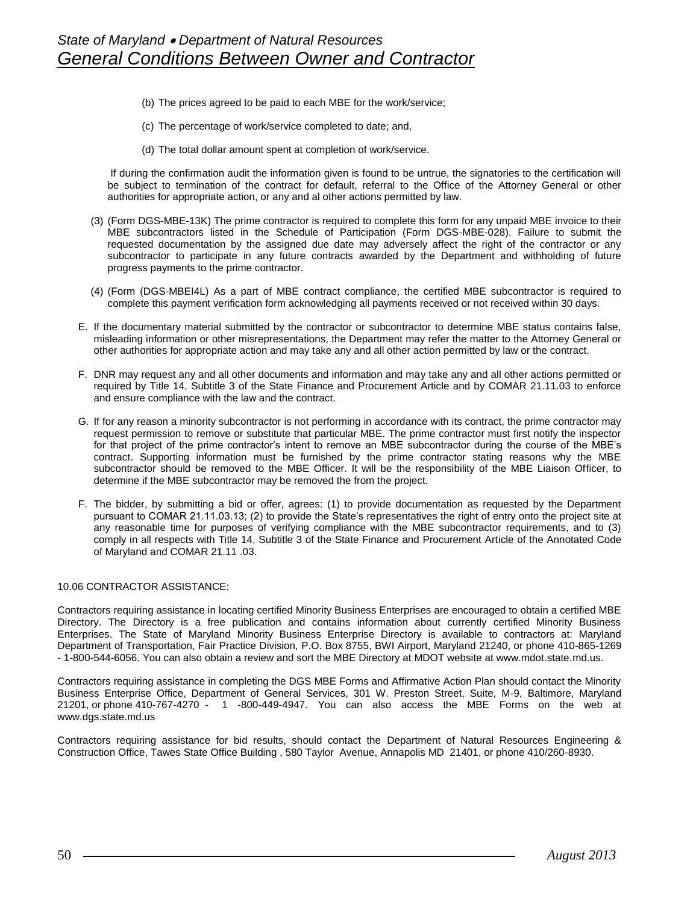(b) The prices agreed to be paid to each MBE for the work/service;

(c) The percentage of work/service completed to date; and,

(d) The total dollar amount spent at completion of work/service.

If during the confirmation audit the information given is found to be untrue, the signatories to the certification will be subject to termination of the contract for default, referral to the Office of the Attorney General or other authorities for appropriate action, or any and al other actions permitted by law.

(3) (Form DGS-MBE-13K) The prime contractor is required to complete this form for any unpaid MBE invoice to their MBE subcontractors listed in the Schedule of Participation (Form DGS-MBE-028). Failure to submit the requested documentation by the assigned due date may adversely affect the right of the contractor or any subcontractor to participate in any future contracts awarded by the Department and withholding of future progress payments to the prime contractor.

(4) (Form (DGS-MBEI4L) As a part of MBE contract compliance, the certified MBE subcontractor is required to complete this payment verification form acknowledging all payments received or not received within 30 days.

E. If the documentary material submitted by the contractor or subcontractor to determine MBE status contains false, misleading information or other misrepresentations, the Department may refer the matter to the Attorney General or other authorities for appropriate action and may take any and all other action permitted by law or the contract.

F. DNR may request any and all other documents and information and may take any and all other actions permitted or required by Title 14, Subtitle 3 of the State Finance and Procurement Article and by COMAR 21.11.03 to enforce and ensure compliance with the law and the contract.

G. If for any reason a minority subcontractor is not performing in accordance with its contract, the prime contractor may request permission to remove or substitute that particular MBE. The prime contractor must first notify the inspector for that project of the prime contractor's intent to remove an MBE subcontractor during the course of the MBE's contract. Supporting information must be furnished by the prime contractor stating reasons why the MBE subcontractor should be removed to the MBE Officer. It will be the responsibility of the MBE Liaison Officer, to determine if the MBE subcontractor may be removed the from the project.

F. The bidder, by submitting a bid or offer, agrees: (1) to provide documentation as requested by the Department pursuant to COMAR 21.11.03.13; (2) to provide the State's representatives the right of entry onto the project site at any reasonable time for purposes of verifying compliance with the MBE subcontractor requirements, and to (3) comply in all respects with Title 14, Subtitle 3 of the State Finance and Procurement Article of the Annotated Code of Maryland and COMAR 21.11 .03.

10.06 CONTRACTOR ASSISTANCE:

Contractors requiring assistance in locating certified Minority Business Enterprises are encouraged to obtain a certified MBE Directory. The Directory is a free publication and contains information about currently certified Minority Business Enterprises. The State of Maryland Minority Business Enterprise Directory is available to contractors at: Maryland Department of Transportation, Fair Practice Division, P.O. Box 8755, BWI Airport, Maryland 21240, or phone 410-865-1269 - 1-800-544-6056. You can also obtain a review and sort the MBE Directory at MDOT website at www.mdot.state.md.us.

Contractors requiring assistance in completing the DGS MBE Forms and Affirmative Action Plan should contact the Minority Business Enterprise Office, Department of General Services, 301 W. Preston Street, Suite, M-9, Baltimore, Maryland 21201, or phone 410-767-4270 - 1 -800-449-4947. You can also access the MBE Forms on the web at www.dgs.state.md.us

Contractors requiring assistance for bid results, should contact the Department of Natural Resources Engineering & Construction Office, Tawes State Office Building , 580 Taylor Avenue, Annapolis MD 21401, or phone 410/260-8930.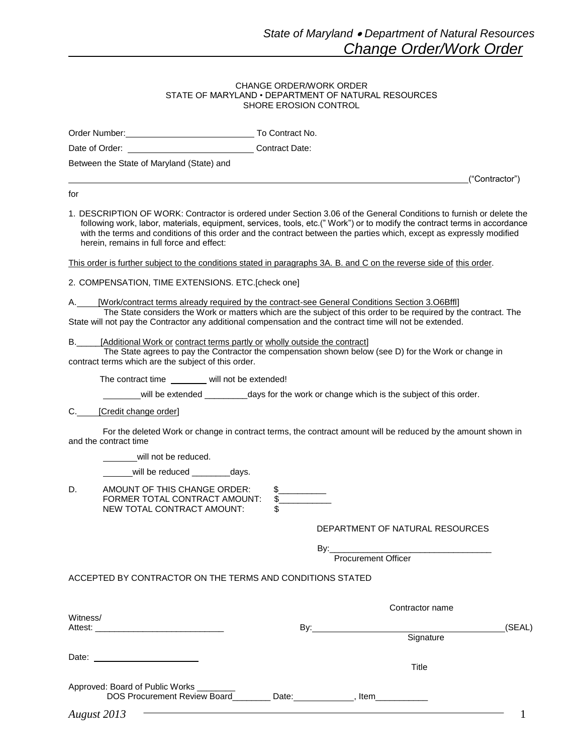CHANGE ORDER/WORK ORDER
STATE OF MARYLAND • DEPARTMENT OF NATURAL RESOURCES
SHORE EROSION CONTROL

Order Number:__________________________ To Contract No.

Date of Order: __________________________ Contract Date:

Between the State of Maryland (State) and

______________________________________________________________________("Contractor")

for

1. DESCRIPTION OF WORK: Contractor is ordered under Section 3.06 of the General Conditions to furnish or delete the following work, labor, materials, equipment, services, tools, etc.(" Work") or to modify the contract terms in accordance with the terms and conditions of this order and the contract between the parties which, except as expressly modified herein, remains in full force and effect:

This order is further subject to the conditions stated in paragraphs 3A. B. and C on the reverse side of this order.

2. COMPENSATION, TIME EXTENSIONS. ETC.[check one]

A.____ [Work/contract terms already required by the contract-see General Conditions Section 3.O6Bffl]
The State considers the Work or matters which are the subject of this order to be required by the contract. The State will not pay the Contractor any additional compensation and the contract time will not be extended.

B._____ [Additional Work or contract terms partly or wholly outside the contract]
The State agrees to pay the Contractor the compensation shown below (see D) for the Work or change in contract terms which are the subject of this order.

The contract time ________ will not be extended!

________will be extended _________days for the work or change which is the subject of this order.

C.____ [Credit change order]

For the deleted Work or change in contract terms, the contract amount will be reduced by the amount shown in and the contract time

_______will not be reduced.

______will be reduced ________days.

D. AMOUNT OF THIS CHANGE ORDER: $__________
FORMER TOTAL CONTRACT AMOUNT: $___________
NEW TOTAL CONTRACT AMOUNT: $

DEPARTMENT OF NATURAL RESOURCES

By:__________________________________
Procurement Officer

ACCEPTED BY CONTRACTOR ON THE TERMS AND CONDITIONS STATED

Contractor name

Witness/
Attest: ___________________________ By:________________________________________(SEAL)
Signature

Date: ______________________
Title

Approved: Board of Public Works ________
DOS Procurement Review Board________ Date:____________, Item___________

*August 2013*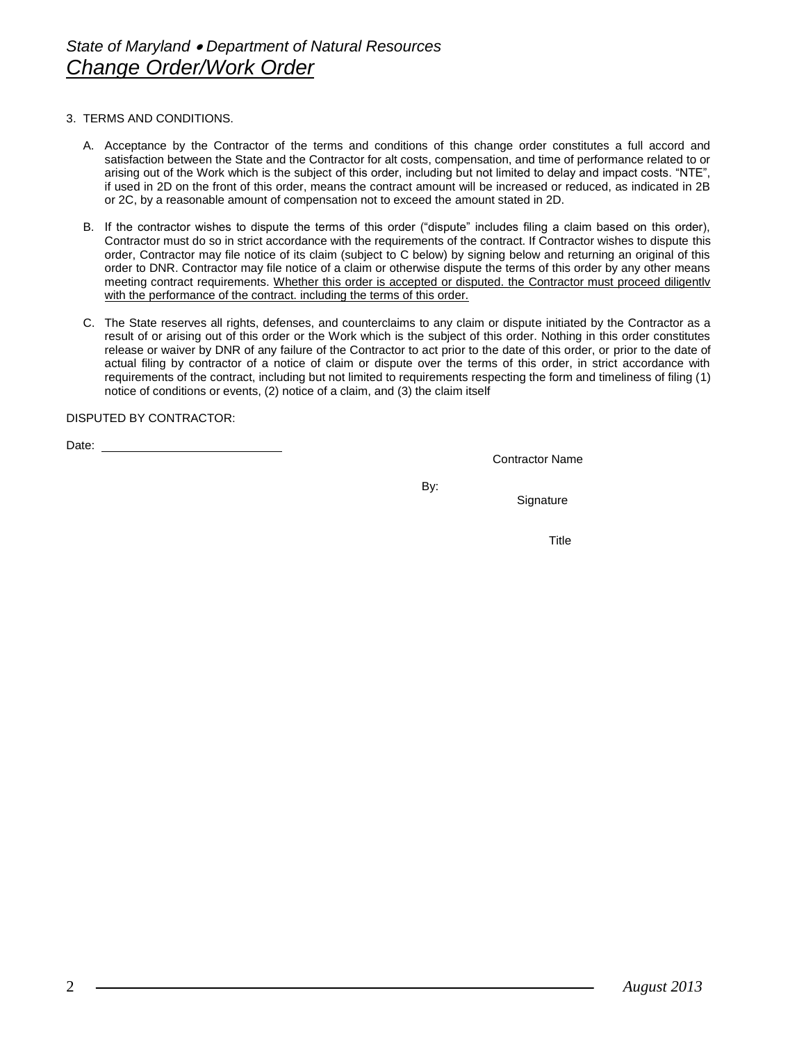*State of Maryland • Department of Natural Resources*
## *Change Order/Work Order*

3. TERMS AND CONDITIONS.

   A. Acceptance by the Contractor of the terms and conditions of this change order constitutes a full accord and satisfaction between the State and the Contractor for alt costs, compensation, and time of performance related to or arising out of the Work which is the subject of this order, including but not limited to delay and impact costs. "NTE", if used in 2D on the front of this order, means the contract amount will be increased or reduced, as indicated in 2B or 2C, by a reasonable amount of compensation not to exceed the amount stated in 2D.

   B. If the contractor wishes to dispute the terms of this order ("dispute" includes filing a claim based on this order), Contractor must do so in strict accordance with the requirements of the contract. If Contractor wishes to dispute this order, Contractor may file notice of its claim (subject to C below) by signing below and returning an original of this order to DNR. Contractor may file notice of a claim or otherwise dispute the terms of this order by any other means meeting contract requirements. <u>Whether this order is accepted or disputed. the Contractor must proceed diligentlv with the performance of the contract. including the terms of this order.</u>

   C. The State reserves all rights, defenses, and counterclaims to any claim or dispute initiated by the Contractor as a result of or arising out of this order or the Work which is the subject of this order. Nothing in this order constitutes release or waiver by DNR of any failure of the Contractor to act prior to the date of this order, or prior to the date of actual filing by contractor of a notice of claim or dispute over the terms of this order, in strict accordance with requirements of the contract, including but not limited to requirements respecting the form and timeliness of filing (1) notice of conditions or events, (2) notice of a claim, and (3) the claim itself

DISPUTED BY CONTRACTOR:

Date: ____________________________

Contractor Name

By:

Signature

Title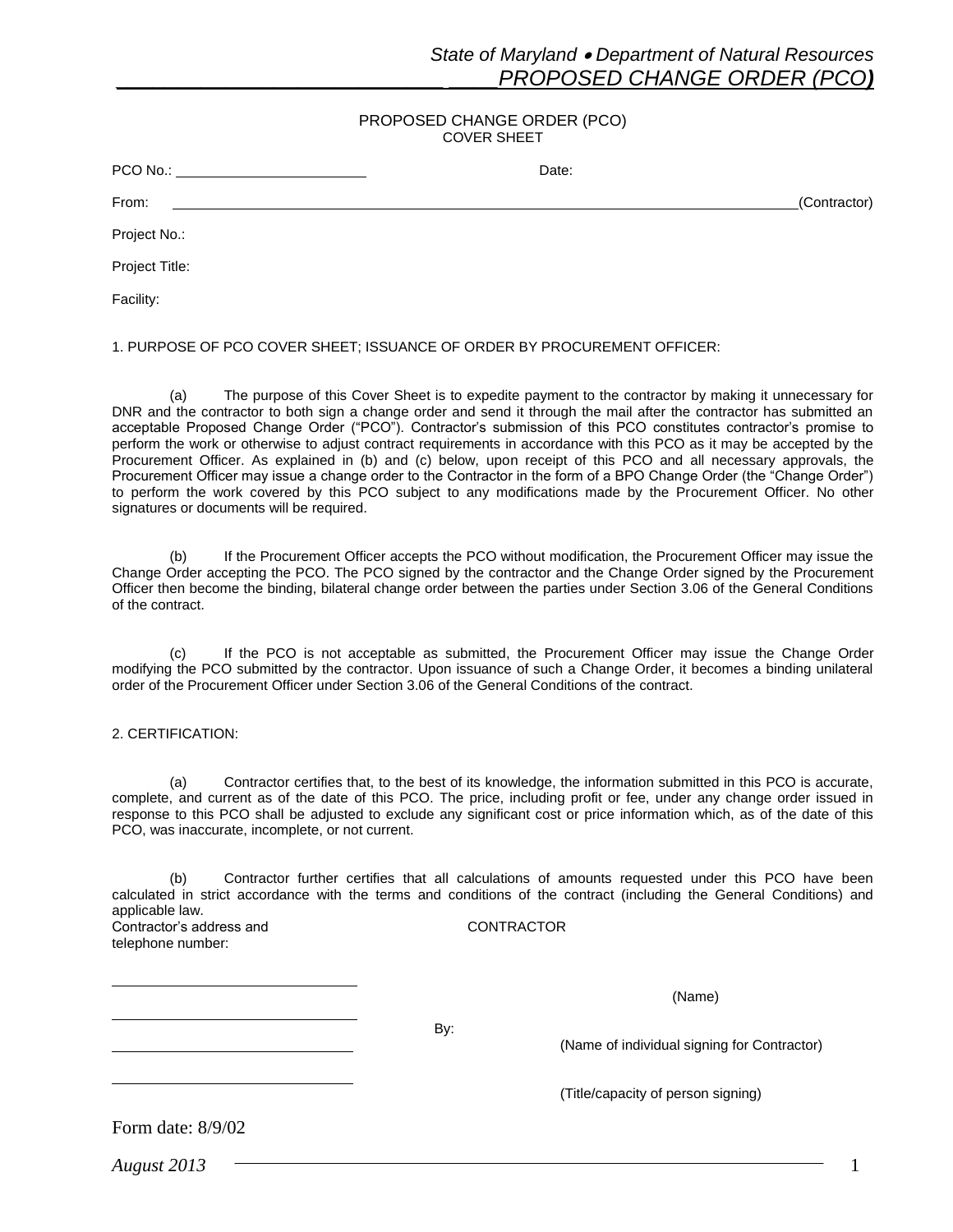# PROPOSED CHANGE ORDER (PCO)

COVER SHEET

PCO No.: ______________________ Date:

From: ____________________________________________________________ (Contractor)

Project No.:

Project Title:

Facility:

1. PURPOSE OF PCO COVER SHEET; ISSUANCE OF ORDER BY PROCUREMENT OFFICER:

(a) The purpose of this Cover Sheet is to expedite payment to the contractor by making it unnecessary for DNR and the contractor to both sign a change order and send it through the mail after the contractor has submitted an acceptable Proposed Change Order ("PCO"). Contractor's submission of this PCO constitutes contractor's promise to perform the work or otherwise to adjust contract requirements in accordance with this PCO as it may be accepted by the Procurement Officer. As explained in (b) and (c) below, upon receipt of this PCO and all necessary approvals, the Procurement Officer may issue a change order to the Contractor in the form of a BPO Change Order (the "Change Order") to perform the work covered by this PCO subject to any modifications made by the Procurement Officer. No other signatures or documents will be required.

(b) If the Procurement Officer accepts the PCO without modification, the Procurement Officer may issue the Change Order accepting the PCO. The PCO signed by the contractor and the Change Order signed by the Procurement Officer then become the binding, bilateral change order between the parties under Section 3.06 of the General Conditions of the contract.

(c) If the PCO is not acceptable as submitted, the Procurement Officer may issue the Change Order modifying the PCO submitted by the contractor. Upon issuance of such a Change Order, it becomes a binding unilateral order of the Procurement Officer under Section 3.06 of the General Conditions of the contract.

2. CERTIFICATION:

(a) Contractor certifies that, to the best of its knowledge, the information submitted in this PCO is accurate, complete, and current as of the date of this PCO. The price, including profit or fee, under any change order issued in response to this PCO shall be adjusted to exclude any significant cost or price information which, as of the date of this PCO, was inaccurate, incomplete, or not current.

(b) Contractor further certifies that all calculations of amounts requested under this PCO have been calculated in strict accordance with the terms and conditions of the contract (including the General Conditions) and applicable law.

Contractor's address and telephone number:

______________________________

______________________________

______________________________

______________________________

CONTRACTOR

(Name)

By:

(Name of individual signing for Contractor)

(Title/capacity of person signing)

Form date: 8/9/02